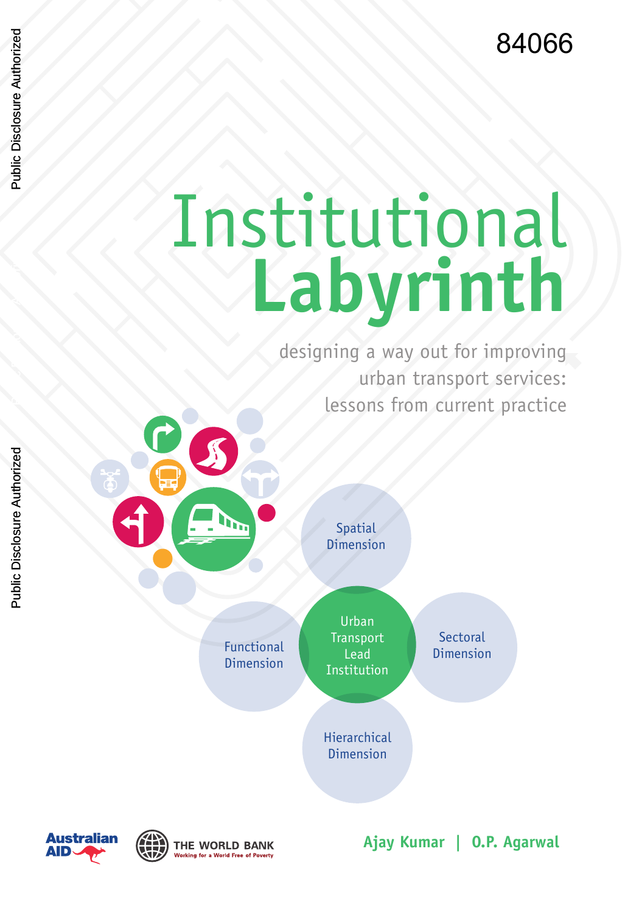84066

# Institutional Labyrinth

designing a way out for improving urban transport services: lessons from current practice

Spatial Dimension

Functional Dimension

Urban Transport Lead Institution

Sectoral Dimension

Hierarchical Dimension

Australian AID

THE WORLD BANK
Working for a World Free of Poverty

**Ajay Kumar | O.P. Agarwal**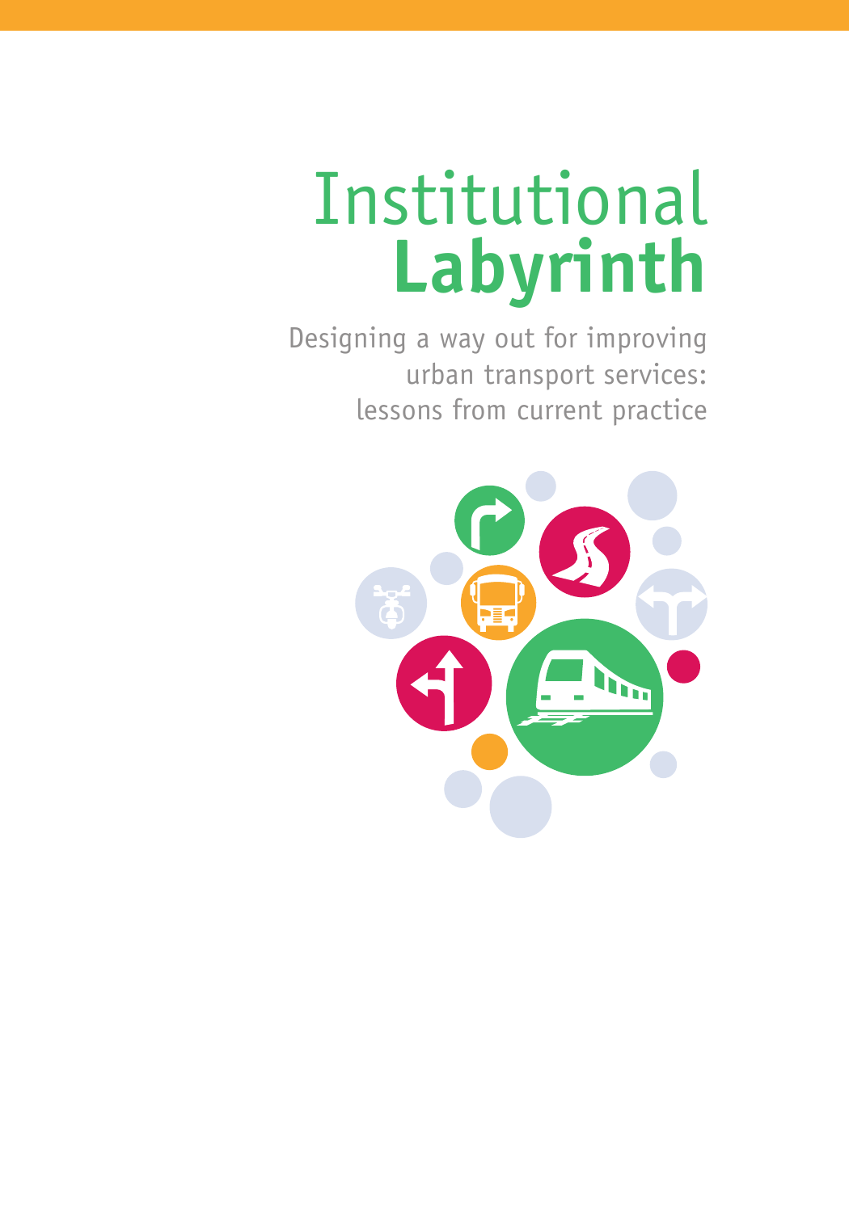# Institutional **Labyrinth**

Designing a way out for improving urban transport services: lessons from current practice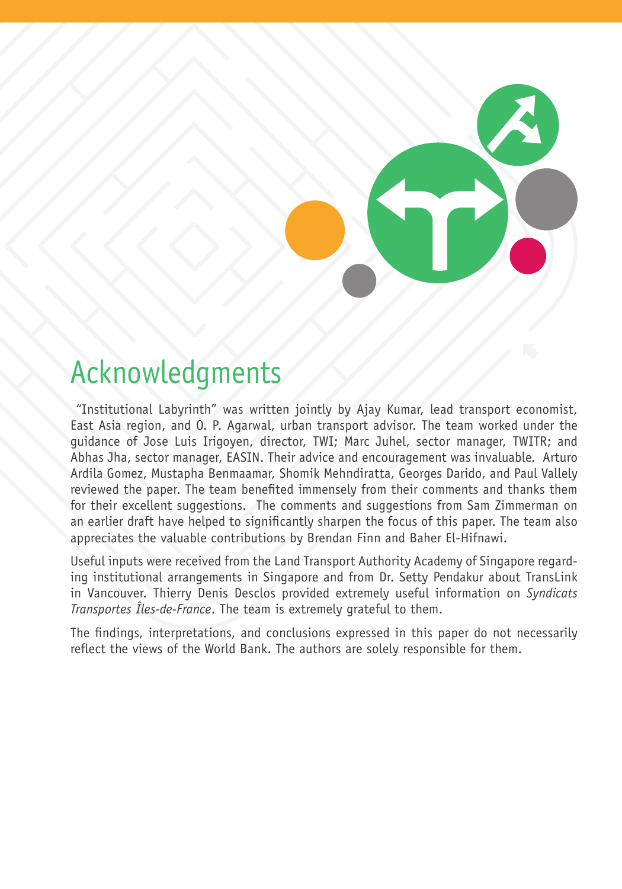# Acknowledgments

"Institutional Labyrinth" was written jointly by Ajay Kumar, lead transport economist, East Asia region, and O. P. Agarwal, urban transport advisor. The team worked under the guidance of Jose Luis Irigoyen, director, TWI; Marc Juhel, sector manager, TWITR; and Abhas Jha, sector manager, EASIN. Their advice and encouragement was invaluable. Arturo Ardila Gomez, Mustapha Benmaamar, Shomik Mehndiratta, Georges Darido, and Paul Vallely reviewed the paper. The team benefited immensely from their comments and thanks them for their excellent suggestions. The comments and suggestions from Sam Zimmerman on an earlier draft have helped to significantly sharpen the focus of this paper. The team also appreciates the valuable contributions by Brendan Finn and Baher El-Hifnawi.

Useful inputs were received from the Land Transport Authority Academy of Singapore regarding institutional arrangements in Singapore and from Dr. Setty Pendakur about TransLink in Vancouver. Thierry Denis Desclos provided extremely useful information on *Syndicats Transportes Îles-de-France*. The team is extremely grateful to them.

The findings, interpretations, and conclusions expressed in this paper do not necessarily reflect the views of the World Bank. The authors are solely responsible for them.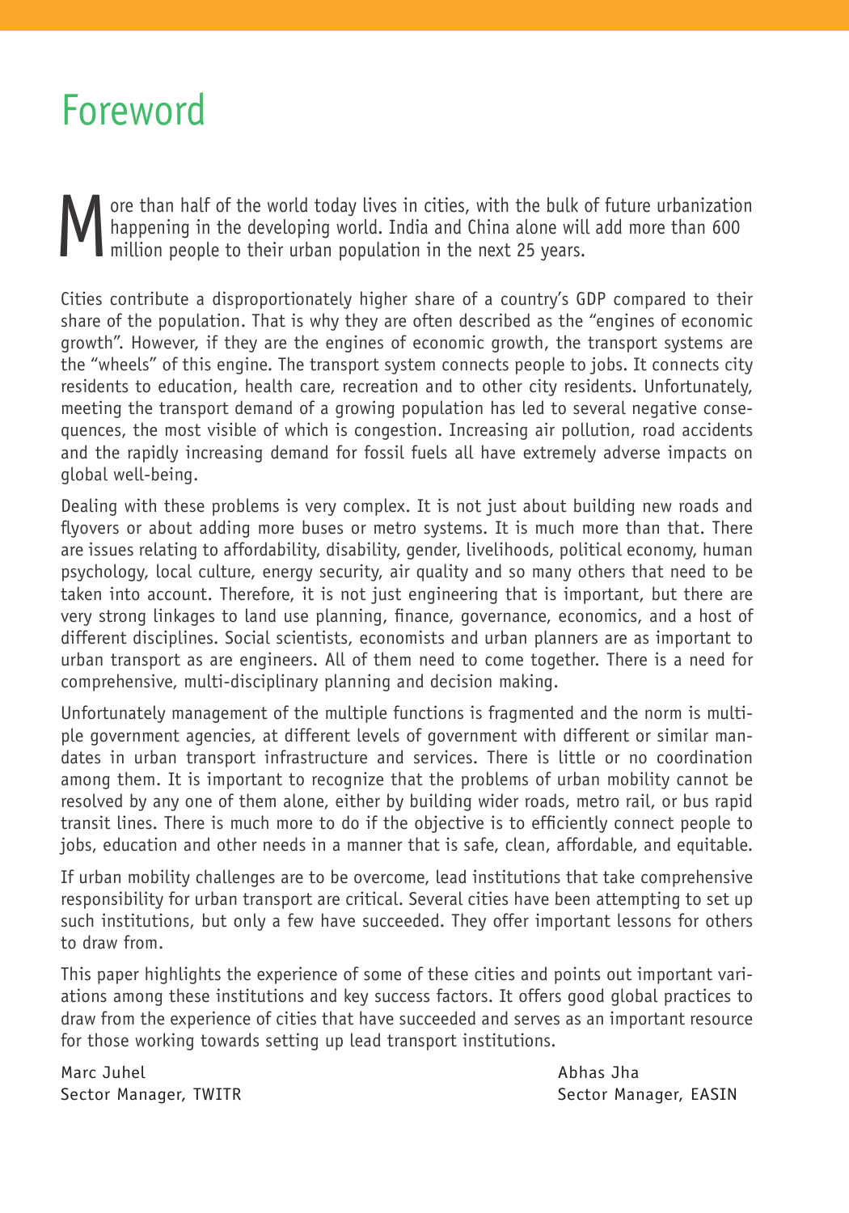# Foreword

More than half of the world today lives in cities, with the bulk of future urbanization happening in the developing world. India and China alone will add more than 600 million people to their urban population in the next 25 years.

Cities contribute a disproportionately higher share of a country's GDP compared to their share of the population. That is why they are often described as the "engines of economic growth". However, if they are the engines of economic growth, the transport systems are the "wheels" of this engine. The transport system connects people to jobs. It connects city residents to education, health care, recreation and to other city residents. Unfortunately, meeting the transport demand of a growing population has led to several negative consequences, the most visible of which is congestion. Increasing air pollution, road accidents and the rapidly increasing demand for fossil fuels all have extremely adverse impacts on global well-being.

Dealing with these problems is very complex. It is not just about building new roads and flyovers or about adding more buses or metro systems. It is much more than that. There are issues relating to affordability, disability, gender, livelihoods, political economy, human psychology, local culture, energy security, air quality and so many others that need to be taken into account. Therefore, it is not just engineering that is important, but there are very strong linkages to land use planning, finance, governance, economics, and a host of different disciplines. Social scientists, economists and urban planners are as important to urban transport as are engineers. All of them need to come together. There is a need for comprehensive, multi-disciplinary planning and decision making.

Unfortunately management of the multiple functions is fragmented and the norm is multiple government agencies, at different levels of government with different or similar mandates in urban transport infrastructure and services. There is little or no coordination among them. It is important to recognize that the problems of urban mobility cannot be resolved by any one of them alone, either by building wider roads, metro rail, or bus rapid transit lines. There is much more to do if the objective is to efficiently connect people to jobs, education and other needs in a manner that is safe, clean, affordable, and equitable.

If urban mobility challenges are to be overcome, lead institutions that take comprehensive responsibility for urban transport are critical. Several cities have been attempting to set up such institutions, but only a few have succeeded. They offer important lessons for others to draw from.

This paper highlights the experience of some of these cities and points out important variations among these institutions and key success factors. It offers good global practices to draw from the experience of cities that have succeeded and serves as an important resource for those working towards setting up lead transport institutions.

Marc Juhel
Sector Manager, TWITR

Abhas Jha
Sector Manager, EASIN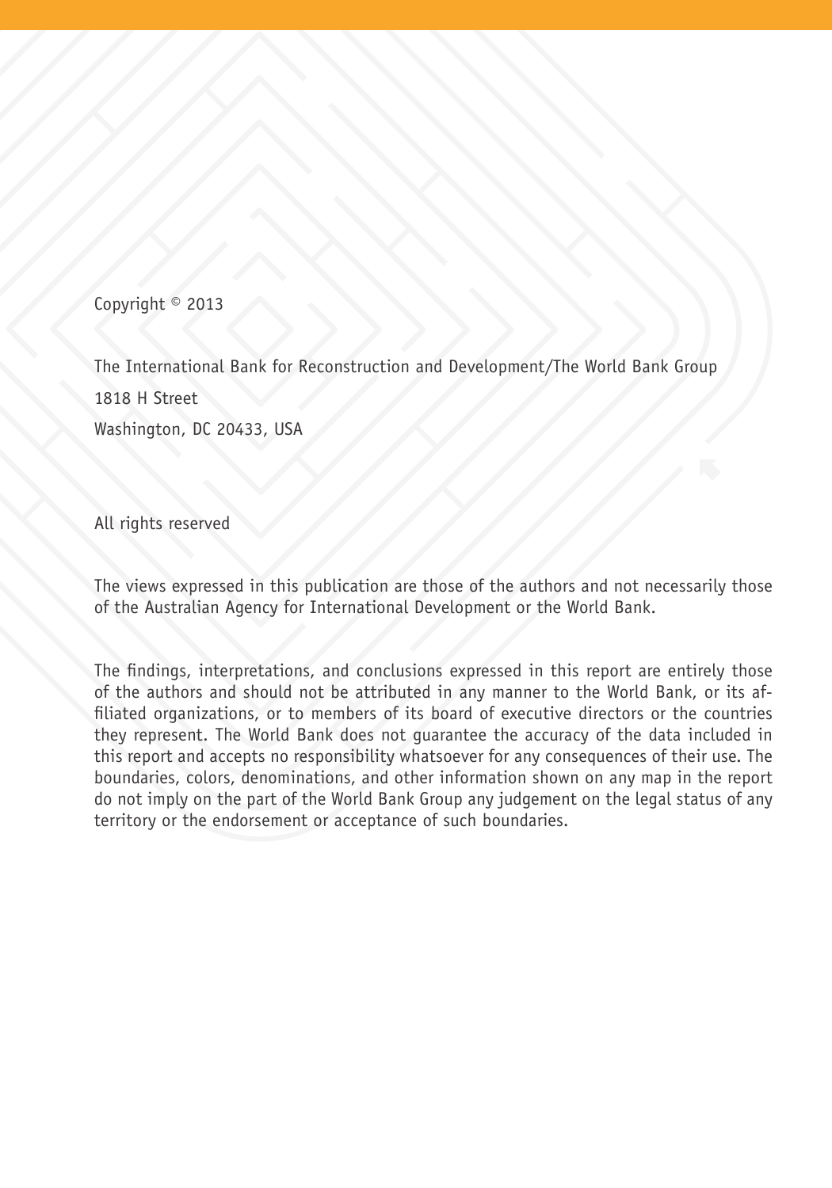Copyright © 2013

The International Bank for Reconstruction and Development/The World Bank Group

1818 H Street

Washington, DC 20433, USA

All rights reserved

The views expressed in this publication are those of the authors and not necessarily those of the Australian Agency for International Development or the World Bank.

The findings, interpretations, and conclusions expressed in this report are entirely those of the authors and should not be attributed in any manner to the World Bank, or its affiliated organizations, or to members of its board of executive directors or the countries they represent. The World Bank does not guarantee the accuracy of the data included in this report and accepts no responsibility whatsoever for any consequences of their use. The boundaries, colors, denominations, and other information shown on any map in the report do not imply on the part of the World Bank Group any judgement on the legal status of any territory or the endorsement or acceptance of such boundaries.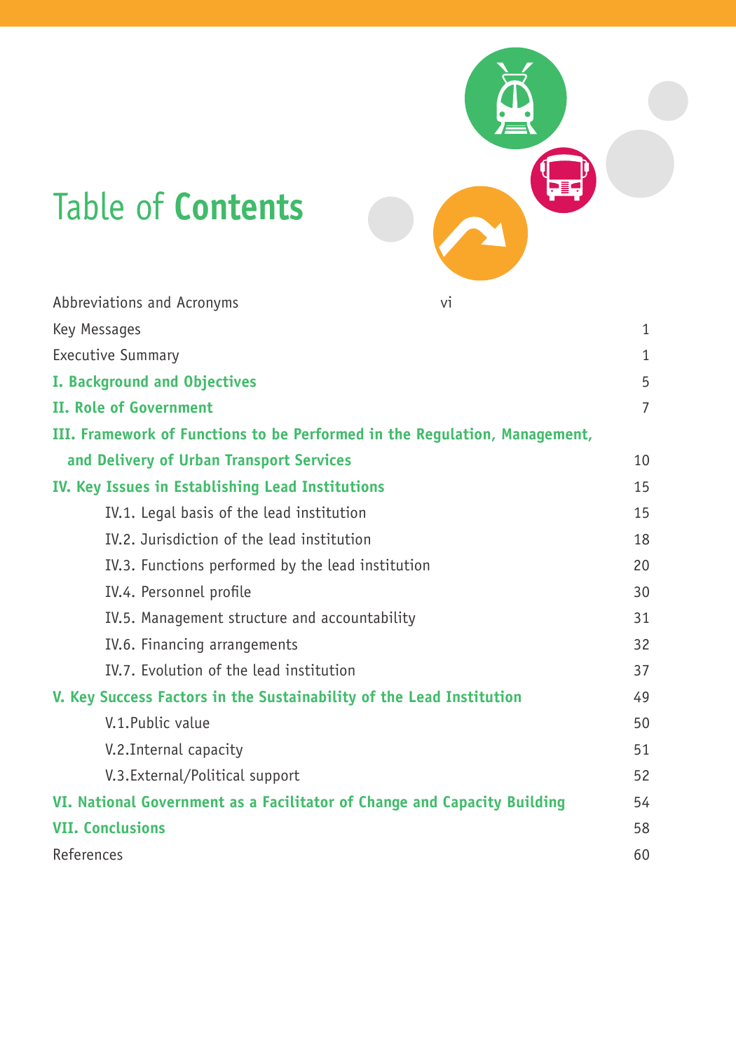# Table of **Contents**

| | |
|---|---|
| Abbreviations and Acronyms | vi |
| Key Messages | 1 |
| Executive Summary | 1 |
| **I. Background and Objectives** | 5 |
| **II. Role of Government** | 7 |
| **III. Framework of Functions to be Performed in the Regulation, Management, and Delivery of Urban Transport Services** | 10 |
| **IV. Key Issues in Establishing Lead Institutions** | 15 |
| IV.1. Legal basis of the lead institution | 15 |
| IV.2. Jurisdiction of the lead institution | 18 |
| IV.3. Functions performed by the lead institution | 20 |
| IV.4. Personnel profile | 30 |
| IV.5. Management structure and accountability | 31 |
| IV.6. Financing arrangements | 32 |
| IV.7. Evolution of the lead institution | 37 |
| **V. Key Success Factors in the Sustainability of the Lead Institution** | 49 |
| V.1.Public value | 50 |
| V.2.Internal capacity | 51 |
| V.3.External/Political support | 52 |
| **VI. National Government as a Facilitator of Change and Capacity Building** | 54 |
| **VII. Conclusions** | 58 |
| References | 60 |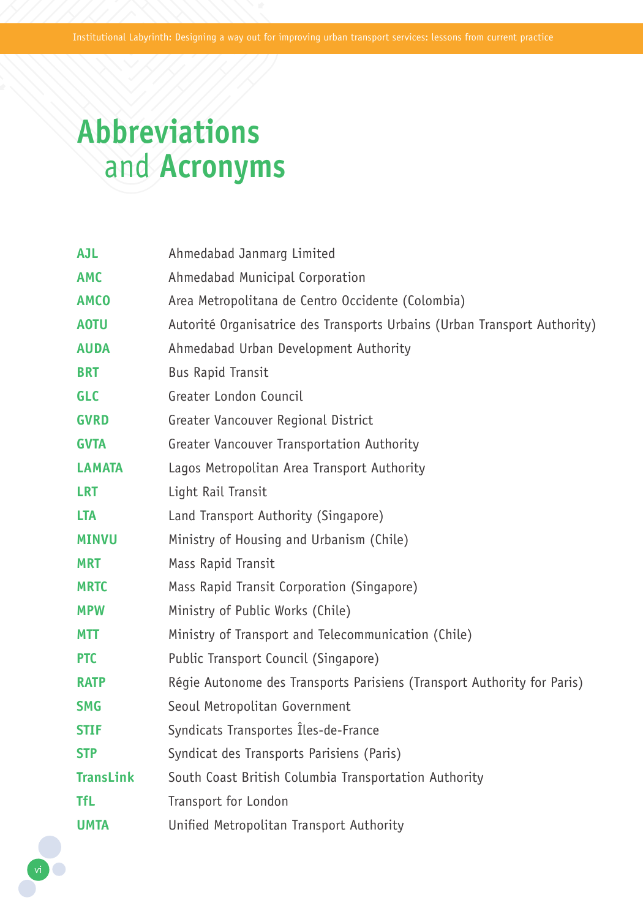# Abbreviations and Acronyms

| | |
|---|---|
| **AJL** | Ahmedabad Janmarg Limited |
| **AMC** | Ahmedabad Municipal Corporation |
| **AMCO** | Area Metropolitana de Centro Occidente (Colombia) |
| **AOTU** | Autorité Organisatrice des Transports Urbains (Urban Transport Authority) |
| **AUDA** | Ahmedabad Urban Development Authority |
| **BRT** | Bus Rapid Transit |
| **GLC** | Greater London Council |
| **GVRD** | Greater Vancouver Regional District |
| **GVTA** | Greater Vancouver Transportation Authority |
| **LAMATA** | Lagos Metropolitan Area Transport Authority |
| **LRT** | Light Rail Transit |
| **LTA** | Land Transport Authority (Singapore) |
| **MINVU** | Ministry of Housing and Urbanism (Chile) |
| **MRT** | Mass Rapid Transit |
| **MRTC** | Mass Rapid Transit Corporation (Singapore) |
| **MPW** | Ministry of Public Works (Chile) |
| **MTT** | Ministry of Transport and Telecommunication (Chile) |
| **PTC** | Public Transport Council (Singapore) |
| **RATP** | Régie Autonome des Transports Parisiens (Transport Authority for Paris) |
| **SMG** | Seoul Metropolitan Government |
| **STIF** | Syndicats Transportes Îles-de-France |
| **STP** | Syndicat des Transports Parisiens (Paris) |
| **TransLink** | South Coast British Columbia Transportation Authority |
| **TfL** | Transport for London |
| **UMTA** | Unified Metropolitan Transport Authority |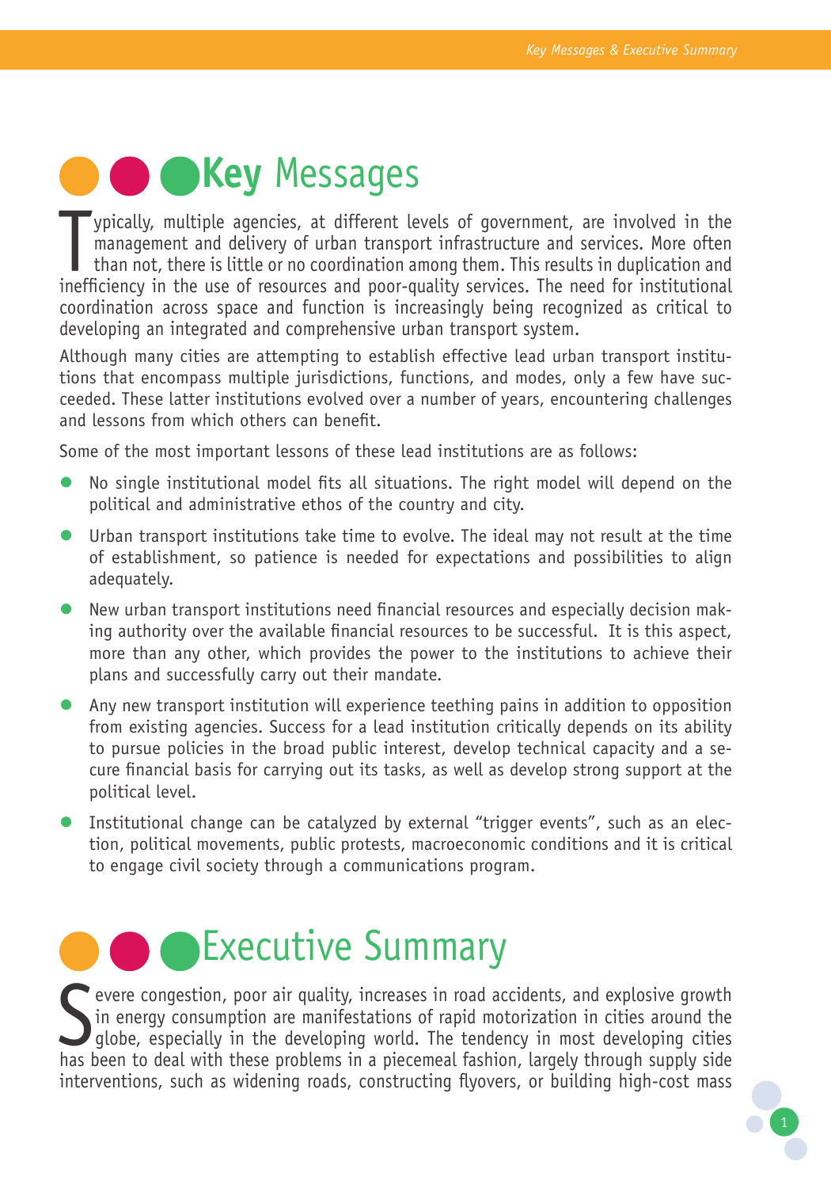# Key Messages

Typically, multiple agencies, at different levels of government, are involved in the management and delivery of urban transport infrastructure and services. More often than not, there is little or no coordination among them. This results in duplication and inefficiency in the use of resources and poor-quality services. The need for institutional coordination across space and function is increasingly being recognized as critical to developing an integrated and comprehensive urban transport system.

Although many cities are attempting to establish effective lead urban transport institutions that encompass multiple jurisdictions, functions, and modes, only a few have succeeded. These latter institutions evolved over a number of years, encountering challenges and lessons from which others can benefit.

Some of the most important lessons of these lead institutions are as follows:

- No single institutional model fits all situations. The right model will depend on the political and administrative ethos of the country and city.
- Urban transport institutions take time to evolve. The ideal may not result at the time of establishment, so patience is needed for expectations and possibilities to align adequately.
- New urban transport institutions need financial resources and especially decision making authority over the available financial resources to be successful. It is this aspect, more than any other, which provides the power to the institutions to achieve their plans and successfully carry out their mandate.
- Any new transport institution will experience teething pains in addition to opposition from existing agencies. Success for a lead institution critically depends on its ability to pursue policies in the broad public interest, develop technical capacity and a secure financial basis for carrying out its tasks, as well as develop strong support at the political level.
- Institutional change can be catalyzed by external "trigger events", such as an election, political movements, public protests, macroeconomic conditions and it is critical to engage civil society through a communications program.

# Executive Summary

Severe congestion, poor air quality, increases in road accidents, and explosive growth in energy consumption are manifestations of rapid motorization in cities around the globe, especially in the developing world. The tendency in most developing cities has been to deal with these problems in a piecemeal fashion, largely through supply side interventions, such as widening roads, constructing flyovers, or building high-cost mass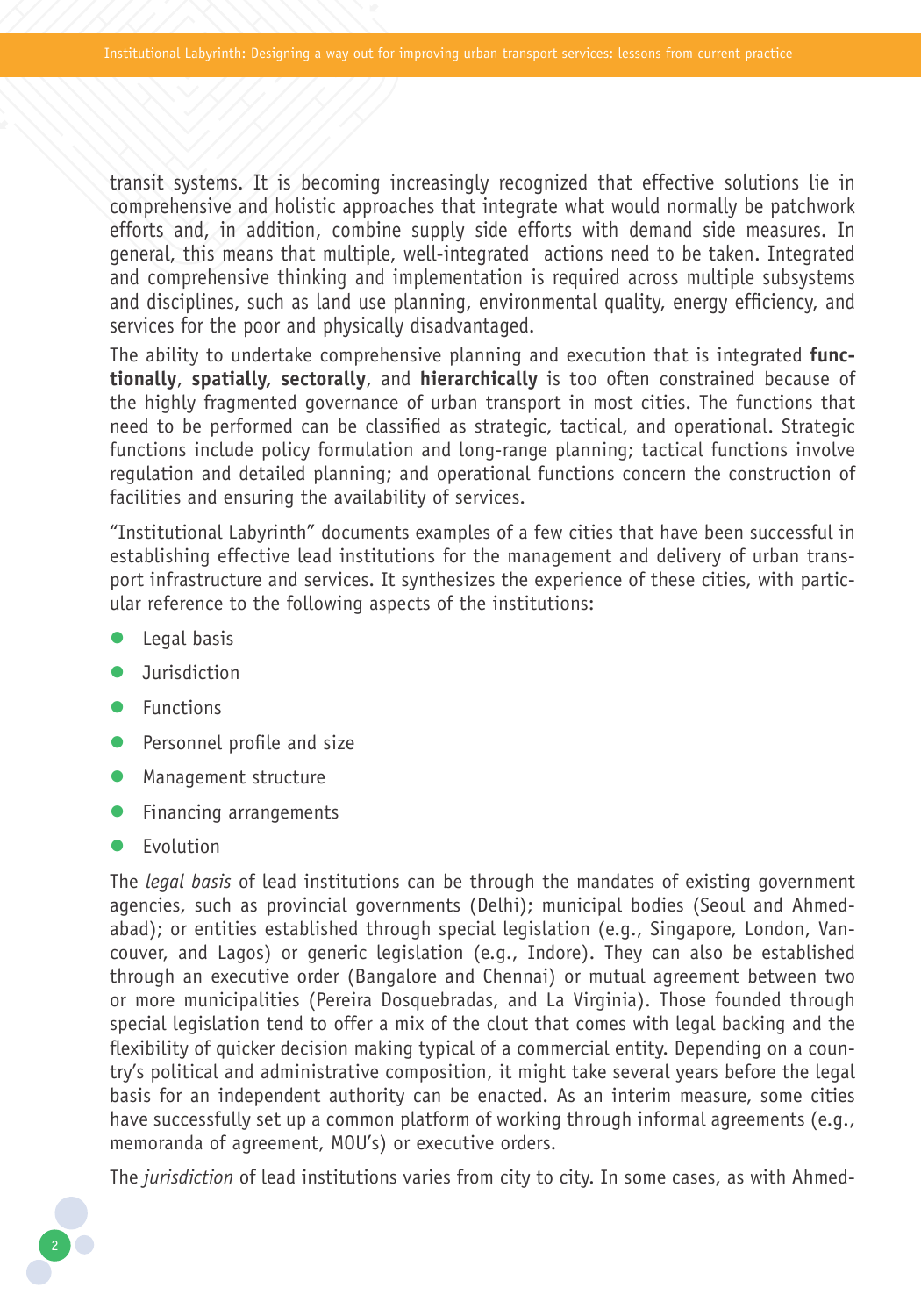transit systems. It is becoming increasingly recognized that effective solutions lie in comprehensive and holistic approaches that integrate what would normally be patchwork efforts and, in addition, combine supply side efforts with demand side measures. In general, this means that multiple, well-integrated actions need to be taken. Integrated and comprehensive thinking and implementation is required across multiple subsystems and disciplines, such as land use planning, environmental quality, energy efficiency, and services for the poor and physically disadvantaged.

The ability to undertake comprehensive planning and execution that is integrated **functionally**, **spatially, sectorally**, and **hierarchically** is too often constrained because of the highly fragmented governance of urban transport in most cities. The functions that need to be performed can be classified as strategic, tactical, and operational. Strategic functions include policy formulation and long-range planning; tactical functions involve regulation and detailed planning; and operational functions concern the construction of facilities and ensuring the availability of services.

"Institutional Labyrinth" documents examples of a few cities that have been successful in establishing effective lead institutions for the management and delivery of urban transport infrastructure and services. It synthesizes the experience of these cities, with particular reference to the following aspects of the institutions:

- Legal basis
- Jurisdiction
- Functions
- Personnel profile and size
- Management structure
- Financing arrangements
- Evolution

The *legal basis* of lead institutions can be through the mandates of existing government agencies, such as provincial governments (Delhi); municipal bodies (Seoul and Ahmedabad); or entities established through special legislation (e.g., Singapore, London, Vancouver, and Lagos) or generic legislation (e.g., Indore). They can also be established through an executive order (Bangalore and Chennai) or mutual agreement between two or more municipalities (Pereira Dosquebradas, and La Virginia). Those founded through special legislation tend to offer a mix of the clout that comes with legal backing and the flexibility of quicker decision making typical of a commercial entity. Depending on a country's political and administrative composition, it might take several years before the legal basis for an independent authority can be enacted. As an interim measure, some cities have successfully set up a common platform of working through informal agreements (e.g., memoranda of agreement, MOU's) or executive orders.

The *jurisdiction* of lead institutions varies from city to city. In some cases, as with Ahmed-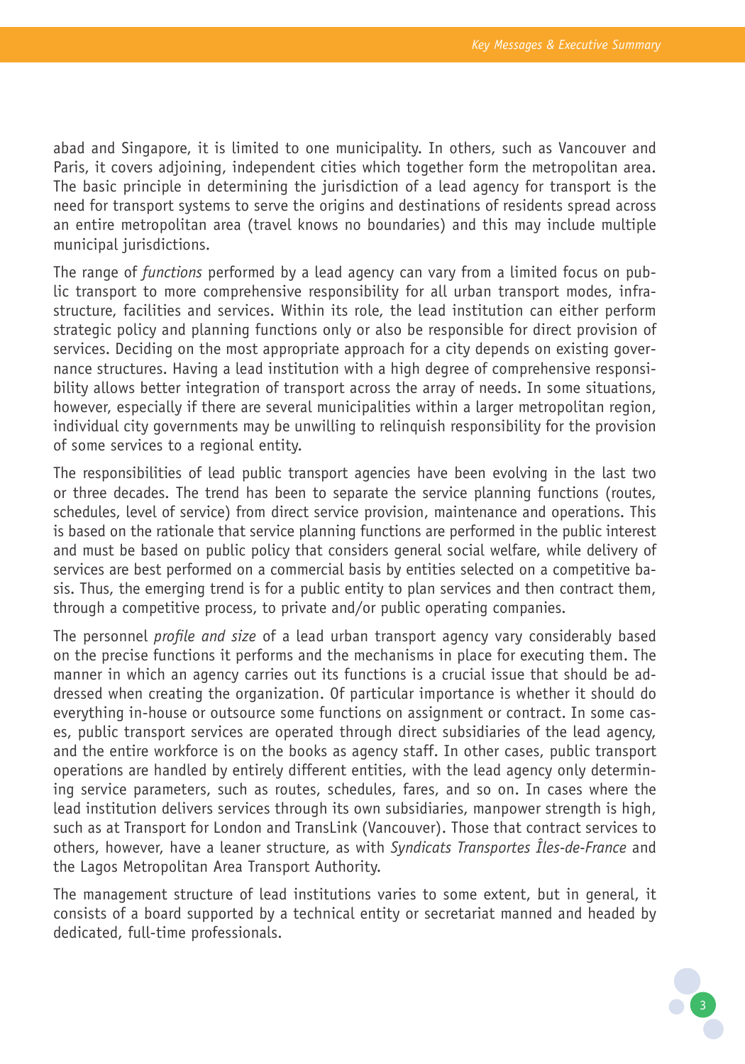abad and Singapore, it is limited to one municipality. In others, such as Vancouver and Paris, it covers adjoining, independent cities which together form the metropolitan area. The basic principle in determining the jurisdiction of a lead agency for transport is the need for transport systems to serve the origins and destinations of residents spread across an entire metropolitan area (travel knows no boundaries) and this may include multiple municipal jurisdictions.

The range of *functions* performed by a lead agency can vary from a limited focus on public transport to more comprehensive responsibility for all urban transport modes, infrastructure, facilities and services. Within its role, the lead institution can either perform strategic policy and planning functions only or also be responsible for direct provision of services. Deciding on the most appropriate approach for a city depends on existing governance structures. Having a lead institution with a high degree of comprehensive responsibility allows better integration of transport across the array of needs. In some situations, however, especially if there are several municipalities within a larger metropolitan region, individual city governments may be unwilling to relinquish responsibility for the provision of some services to a regional entity.

The responsibilities of lead public transport agencies have been evolving in the last two or three decades. The trend has been to separate the service planning functions (routes, schedules, level of service) from direct service provision, maintenance and operations. This is based on the rationale that service planning functions are performed in the public interest and must be based on public policy that considers general social welfare, while delivery of services are best performed on a commercial basis by entities selected on a competitive basis. Thus, the emerging trend is for a public entity to plan services and then contract them, through a competitive process, to private and/or public operating companies.

The personnel *profile and size* of a lead urban transport agency vary considerably based on the precise functions it performs and the mechanisms in place for executing them. The manner in which an agency carries out its functions is a crucial issue that should be addressed when creating the organization. Of particular importance is whether it should do everything in-house or outsource some functions on assignment or contract. In some cases, public transport services are operated through direct subsidiaries of the lead agency, and the entire workforce is on the books as agency staff. In other cases, public transport operations are handled by entirely different entities, with the lead agency only determining service parameters, such as routes, schedules, fares, and so on. In cases where the lead institution delivers services through its own subsidiaries, manpower strength is high, such as at Transport for London and TransLink (Vancouver). Those that contract services to others, however, have a leaner structure, as with *Syndicats Transportes Îles-de-France* and the Lagos Metropolitan Area Transport Authority.

The management structure of lead institutions varies to some extent, but in general, it consists of a board supported by a technical entity or secretariat manned and headed by dedicated, full-time professionals.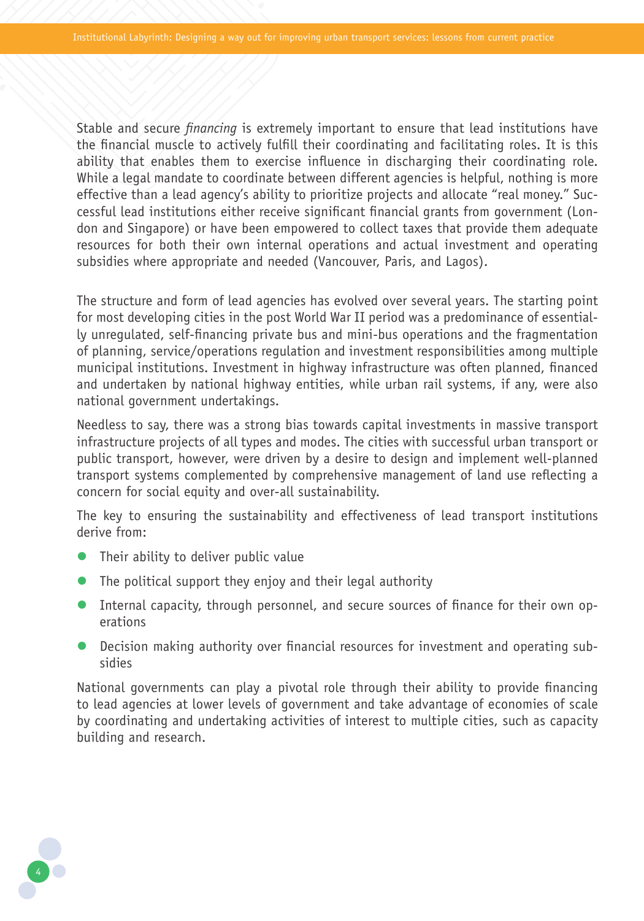Stable and secure *financing* is extremely important to ensure that lead institutions have the financial muscle to actively fulfill their coordinating and facilitating roles. It is this ability that enables them to exercise influence in discharging their coordinating role. While a legal mandate to coordinate between different agencies is helpful, nothing is more effective than a lead agency's ability to prioritize projects and allocate "real money." Successful lead institutions either receive significant financial grants from government (London and Singapore) or have been empowered to collect taxes that provide them adequate resources for both their own internal operations and actual investment and operating subsidies where appropriate and needed (Vancouver, Paris, and Lagos).

The structure and form of lead agencies has evolved over several years. The starting point for most developing cities in the post World War II period was a predominance of essentially unregulated, self-financing private bus and mini-bus operations and the fragmentation of planning, service/operations regulation and investment responsibilities among multiple municipal institutions. Investment in highway infrastructure was often planned, financed and undertaken by national highway entities, while urban rail systems, if any, were also national government undertakings.

Needless to say, there was a strong bias towards capital investments in massive transport infrastructure projects of all types and modes. The cities with successful urban transport or public transport, however, were driven by a desire to design and implement well-planned transport systems complemented by comprehensive management of land use reflecting a concern for social equity and over-all sustainability.

The key to ensuring the sustainability and effectiveness of lead transport institutions derive from:

- Their ability to deliver public value
- The political support they enjoy and their legal authority
- Internal capacity, through personnel, and secure sources of finance for their own operations
- Decision making authority over financial resources for investment and operating subsidies

National governments can play a pivotal role through their ability to provide financing to lead agencies at lower levels of government and take advantage of economies of scale by coordinating and undertaking activities of interest to multiple cities, such as capacity building and research.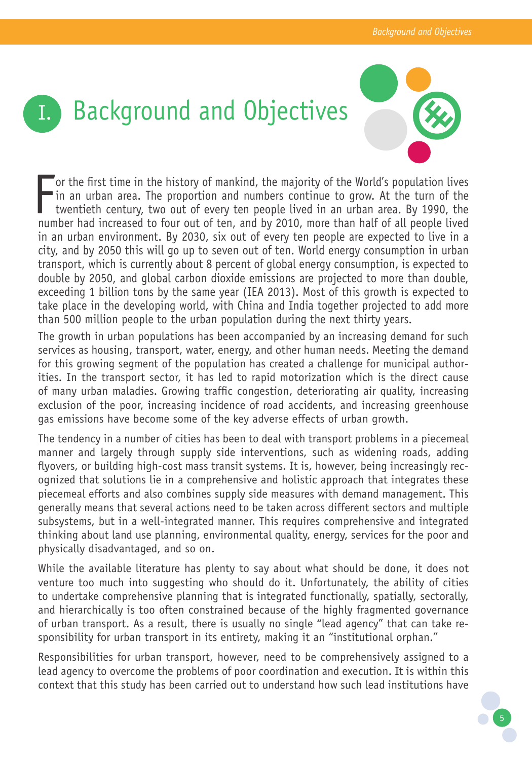# I. Background and Objectives

For the first time in the history of mankind, the majority of the World's population lives in an urban area. The proportion and numbers continue to grow. At the turn of the twentieth century, two out of every ten people lived in an urban area. By 1990, the number had increased to four out of ten, and by 2010, more than half of all people lived in an urban environment. By 2030, six out of every ten people are expected to live in a city, and by 2050 this will go up to seven out of ten. World energy consumption in urban transport, which is currently about 8 percent of global energy consumption, is expected to double by 2050, and global carbon dioxide emissions are projected to more than double, exceeding 1 billion tons by the same year (IEA 2013). Most of this growth is expected to take place in the developing world, with China and India together projected to add more than 500 million people to the urban population during the next thirty years.

The growth in urban populations has been accompanied by an increasing demand for such services as housing, transport, water, energy, and other human needs. Meeting the demand for this growing segment of the population has created a challenge for municipal authorities. In the transport sector, it has led to rapid motorization which is the direct cause of many urban maladies. Growing traffic congestion, deteriorating air quality, increasing exclusion of the poor, increasing incidence of road accidents, and increasing greenhouse gas emissions have become some of the key adverse effects of urban growth.

The tendency in a number of cities has been to deal with transport problems in a piecemeal manner and largely through supply side interventions, such as widening roads, adding flyovers, or building high-cost mass transit systems. It is, however, being increasingly recognized that solutions lie in a comprehensive and holistic approach that integrates these piecemeal efforts and also combines supply side measures with demand management. This generally means that several actions need to be taken across different sectors and multiple subsystems, but in a well-integrated manner. This requires comprehensive and integrated thinking about land use planning, environmental quality, energy, services for the poor and physically disadvantaged, and so on.

While the available literature has plenty to say about what should be done, it does not venture too much into suggesting who should do it. Unfortunately, the ability of cities to undertake comprehensive planning that is integrated functionally, spatially, sectorally, and hierarchically is too often constrained because of the highly fragmented governance of urban transport. As a result, there is usually no single "lead agency" that can take responsibility for urban transport in its entirety, making it an "institutional orphan."

Responsibilities for urban transport, however, need to be comprehensively assigned to a lead agency to overcome the problems of poor coordination and execution. It is within this context that this study has been carried out to understand how such lead institutions have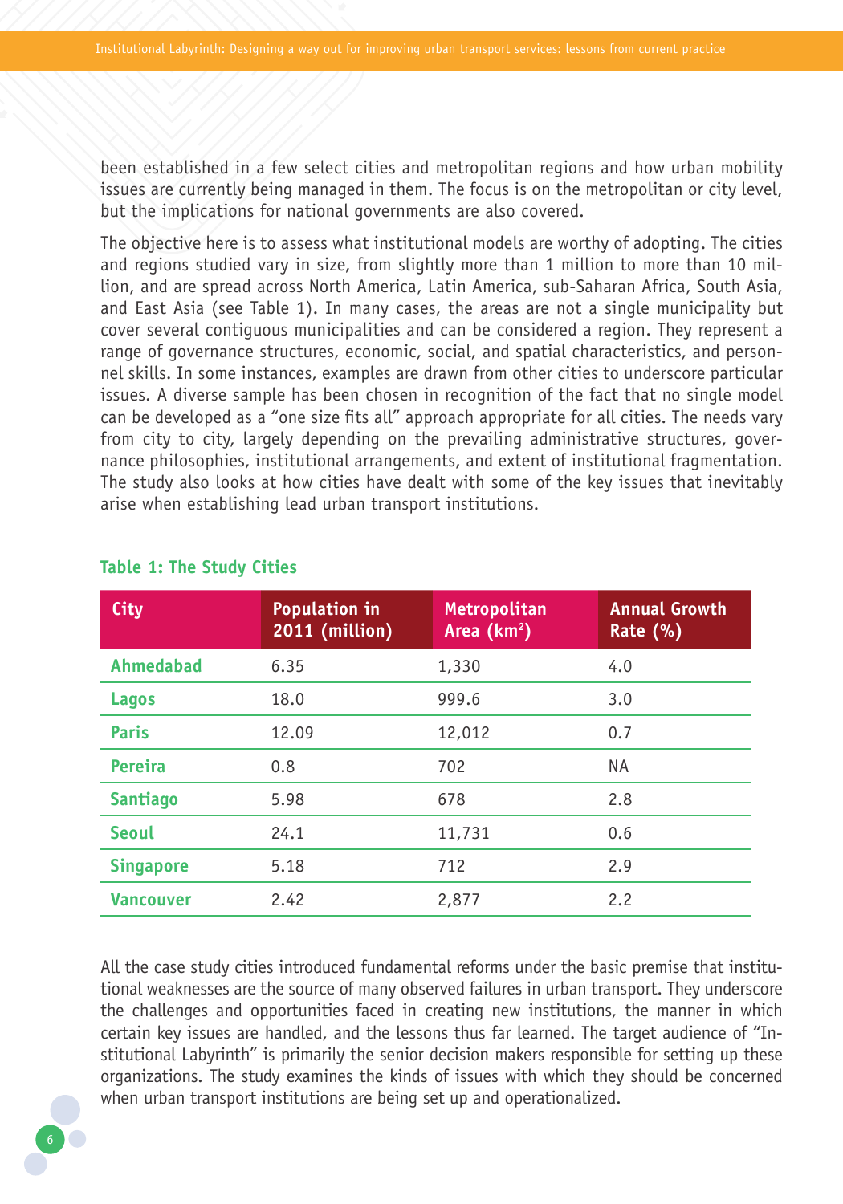been established in a few select cities and metropolitan regions and how urban mobility issues are currently being managed in them. The focus is on the metropolitan or city level, but the implications for national governments are also covered.

The objective here is to assess what institutional models are worthy of adopting. The cities and regions studied vary in size, from slightly more than 1 million to more than 10 million, and are spread across North America, Latin America, sub-Saharan Africa, South Asia, and East Asia (see Table 1). In many cases, the areas are not a single municipality but cover several contiguous municipalities and can be considered a region. They represent a range of governance structures, economic, social, and spatial characteristics, and personnel skills. In some instances, examples are drawn from other cities to underscore particular issues. A diverse sample has been chosen in recognition of the fact that no single model can be developed as a "one size fits all" approach appropriate for all cities. The needs vary from city to city, largely depending on the prevailing administrative structures, governance philosophies, institutional arrangements, and extent of institutional fragmentation. The study also looks at how cities have dealt with some of the key issues that inevitably arise when establishing lead urban transport institutions.

**Table 1: The Study Cities**

| City | Population in 2011 (million) | Metropolitan Area (km²) | Annual Growth Rate (%) |
|---|---|---|---|
| Ahmedabad | 6.35 | 1,330 | 4.0 |
| Lagos | 18.0 | 999.6 | 3.0 |
| Paris | 12.09 | 12,012 | 0.7 |
| Pereira | 0.8 | 702 | NA |
| Santiago | 5.98 | 678 | 2.8 |
| Seoul | 24.1 | 11,731 | 0.6 |
| Singapore | 5.18 | 712 | 2.9 |
| Vancouver | 2.42 | 2,877 | 2.2 |

All the case study cities introduced fundamental reforms under the basic premise that institutional weaknesses are the source of many observed failures in urban transport. They underscore the challenges and opportunities faced in creating new institutions, the manner in which certain key issues are handled, and the lessons thus far learned. The target audience of "Institutional Labyrinth" is primarily the senior decision makers responsible for setting up these organizations. The study examines the kinds of issues with which they should be concerned when urban transport institutions are being set up and operationalized.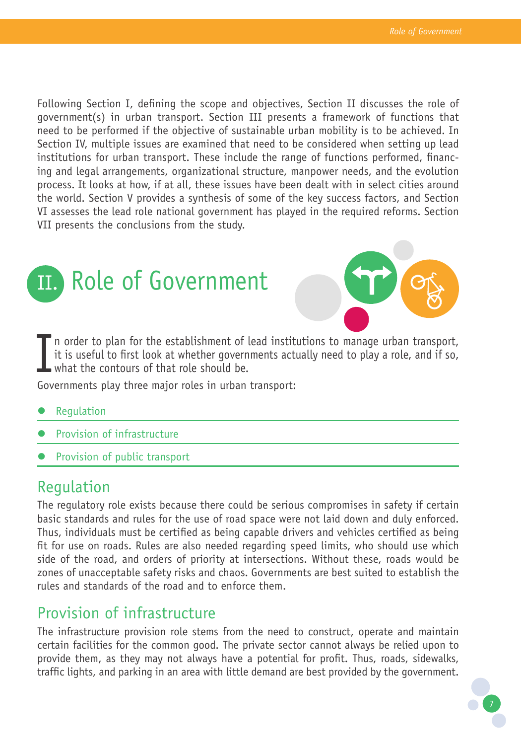Following Section I, defining the scope and objectives, Section II discusses the role of government(s) in urban transport. Section III presents a framework of functions that need to be performed if the objective of sustainable urban mobility is to be achieved. In Section IV, multiple issues are examined that need to be considered when setting up lead institutions for urban transport. These include the range of functions performed, financing and legal arrangements, organizational structure, manpower needs, and the evolution process. It looks at how, if at all, these issues have been dealt with in select cities around the world. Section V provides a synthesis of some of the key success factors, and Section VI assesses the lead role national government has played in the required reforms. Section VII presents the conclusions from the study.

# II. Role of Government

In order to plan for the establishment of lead institutions to manage urban transport, it is useful to first look at whether governments actually need to play a role, and if so, what the contours of that role should be.

Governments play three major roles in urban transport:

- Regulation
- Provision of infrastructure
- Provision of public transport

## Regulation

The regulatory role exists because there could be serious compromises in safety if certain basic standards and rules for the use of road space were not laid down and duly enforced. Thus, individuals must be certified as being capable drivers and vehicles certified as being fit for use on roads. Rules are also needed regarding speed limits, who should use which side of the road, and orders of priority at intersections. Without these, roads would be zones of unacceptable safety risks and chaos. Governments are best suited to establish the rules and standards of the road and to enforce them.

## Provision of infrastructure

The infrastructure provision role stems from the need to construct, operate and maintain certain facilities for the common good. The private sector cannot always be relied upon to provide them, as they may not always have a potential for profit. Thus, roads, sidewalks, traffic lights, and parking in an area with little demand are best provided by the government.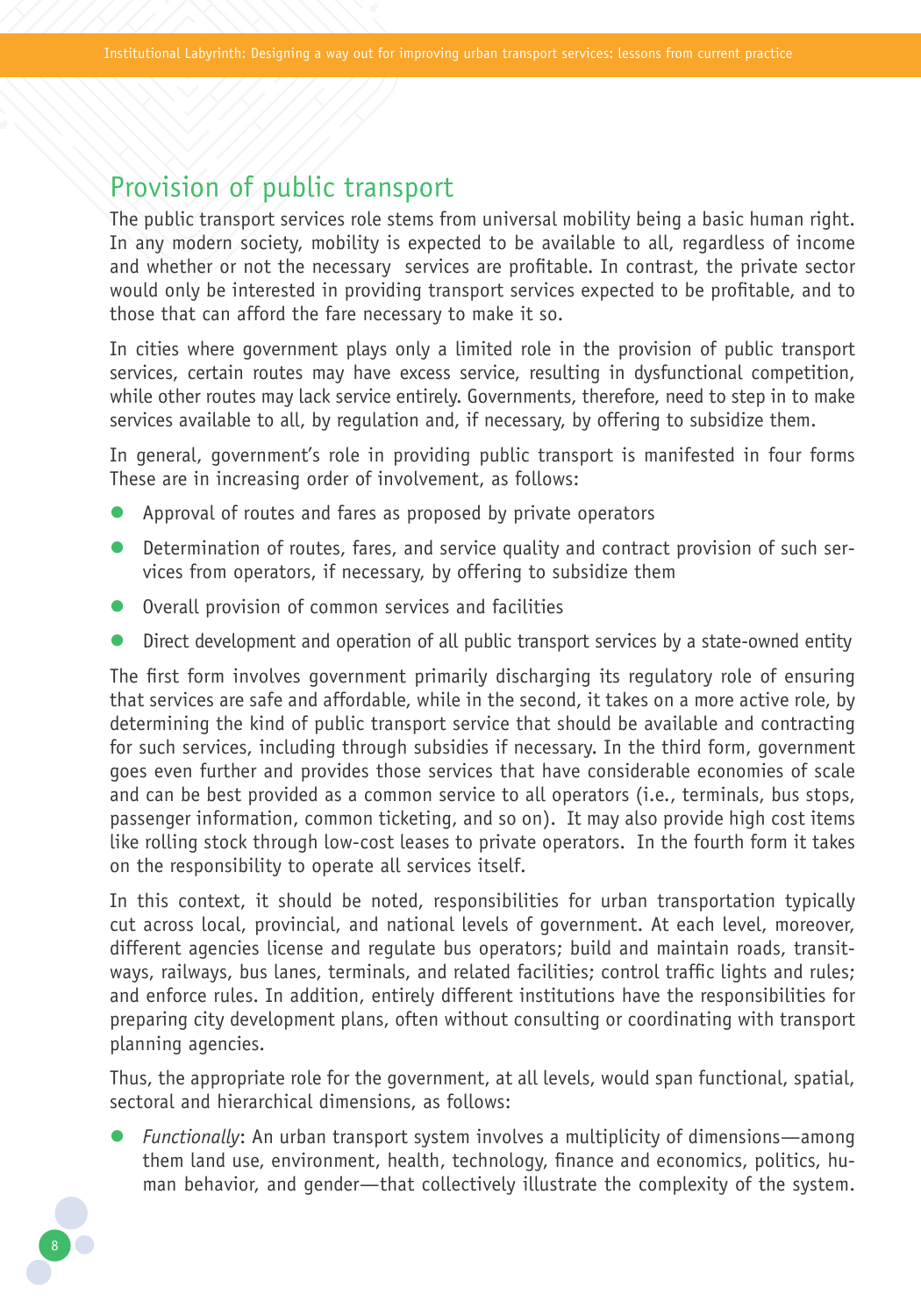## Provision of public transport

The public transport services role stems from universal mobility being a basic human right. In any modern society, mobility is expected to be available to all, regardless of income and whether or not the necessary services are profitable. In contrast, the private sector would only be interested in providing transport services expected to be profitable, and to those that can afford the fare necessary to make it so.

In cities where government plays only a limited role in the provision of public transport services, certain routes may have excess service, resulting in dysfunctional competition, while other routes may lack service entirely. Governments, therefore, need to step in to make services available to all, by regulation and, if necessary, by offering to subsidize them.

In general, government's role in providing public transport is manifested in four forms These are in increasing order of involvement, as follows:

- Approval of routes and fares as proposed by private operators
- Determination of routes, fares, and service quality and contract provision of such services from operators, if necessary, by offering to subsidize them
- Overall provision of common services and facilities
- Direct development and operation of all public transport services by a state-owned entity

The first form involves government primarily discharging its regulatory role of ensuring that services are safe and affordable, while in the second, it takes on a more active role, by determining the kind of public transport service that should be available and contracting for such services, including through subsidies if necessary. In the third form, government goes even further and provides those services that have considerable economies of scale and can be best provided as a common service to all operators (i.e., terminals, bus stops, passenger information, common ticketing, and so on). It may also provide high cost items like rolling stock through low-cost leases to private operators. In the fourth form it takes on the responsibility to operate all services itself.

In this context, it should be noted, responsibilities for urban transportation typically cut across local, provincial, and national levels of government. At each level, moreover, different agencies license and regulate bus operators; build and maintain roads, transitways, railways, bus lanes, terminals, and related facilities; control traffic lights and rules; and enforce rules. In addition, entirely different institutions have the responsibilities for preparing city development plans, often without consulting or coordinating with transport planning agencies.

Thus, the appropriate role for the government, at all levels, would span functional, spatial, sectoral and hierarchical dimensions, as follows:

- *Functionally*: An urban transport system involves a multiplicity of dimensions—among them land use, environment, health, technology, finance and economics, politics, human behavior, and gender—that collectively illustrate the complexity of the system.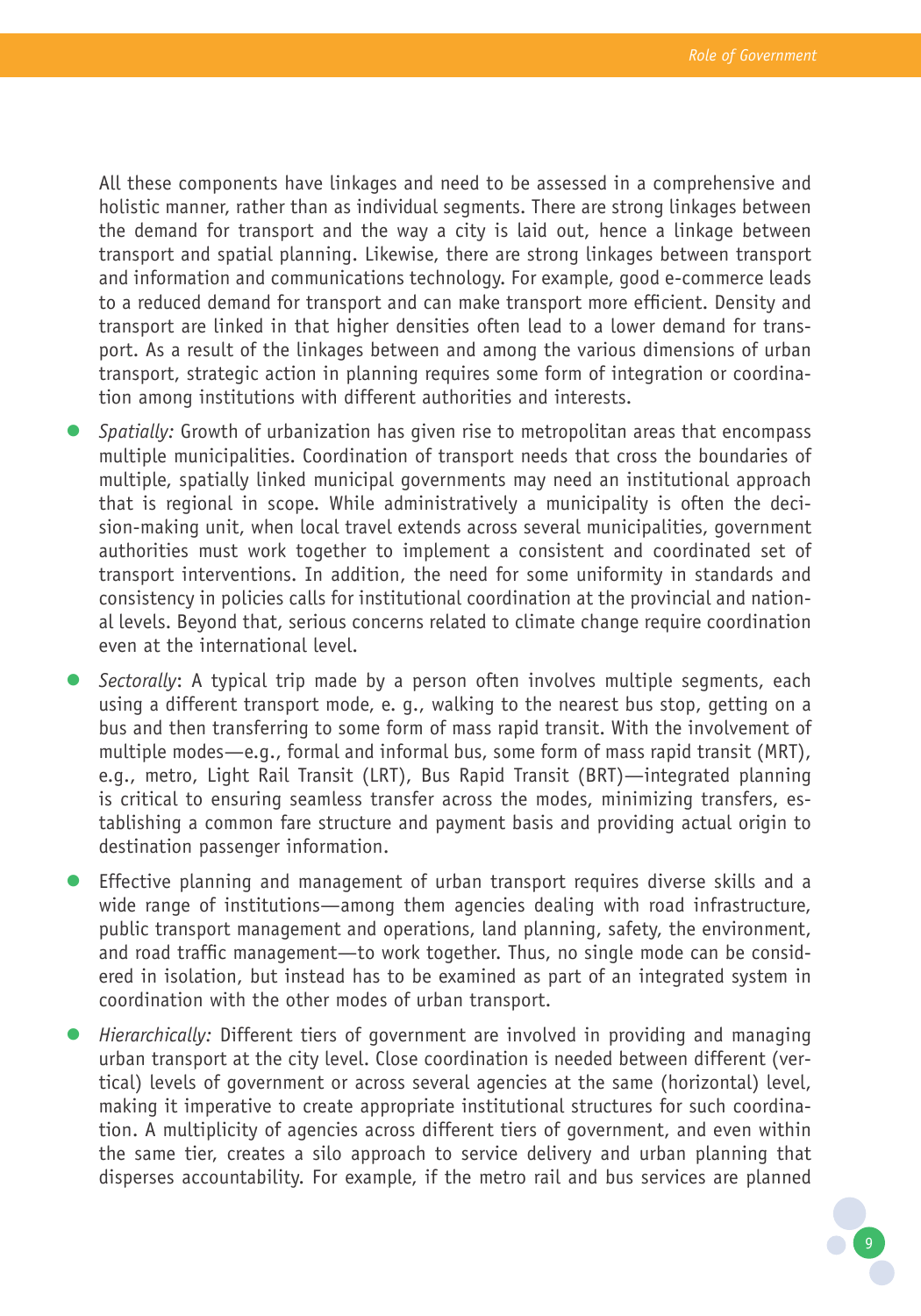All these components have linkages and need to be assessed in a comprehensive and holistic manner, rather than as individual segments. There are strong linkages between the demand for transport and the way a city is laid out, hence a linkage between transport and spatial planning. Likewise, there are strong linkages between transport and information and communications technology. For example, good e-commerce leads to a reduced demand for transport and can make transport more efficient. Density and transport are linked in that higher densities often lead to a lower demand for transport. As a result of the linkages between and among the various dimensions of urban transport, strategic action in planning requires some form of integration or coordination among institutions with different authorities and interests.

- *Spatially:* Growth of urbanization has given rise to metropolitan areas that encompass multiple municipalities. Coordination of transport needs that cross the boundaries of multiple, spatially linked municipal governments may need an institutional approach that is regional in scope. While administratively a municipality is often the decision-making unit, when local travel extends across several municipalities, government authorities must work together to implement a consistent and coordinated set of transport interventions. In addition, the need for some uniformity in standards and consistency in policies calls for institutional coordination at the provincial and national levels. Beyond that, serious concerns related to climate change require coordination even at the international level.
- *Sectorally*: A typical trip made by a person often involves multiple segments, each using a different transport mode, e. g., walking to the nearest bus stop, getting on a bus and then transferring to some form of mass rapid transit. With the involvement of multiple modes—e.g., formal and informal bus, some form of mass rapid transit (MRT), e.g., metro, Light Rail Transit (LRT), Bus Rapid Transit (BRT)—integrated planning is critical to ensuring seamless transfer across the modes, minimizing transfers, establishing a common fare structure and payment basis and providing actual origin to destination passenger information.
- Effective planning and management of urban transport requires diverse skills and a wide range of institutions—among them agencies dealing with road infrastructure, public transport management and operations, land planning, safety, the environment, and road traffic management—to work together. Thus, no single mode can be considered in isolation, but instead has to be examined as part of an integrated system in coordination with the other modes of urban transport.
- *Hierarchically:* Different tiers of government are involved in providing and managing urban transport at the city level. Close coordination is needed between different (vertical) levels of government or across several agencies at the same (horizontal) level, making it imperative to create appropriate institutional structures for such coordination. A multiplicity of agencies across different tiers of government, and even within the same tier, creates a silo approach to service delivery and urban planning that disperses accountability. For example, if the metro rail and bus services are planned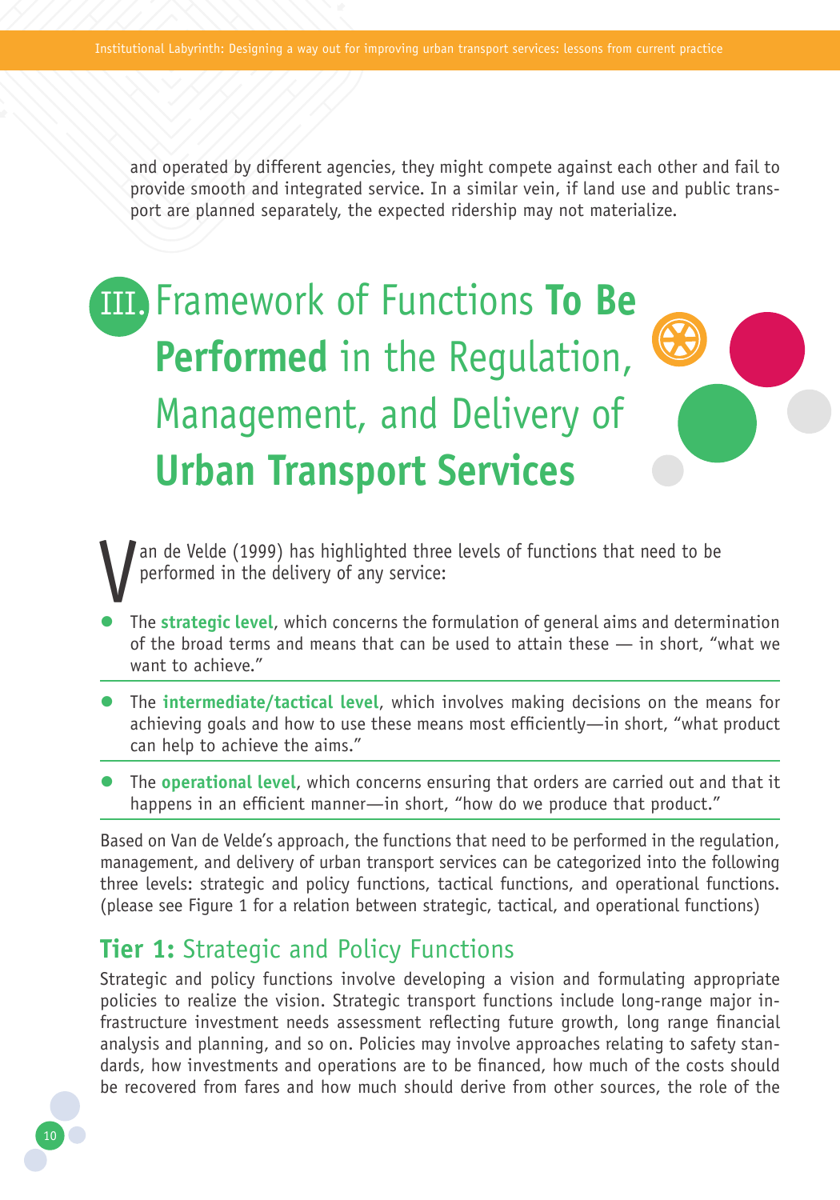and operated by different agencies, they might compete against each other and fail to provide smooth and integrated service. In a similar vein, if land use and public transport are planned separately, the expected ridership may not materialize.

# III. Framework of Functions **To Be Performed** in the Regulation, Management, and Delivery of **Urban Transport Services**

Van de Velde (1999) has highlighted three levels of functions that need to be performed in the delivery of any service:

- The **strategic level**, which concerns the formulation of general aims and determination of the broad terms and means that can be used to attain these — in short, "what we want to achieve."
- The **intermediate/tactical level**, which involves making decisions on the means for achieving goals and how to use these means most efficiently—in short, "what product can help to achieve the aims."
- The **operational level**, which concerns ensuring that orders are carried out and that it happens in an efficient manner—in short, "how do we produce that product."

Based on Van de Velde's approach, the functions that need to be performed in the regulation, management, and delivery of urban transport services can be categorized into the following three levels: strategic and policy functions, tactical functions, and operational functions. (please see Figure 1 for a relation between strategic, tactical, and operational functions)

## **Tier 1:** Strategic and Policy Functions

Strategic and policy functions involve developing a vision and formulating appropriate policies to realize the vision. Strategic transport functions include long-range major infrastructure investment needs assessment reflecting future growth, long range financial analysis and planning, and so on. Policies may involve approaches relating to safety standards, how investments and operations are to be financed, how much of the costs should be recovered from fares and how much should derive from other sources, the role of the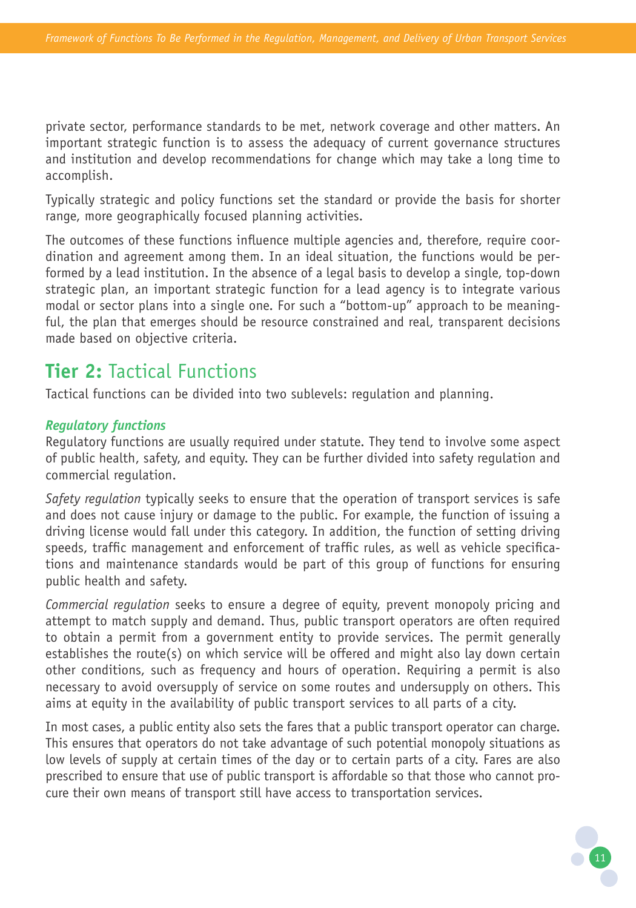private sector, performance standards to be met, network coverage and other matters. An important strategic function is to assess the adequacy of current governance structures and institution and develop recommendations for change which may take a long time to accomplish.

Typically strategic and policy functions set the standard or provide the basis for shorter range, more geographically focused planning activities.

The outcomes of these functions influence multiple agencies and, therefore, require coordination and agreement among them. In an ideal situation, the functions would be performed by a lead institution. In the absence of a legal basis to develop a single, top-down strategic plan, an important strategic function for a lead agency is to integrate various modal or sector plans into a single one. For such a "bottom-up" approach to be meaningful, the plan that emerges should be resource constrained and real, transparent decisions made based on objective criteria.

## **Tier 2:** Tactical Functions

Tactical functions can be divided into two sublevels: regulation and planning.

### *Regulatory functions*

Regulatory functions are usually required under statute. They tend to involve some aspect of public health, safety, and equity. They can be further divided into safety regulation and commercial regulation.

*Safety regulation* typically seeks to ensure that the operation of transport services is safe and does not cause injury or damage to the public. For example, the function of issuing a driving license would fall under this category. In addition, the function of setting driving speeds, traffic management and enforcement of traffic rules, as well as vehicle specifications and maintenance standards would be part of this group of functions for ensuring public health and safety.

*Commercial regulation* seeks to ensure a degree of equity, prevent monopoly pricing and attempt to match supply and demand. Thus, public transport operators are often required to obtain a permit from a government entity to provide services. The permit generally establishes the route(s) on which service will be offered and might also lay down certain other conditions, such as frequency and hours of operation. Requiring a permit is also necessary to avoid oversupply of service on some routes and undersupply on others. This aims at equity in the availability of public transport services to all parts of a city.

In most cases, a public entity also sets the fares that a public transport operator can charge. This ensures that operators do not take advantage of such potential monopoly situations as low levels of supply at certain times of the day or to certain parts of a city. Fares are also prescribed to ensure that use of public transport is affordable so that those who cannot procure their own means of transport still have access to transportation services.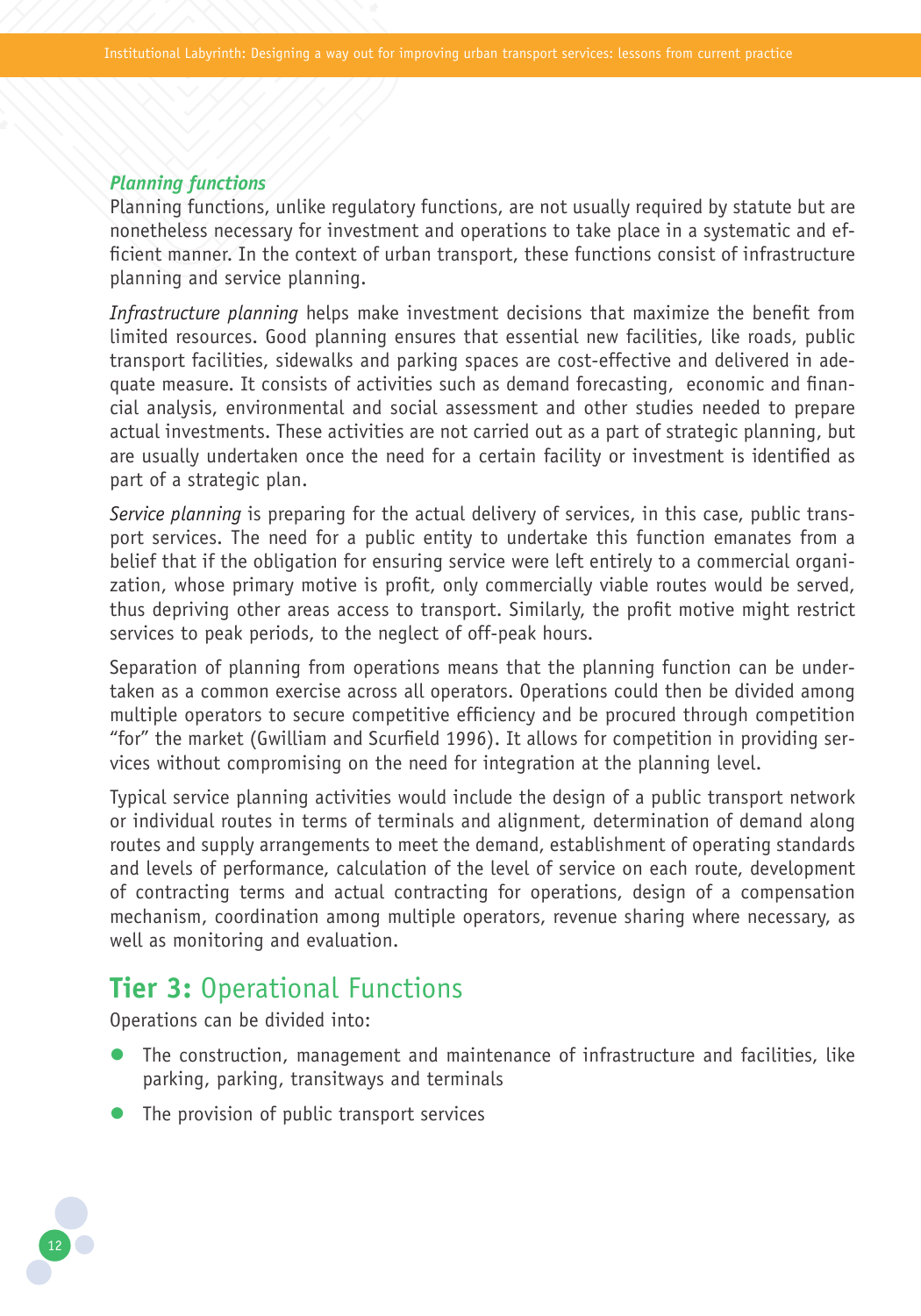### *Planning functions*

Planning functions, unlike regulatory functions, are not usually required by statute but are nonetheless necessary for investment and operations to take place in a systematic and efficient manner. In the context of urban transport, these functions consist of infrastructure planning and service planning.

*Infrastructure planning* helps make investment decisions that maximize the benefit from limited resources. Good planning ensures that essential new facilities, like roads, public transport facilities, sidewalks and parking spaces are cost-effective and delivered in adequate measure. It consists of activities such as demand forecasting, economic and financial analysis, environmental and social assessment and other studies needed to prepare actual investments. These activities are not carried out as a part of strategic planning, but are usually undertaken once the need for a certain facility or investment is identified as part of a strategic plan.

*Service planning* is preparing for the actual delivery of services, in this case, public transport services. The need for a public entity to undertake this function emanates from a belief that if the obligation for ensuring service were left entirely to a commercial organization, whose primary motive is profit, only commercially viable routes would be served, thus depriving other areas access to transport. Similarly, the profit motive might restrict services to peak periods, to the neglect of off-peak hours.

Separation of planning from operations means that the planning function can be undertaken as a common exercise across all operators. Operations could then be divided among multiple operators to secure competitive efficiency and be procured through competition "for" the market (Gwilliam and Scurfield 1996). It allows for competition in providing services without compromising on the need for integration at the planning level.

Typical service planning activities would include the design of a public transport network or individual routes in terms of terminals and alignment, determination of demand along routes and supply arrangements to meet the demand, establishment of operating standards and levels of performance, calculation of the level of service on each route, development of contracting terms and actual contracting for operations, design of a compensation mechanism, coordination among multiple operators, revenue sharing where necessary, as well as monitoring and evaluation.

## **Tier 3:** Operational Functions

Operations can be divided into:

- The construction, management and maintenance of infrastructure and facilities, like parking, parking, transitways and terminals
- The provision of public transport services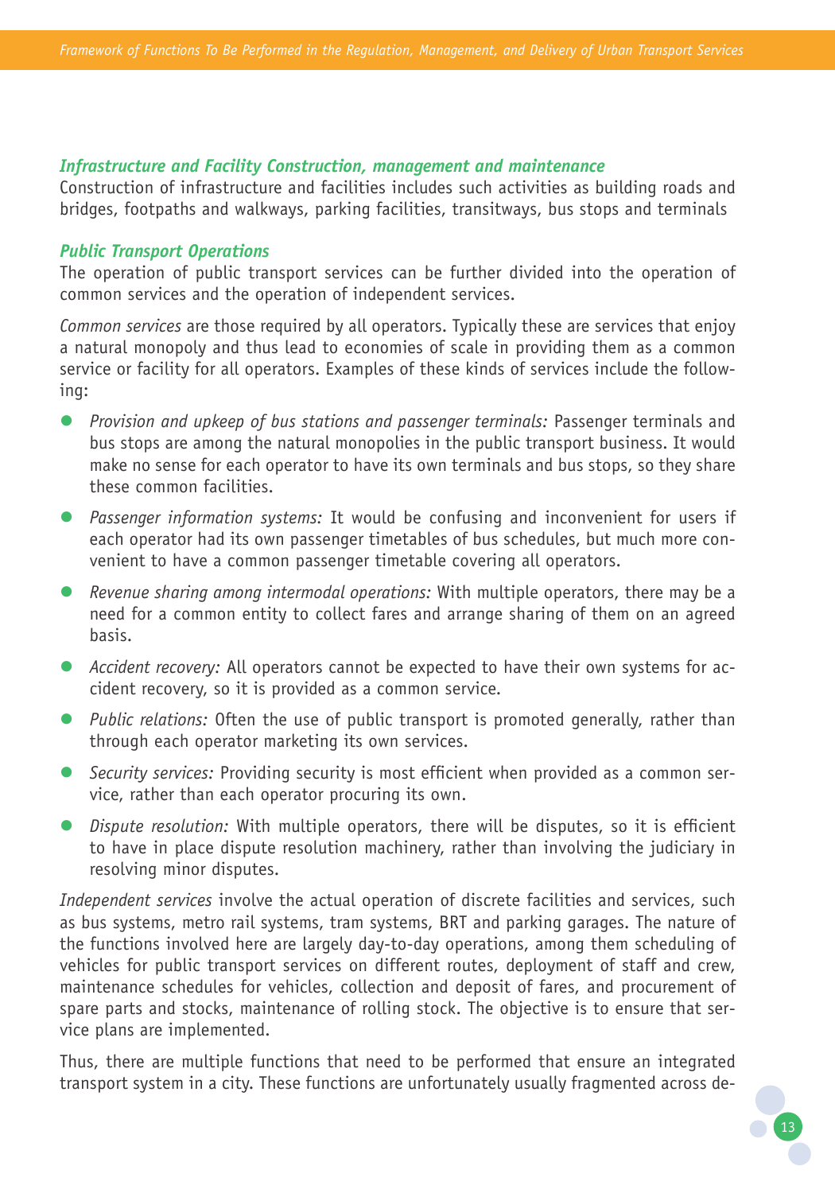### *Infrastructure and Facility Construction, management and maintenance*

Construction of infrastructure and facilities includes such activities as building roads and bridges, footpaths and walkways, parking facilities, transitways, bus stops and terminals

### *Public Transport Operations*

The operation of public transport services can be further divided into the operation of common services and the operation of independent services.

*Common services* are those required by all operators. Typically these are services that enjoy a natural monopoly and thus lead to economies of scale in providing them as a common service or facility for all operators. Examples of these kinds of services include the following:

- *Provision and upkeep of bus stations and passenger terminals:* Passenger terminals and bus stops are among the natural monopolies in the public transport business. It would make no sense for each operator to have its own terminals and bus stops, so they share these common facilities.
- *Passenger information systems:* It would be confusing and inconvenient for users if each operator had its own passenger timetables of bus schedules, but much more convenient to have a common passenger timetable covering all operators.
- *Revenue sharing among intermodal operations:* With multiple operators, there may be a need for a common entity to collect fares and arrange sharing of them on an agreed basis.
- *Accident recovery:* All operators cannot be expected to have their own systems for accident recovery, so it is provided as a common service.
- *Public relations:* Often the use of public transport is promoted generally, rather than through each operator marketing its own services.
- *Security services:* Providing security is most efficient when provided as a common service, rather than each operator procuring its own.
- *Dispute resolution:* With multiple operators, there will be disputes, so it is efficient to have in place dispute resolution machinery, rather than involving the judiciary in resolving minor disputes.

*Independent services* involve the actual operation of discrete facilities and services, such as bus systems, metro rail systems, tram systems, BRT and parking garages. The nature of the functions involved here are largely day-to-day operations, among them scheduling of vehicles for public transport services on different routes, deployment of staff and crew, maintenance schedules for vehicles, collection and deposit of fares, and procurement of spare parts and stocks, maintenance of rolling stock. The objective is to ensure that service plans are implemented.

Thus, there are multiple functions that need to be performed that ensure an integrated transport system in a city. These functions are unfortunately usually fragmented across de-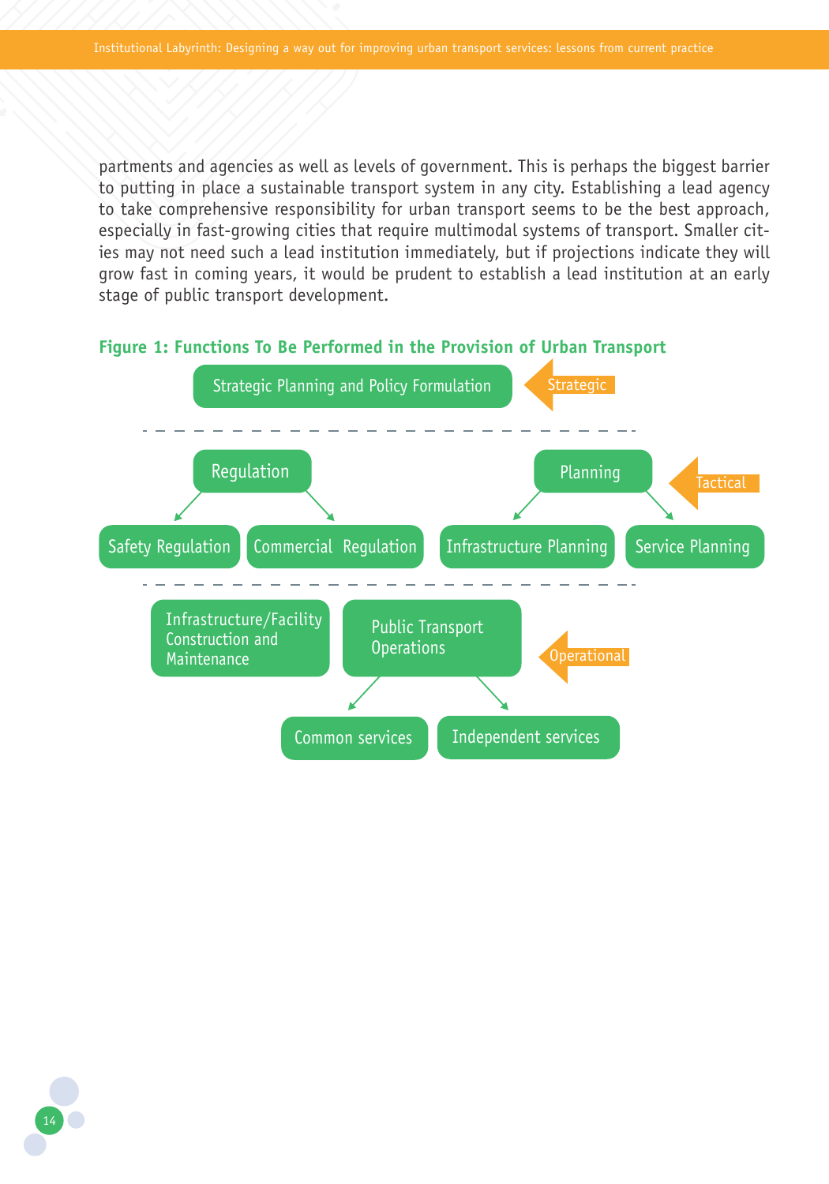partments and agencies as well as levels of government. This is perhaps the biggest barrier to putting in place a sustainable transport system in any city. Establishing a lead agency to take comprehensive responsibility for urban transport seems to be the best approach, especially in fast-growing cities that require multimodal systems of transport. Smaller cities may not need such a lead institution immediately, but if projections indicate they will grow fast in coming years, it would be prudent to establish a lead institution at an early stage of public transport development.

**Figure 1: Functions To Be Performed in the Provision of Urban Transport**

**Strategic**
- Strategic Planning and Policy Formulation

**Tactical**
- Regulation
  - Safety Regulation
  - Commercial Regulation
- Planning
  - Infrastructure Planning
  - Service Planning

**Operational**
- Infrastructure/Facility Construction and Maintenance
- Public Transport Operations
  - Common services
  - Independent services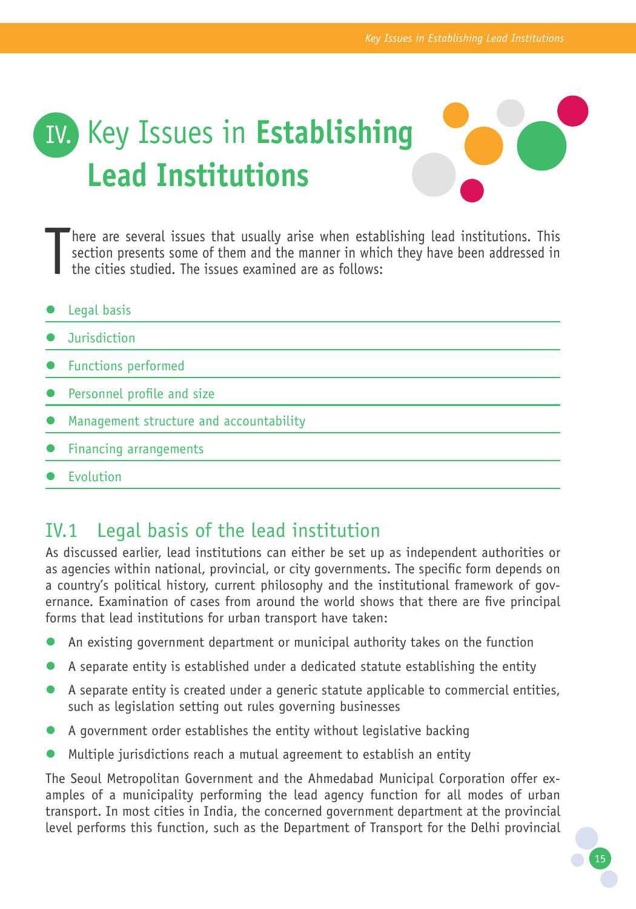# IV. Key Issues in **Establishing Lead Institutions**

There are several issues that usually arise when establishing lead institutions. This section presents some of them and the manner in which they have been addressed in the cities studied. The issues examined are as follows:

- Legal basis
- Jurisdiction
- Functions performed
- Personnel profile and size
- Management structure and accountability
- Financing arrangements
- Evolution

## IV.1 Legal basis of the lead institution

As discussed earlier, lead institutions can either be set up as independent authorities or as agencies within national, provincial, or city governments. The specific form depends on a country's political history, current philosophy and the institutional framework of governance. Examination of cases from around the world shows that there are five principal forms that lead institutions for urban transport have taken:

- An existing government department or municipal authority takes on the function
- A separate entity is established under a dedicated statute establishing the entity
- A separate entity is created under a generic statute applicable to commercial entities, such as legislation setting out rules governing businesses
- A government order establishes the entity without legislative backing
- Multiple jurisdictions reach a mutual agreement to establish an entity

The Seoul Metropolitan Government and the Ahmedabad Municipal Corporation offer examples of a municipality performing the lead agency function for all modes of urban transport. In most cities in India, the concerned government department at the provincial level performs this function, such as the Department of Transport for the Delhi provincial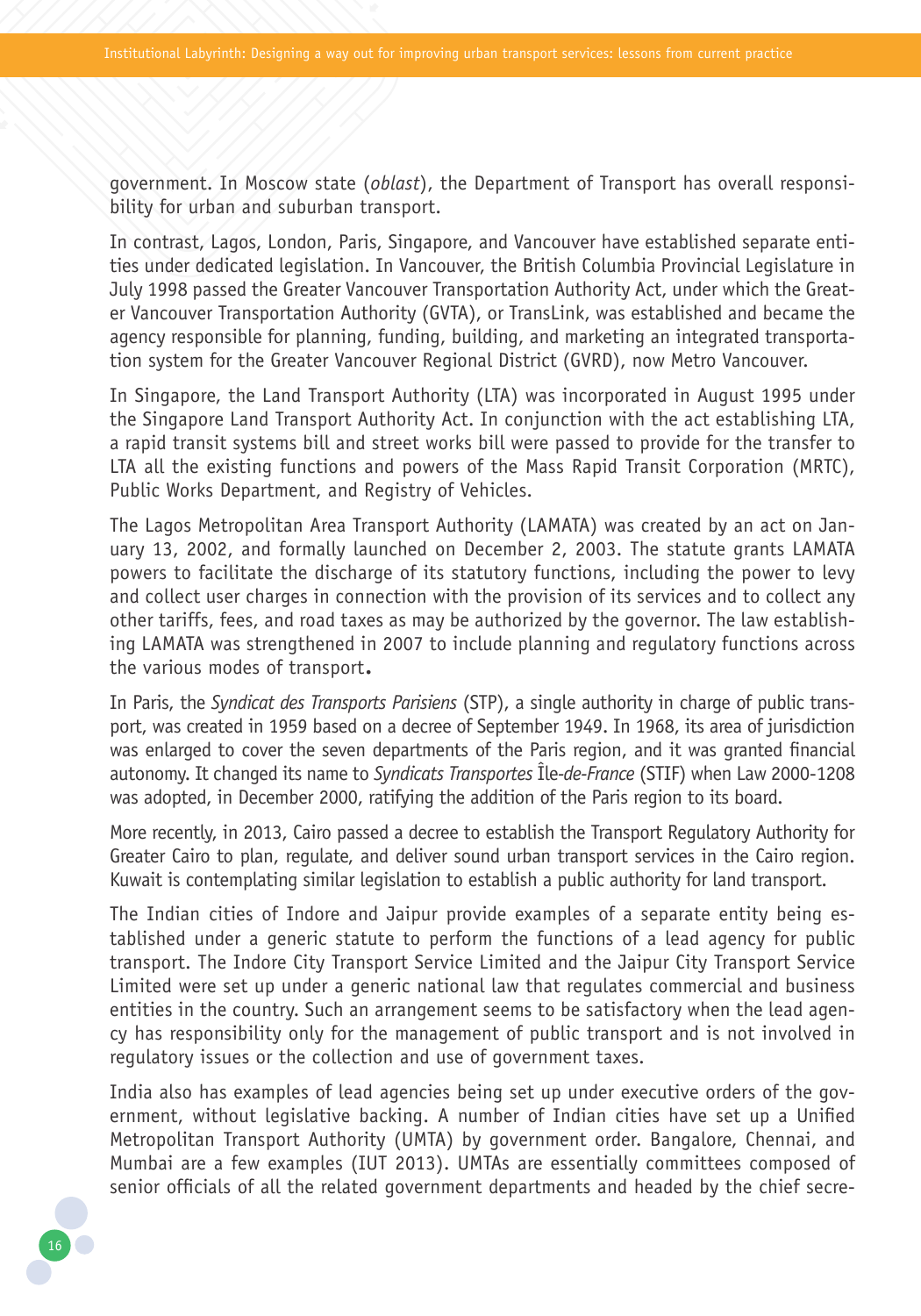government. In Moscow state (*oblast*), the Department of Transport has overall responsibility for urban and suburban transport.

In contrast, Lagos, London, Paris, Singapore, and Vancouver have established separate entities under dedicated legislation. In Vancouver, the British Columbia Provincial Legislature in July 1998 passed the Greater Vancouver Transportation Authority Act, under which the Greater Vancouver Transportation Authority (GVTA), or TransLink, was established and became the agency responsible for planning, funding, building, and marketing an integrated transportation system for the Greater Vancouver Regional District (GVRD), now Metro Vancouver.

In Singapore, the Land Transport Authority (LTA) was incorporated in August 1995 under the Singapore Land Transport Authority Act. In conjunction with the act establishing LTA, a rapid transit systems bill and street works bill were passed to provide for the transfer to LTA all the existing functions and powers of the Mass Rapid Transit Corporation (MRTC), Public Works Department, and Registry of Vehicles.

The Lagos Metropolitan Area Transport Authority (LAMATA) was created by an act on January 13, 2002, and formally launched on December 2, 2003. The statute grants LAMATA powers to facilitate the discharge of its statutory functions, including the power to levy and collect user charges in connection with the provision of its services and to collect any other tariffs, fees, and road taxes as may be authorized by the governor. The law establishing LAMATA was strengthened in 2007 to include planning and regulatory functions across the various modes of transport.

In Paris, the *Syndicat des Transports Parisiens* (STP), a single authority in charge of public transport, was created in 1959 based on a decree of September 1949. In 1968, its area of jurisdiction was enlarged to cover the seven departments of the Paris region, and it was granted financial autonomy. It changed its name to *Syndicats Transportes* Île-*de-France* (STIF) when Law 2000-1208 was adopted, in December 2000, ratifying the addition of the Paris region to its board.

More recently, in 2013, Cairo passed a decree to establish the Transport Regulatory Authority for Greater Cairo to plan, regulate, and deliver sound urban transport services in the Cairo region. Kuwait is contemplating similar legislation to establish a public authority for land transport.

The Indian cities of Indore and Jaipur provide examples of a separate entity being established under a generic statute to perform the functions of a lead agency for public transport. The Indore City Transport Service Limited and the Jaipur City Transport Service Limited were set up under a generic national law that regulates commercial and business entities in the country. Such an arrangement seems to be satisfactory when the lead agency has responsibility only for the management of public transport and is not involved in regulatory issues or the collection and use of government taxes.

India also has examples of lead agencies being set up under executive orders of the government, without legislative backing. A number of Indian cities have set up a Unified Metropolitan Transport Authority (UMTA) by government order. Bangalore, Chennai, and Mumbai are a few examples (IUT 2013). UMTAs are essentially committees composed of senior officials of all the related government departments and headed by the chief secre-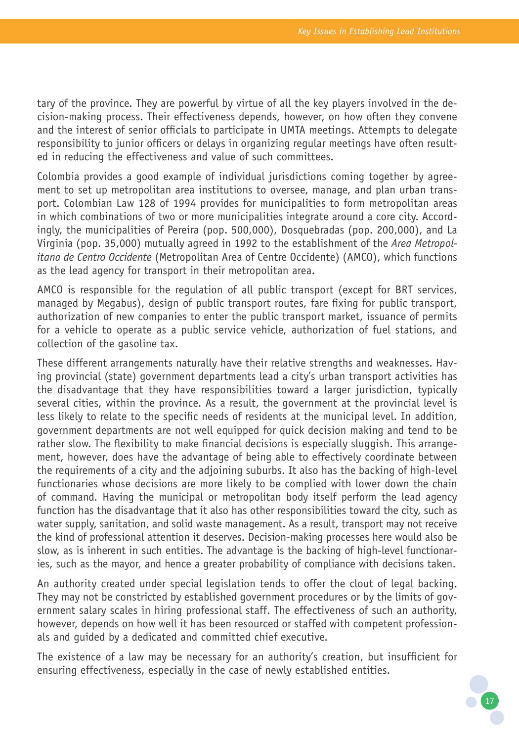tary of the province. They are powerful by virtue of all the key players involved in the decision-making process. Their effectiveness depends, however, on how often they convene and the interest of senior officials to participate in UMTA meetings. Attempts to delegate responsibility to junior officers or delays in organizing regular meetings have often resulted in reducing the effectiveness and value of such committees.

Colombia provides a good example of individual jurisdictions coming together by agreement to set up metropolitan area institutions to oversee, manage, and plan urban transport. Colombian Law 128 of 1994 provides for municipalities to form metropolitan areas in which combinations of two or more municipalities integrate around a core city. Accordingly, the municipalities of Pereira (pop. 500,000), Dosquebradas (pop. 200,000), and La Virginia (pop. 35,000) mutually agreed in 1992 to the establishment of the *Area Metropolitana de Centro Occidente* (Metropolitan Area of Centre Occidente) (AMCO), which functions as the lead agency for transport in their metropolitan area.

AMCO is responsible for the regulation of all public transport (except for BRT services, managed by Megabus), design of public transport routes, fare fixing for public transport, authorization of new companies to enter the public transport market, issuance of permits for a vehicle to operate as a public service vehicle, authorization of fuel stations, and collection of the gasoline tax.

These different arrangements naturally have their relative strengths and weaknesses. Having provincial (state) government departments lead a city's urban transport activities has the disadvantage that they have responsibilities toward a larger jurisdiction, typically several cities, within the province. As a result, the government at the provincial level is less likely to relate to the specific needs of residents at the municipal level. In addition, government departments are not well equipped for quick decision making and tend to be rather slow. The flexibility to make financial decisions is especially sluggish. This arrangement, however, does have the advantage of being able to effectively coordinate between the requirements of a city and the adjoining suburbs. It also has the backing of high-level functionaries whose decisions are more likely to be complied with lower down the chain of command. Having the municipal or metropolitan body itself perform the lead agency function has the disadvantage that it also has other responsibilities toward the city, such as water supply, sanitation, and solid waste management. As a result, transport may not receive the kind of professional attention it deserves. Decision-making processes here would also be slow, as is inherent in such entities. The advantage is the backing of high-level functionaries, such as the mayor, and hence a greater probability of compliance with decisions taken.

An authority created under special legislation tends to offer the clout of legal backing. They may not be constricted by established government procedures or by the limits of government salary scales in hiring professional staff. The effectiveness of such an authority, however, depends on how well it has been resourced or staffed with competent professionals and guided by a dedicated and committed chief executive.

The existence of a law may be necessary for an authority's creation, but insufficient for ensuring effectiveness, especially in the case of newly established entities.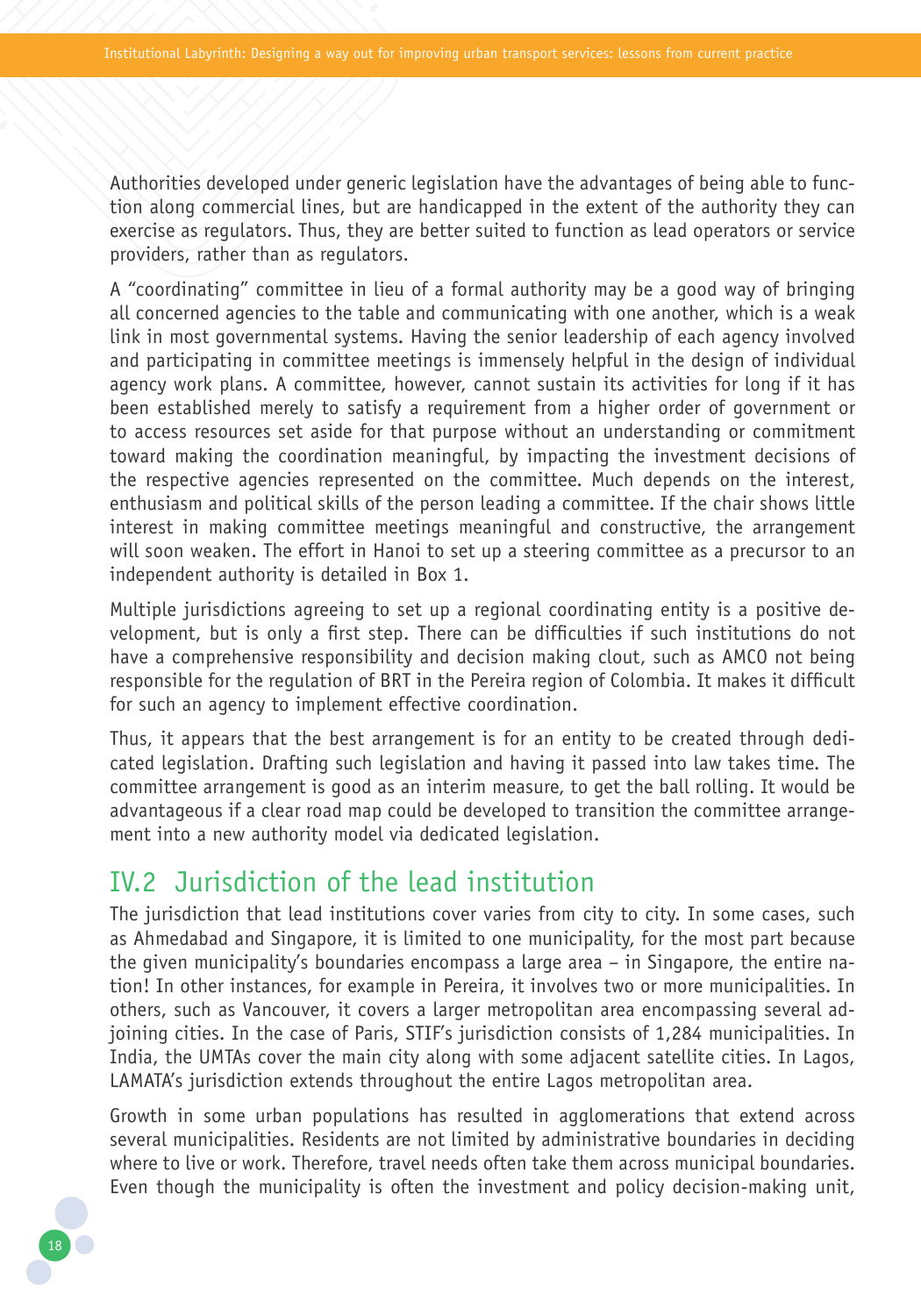Authorities developed under generic legislation have the advantages of being able to function along commercial lines, but are handicapped in the extent of the authority they can exercise as regulators. Thus, they are better suited to function as lead operators or service providers, rather than as regulators.

A "coordinating" committee in lieu of a formal authority may be a good way of bringing all concerned agencies to the table and communicating with one another, which is a weak link in most governmental systems. Having the senior leadership of each agency involved and participating in committee meetings is immensely helpful in the design of individual agency work plans. A committee, however, cannot sustain its activities for long if it has been established merely to satisfy a requirement from a higher order of government or to access resources set aside for that purpose without an understanding or commitment toward making the coordination meaningful, by impacting the investment decisions of the respective agencies represented on the committee. Much depends on the interest, enthusiasm and political skills of the person leading a committee. If the chair shows little interest in making committee meetings meaningful and constructive, the arrangement will soon weaken. The effort in Hanoi to set up a steering committee as a precursor to an independent authority is detailed in Box 1.

Multiple jurisdictions agreeing to set up a regional coordinating entity is a positive development, but is only a first step. There can be difficulties if such institutions do not have a comprehensive responsibility and decision making clout, such as AMCO not being responsible for the regulation of BRT in the Pereira region of Colombia. It makes it difficult for such an agency to implement effective coordination.

Thus, it appears that the best arrangement is for an entity to be created through dedicated legislation. Drafting such legislation and having it passed into law takes time. The committee arrangement is good as an interim measure, to get the ball rolling. It would be advantageous if a clear road map could be developed to transition the committee arrangement into a new authority model via dedicated legislation.

## IV.2 Jurisdiction of the lead institution

The jurisdiction that lead institutions cover varies from city to city. In some cases, such as Ahmedabad and Singapore, it is limited to one municipality, for the most part because the given municipality's boundaries encompass a large area – in Singapore, the entire nation! In other instances, for example in Pereira, it involves two or more municipalities. In others, such as Vancouver, it covers a larger metropolitan area encompassing several adjoining cities. In the case of Paris, STIF's jurisdiction consists of 1,284 municipalities. In India, the UMTAs cover the main city along with some adjacent satellite cities. In Lagos, LAMATA's jurisdiction extends throughout the entire Lagos metropolitan area.

Growth in some urban populations has resulted in agglomerations that extend across several municipalities. Residents are not limited by administrative boundaries in deciding where to live or work. Therefore, travel needs often take them across municipal boundaries. Even though the municipality is often the investment and policy decision-making unit,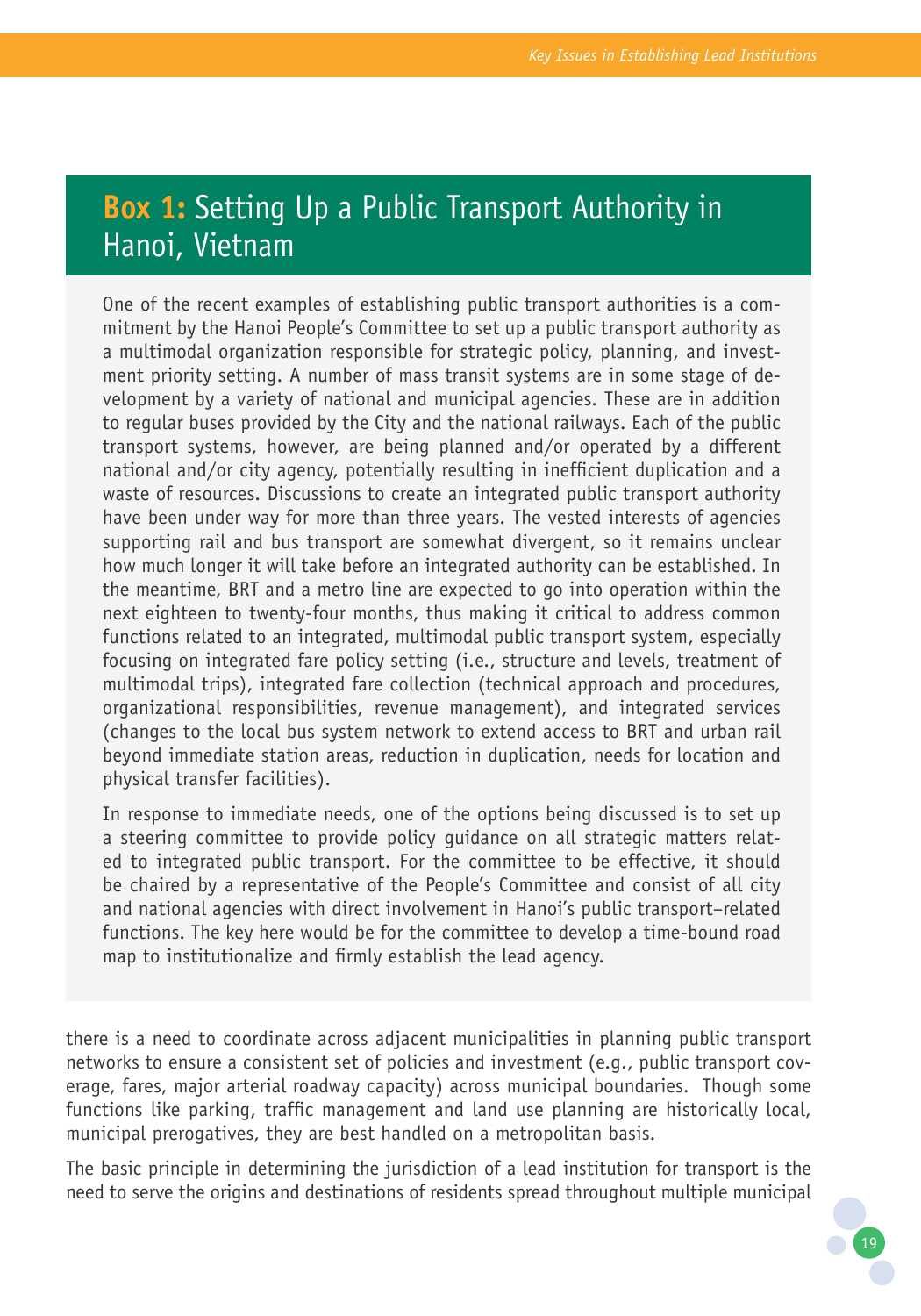## Box 1: Setting Up a Public Transport Authority in Hanoi, Vietnam

One of the recent examples of establishing public transport authorities is a commitment by the Hanoi People's Committee to set up a public transport authority as a multimodal organization responsible for strategic policy, planning, and investment priority setting. A number of mass transit systems are in some stage of development by a variety of national and municipal agencies. These are in addition to regular buses provided by the City and the national railways. Each of the public transport systems, however, are being planned and/or operated by a different national and/or city agency, potentially resulting in inefficient duplication and a waste of resources. Discussions to create an integrated public transport authority have been under way for more than three years. The vested interests of agencies supporting rail and bus transport are somewhat divergent, so it remains unclear how much longer it will take before an integrated authority can be established. In the meantime, BRT and a metro line are expected to go into operation within the next eighteen to twenty-four months, thus making it critical to address common functions related to an integrated, multimodal public transport system, especially focusing on integrated fare policy setting (i.e., structure and levels, treatment of multimodal trips), integrated fare collection (technical approach and procedures, organizational responsibilities, revenue management), and integrated services (changes to the local bus system network to extend access to BRT and urban rail beyond immediate station areas, reduction in duplication, needs for location and physical transfer facilities).

In response to immediate needs, one of the options being discussed is to set up a steering committee to provide policy guidance on all strategic matters related to integrated public transport. For the committee to be effective, it should be chaired by a representative of the People's Committee and consist of all city and national agencies with direct involvement in Hanoi's public transport–related functions. The key here would be for the committee to develop a time-bound road map to institutionalize and firmly establish the lead agency.

there is a need to coordinate across adjacent municipalities in planning public transport networks to ensure a consistent set of policies and investment (e.g., public transport coverage, fares, major arterial roadway capacity) across municipal boundaries. Though some functions like parking, traffic management and land use planning are historically local, municipal prerogatives, they are best handled on a metropolitan basis.

The basic principle in determining the jurisdiction of a lead institution for transport is the need to serve the origins and destinations of residents spread throughout multiple municipal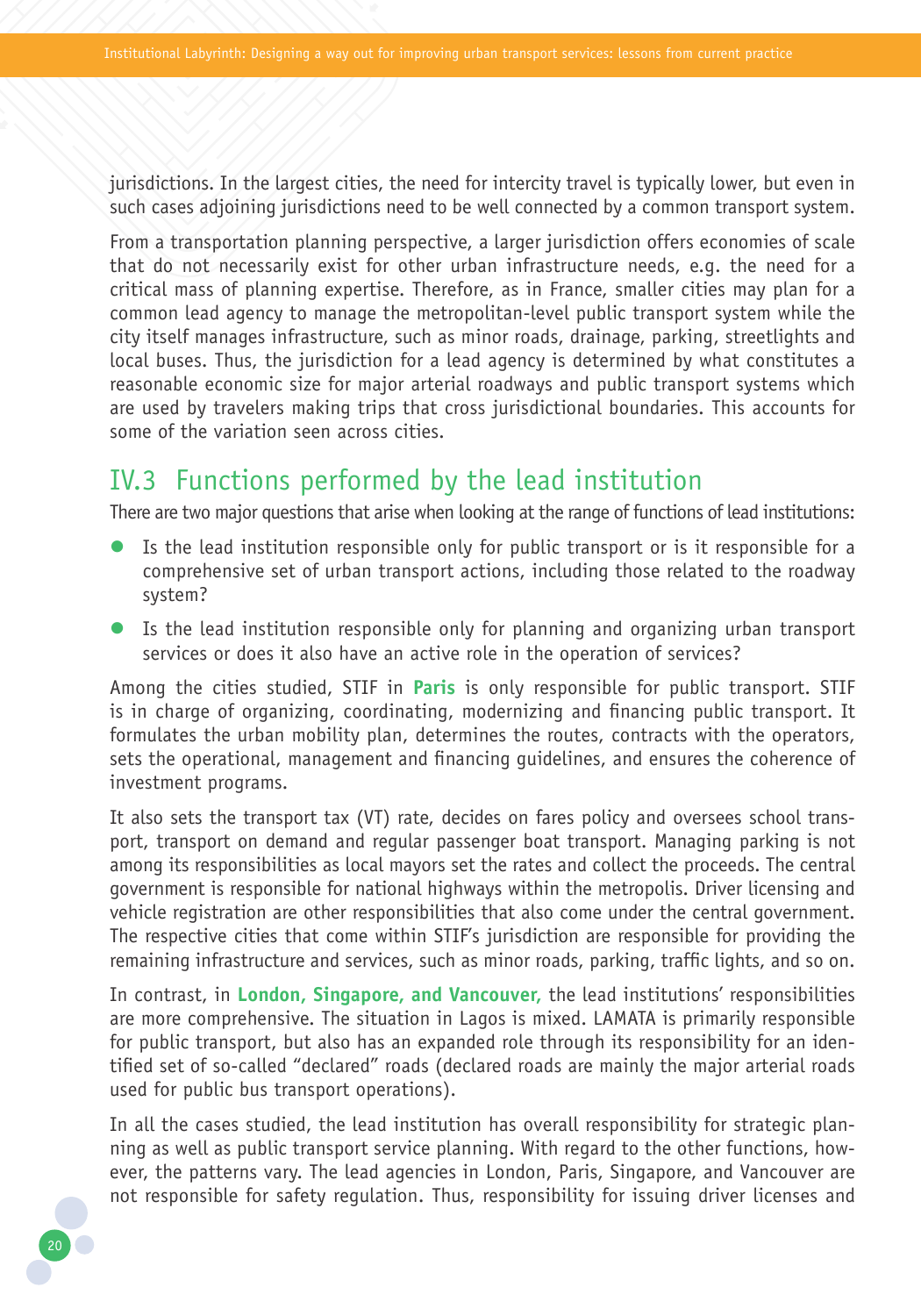jurisdictions. In the largest cities, the need for intercity travel is typically lower, but even in such cases adjoining jurisdictions need to be well connected by a common transport system.

From a transportation planning perspective, a larger jurisdiction offers economies of scale that do not necessarily exist for other urban infrastructure needs, e.g. the need for a critical mass of planning expertise. Therefore, as in France, smaller cities may plan for a common lead agency to manage the metropolitan-level public transport system while the city itself manages infrastructure, such as minor roads, drainage, parking, streetlights and local buses. Thus, the jurisdiction for a lead agency is determined by what constitutes a reasonable economic size for major arterial roadways and public transport systems which are used by travelers making trips that cross jurisdictional boundaries. This accounts for some of the variation seen across cities.

## IV.3 Functions performed by the lead institution

There are two major questions that arise when looking at the range of functions of lead institutions:

- Is the lead institution responsible only for public transport or is it responsible for a comprehensive set of urban transport actions, including those related to the roadway system?
- Is the lead institution responsible only for planning and organizing urban transport services or does it also have an active role in the operation of services?

Among the cities studied, STIF in **Paris** is only responsible for public transport. STIF is in charge of organizing, coordinating, modernizing and financing public transport. It formulates the urban mobility plan, determines the routes, contracts with the operators, sets the operational, management and financing guidelines, and ensures the coherence of investment programs.

It also sets the transport tax (VT) rate, decides on fares policy and oversees school transport, transport on demand and regular passenger boat transport. Managing parking is not among its responsibilities as local mayors set the rates and collect the proceeds. The central government is responsible for national highways within the metropolis. Driver licensing and vehicle registration are other responsibilities that also come under the central government. The respective cities that come within STIF's jurisdiction are responsible for providing the remaining infrastructure and services, such as minor roads, parking, traffic lights, and so on.

In contrast, in **London, Singapore, and Vancouver,** the lead institutions' responsibilities are more comprehensive. The situation in Lagos is mixed. LAMATA is primarily responsible for public transport, but also has an expanded role through its responsibility for an identified set of so-called "declared" roads (declared roads are mainly the major arterial roads used for public bus transport operations).

In all the cases studied, the lead institution has overall responsibility for strategic planning as well as public transport service planning. With regard to the other functions, however, the patterns vary. The lead agencies in London, Paris, Singapore, and Vancouver are not responsible for safety regulation. Thus, responsibility for issuing driver licenses and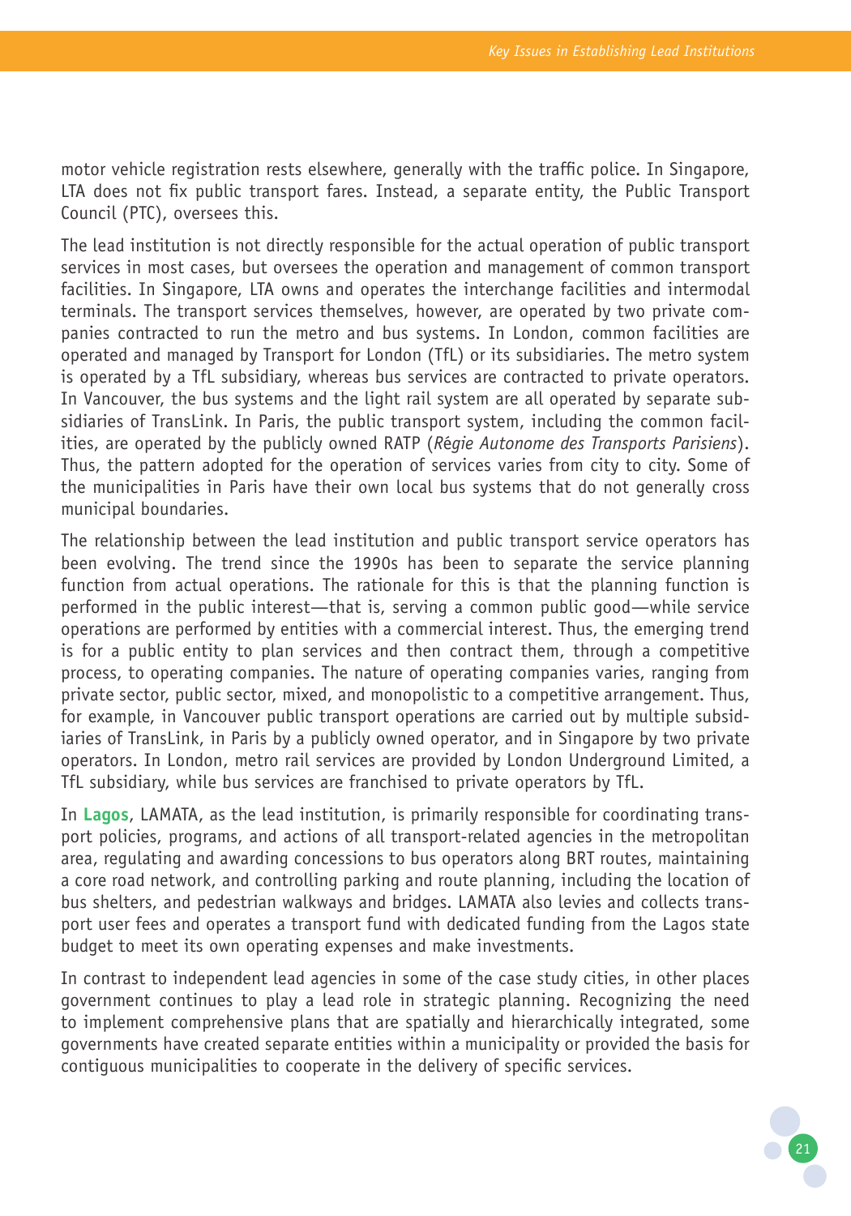motor vehicle registration rests elsewhere, generally with the traffic police. In Singapore, LTA does not fix public transport fares. Instead, a separate entity, the Public Transport Council (PTC), oversees this.

The lead institution is not directly responsible for the actual operation of public transport services in most cases, but oversees the operation and management of common transport facilities. In Singapore, LTA owns and operates the interchange facilities and intermodal terminals. The transport services themselves, however, are operated by two private companies contracted to run the metro and bus systems. In London, common facilities are operated and managed by Transport for London (TfL) or its subsidiaries. The metro system is operated by a TfL subsidiary, whereas bus services are contracted to private operators. In Vancouver, the bus systems and the light rail system are all operated by separate subsidiaries of TransLink. In Paris, the public transport system, including the common facilities, are operated by the publicly owned RATP (*Régie Autonome des Transports Parisiens*). Thus, the pattern adopted for the operation of services varies from city to city. Some of the municipalities in Paris have their own local bus systems that do not generally cross municipal boundaries.

The relationship between the lead institution and public transport service operators has been evolving. The trend since the 1990s has been to separate the service planning function from actual operations. The rationale for this is that the planning function is performed in the public interest—that is, serving a common public good—while service operations are performed by entities with a commercial interest. Thus, the emerging trend is for a public entity to plan services and then contract them, through a competitive process, to operating companies. The nature of operating companies varies, ranging from private sector, public sector, mixed, and monopolistic to a competitive arrangement. Thus, for example, in Vancouver public transport operations are carried out by multiple subsidiaries of TransLink, in Paris by a publicly owned operator, and in Singapore by two private operators. In London, metro rail services are provided by London Underground Limited, a TfL subsidiary, while bus services are franchised to private operators by TfL.

In **Lagos**, LAMATA, as the lead institution, is primarily responsible for coordinating transport policies, programs, and actions of all transport-related agencies in the metropolitan area, regulating and awarding concessions to bus operators along BRT routes, maintaining a core road network, and controlling parking and route planning, including the location of bus shelters, and pedestrian walkways and bridges. LAMATA also levies and collects transport user fees and operates a transport fund with dedicated funding from the Lagos state budget to meet its own operating expenses and make investments.

In contrast to independent lead agencies in some of the case study cities, in other places government continues to play a lead role in strategic planning. Recognizing the need to implement comprehensive plans that are spatially and hierarchically integrated, some governments have created separate entities within a municipality or provided the basis for contiguous municipalities to cooperate in the delivery of specific services.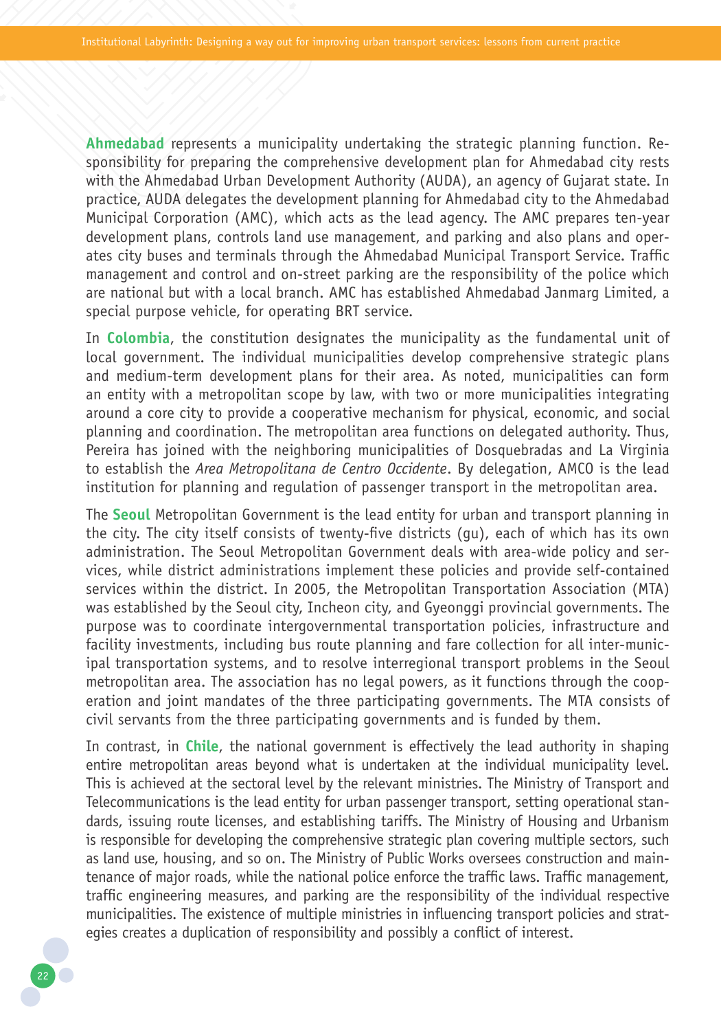**Ahmedabad** represents a municipality undertaking the strategic planning function. Responsibility for preparing the comprehensive development plan for Ahmedabad city rests with the Ahmedabad Urban Development Authority (AUDA), an agency of Gujarat state. In practice, AUDA delegates the development planning for Ahmedabad city to the Ahmedabad Municipal Corporation (AMC), which acts as the lead agency. The AMC prepares ten-year development plans, controls land use management, and parking and also plans and operates city buses and terminals through the Ahmedabad Municipal Transport Service. Traffic management and control and on-street parking are the responsibility of the police which are national but with a local branch. AMC has established Ahmedabad Janmarg Limited, a special purpose vehicle, for operating BRT service.

In **Colombia**, the constitution designates the municipality as the fundamental unit of local government. The individual municipalities develop comprehensive strategic plans and medium-term development plans for their area. As noted, municipalities can form an entity with a metropolitan scope by law, with two or more municipalities integrating around a core city to provide a cooperative mechanism for physical, economic, and social planning and coordination. The metropolitan area functions on delegated authority. Thus, Pereira has joined with the neighboring municipalities of Dosquebradas and La Virginia to establish the *Area Metropolitana de Centro Occidente*. By delegation, AMCO is the lead institution for planning and regulation of passenger transport in the metropolitan area.

The **Seoul** Metropolitan Government is the lead entity for urban and transport planning in the city. The city itself consists of twenty-five districts (gu), each of which has its own administration. The Seoul Metropolitan Government deals with area-wide policy and services, while district administrations implement these policies and provide self-contained services within the district. In 2005, the Metropolitan Transportation Association (MTA) was established by the Seoul city, Incheon city, and Gyeonggi provincial governments. The purpose was to coordinate intergovernmental transportation policies, infrastructure and facility investments, including bus route planning and fare collection for all inter-municipal transportation systems, and to resolve interregional transport problems in the Seoul metropolitan area. The association has no legal powers, as it functions through the cooperation and joint mandates of the three participating governments. The MTA consists of civil servants from the three participating governments and is funded by them.

In contrast, in **Chile**, the national government is effectively the lead authority in shaping entire metropolitan areas beyond what is undertaken at the individual municipality level. This is achieved at the sectoral level by the relevant ministries. The Ministry of Transport and Telecommunications is the lead entity for urban passenger transport, setting operational standards, issuing route licenses, and establishing tariffs. The Ministry of Housing and Urbanism is responsible for developing the comprehensive strategic plan covering multiple sectors, such as land use, housing, and so on. The Ministry of Public Works oversees construction and maintenance of major roads, while the national police enforce the traffic laws. Traffic management, traffic engineering measures, and parking are the responsibility of the individual respective municipalities. The existence of multiple ministries in influencing transport policies and strategies creates a duplication of responsibility and possibly a conflict of interest.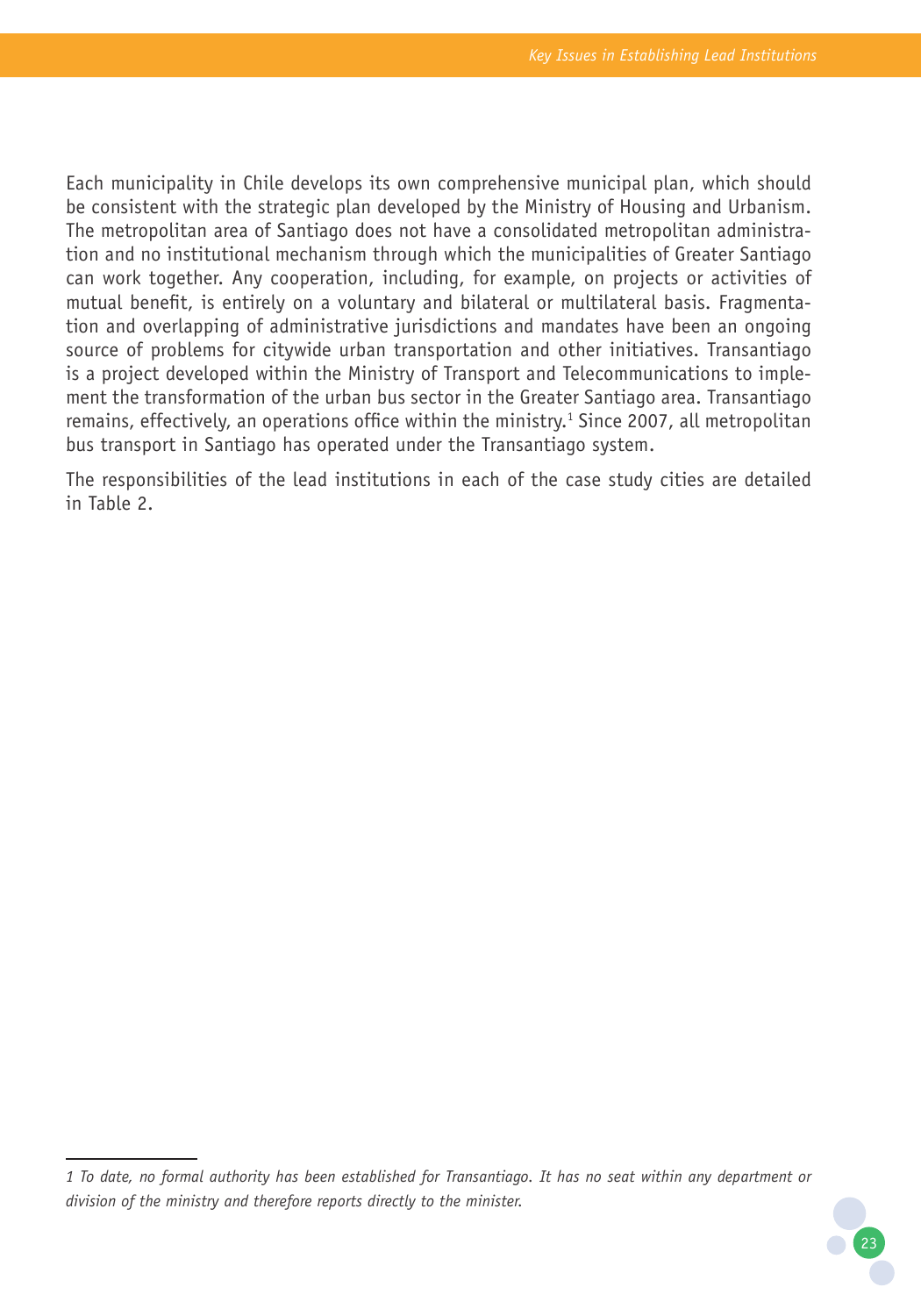Each municipality in Chile develops its own comprehensive municipal plan, which should be consistent with the strategic plan developed by the Ministry of Housing and Urbanism. The metropolitan area of Santiago does not have a consolidated metropolitan administration and no institutional mechanism through which the municipalities of Greater Santiago can work together. Any cooperation, including, for example, on projects or activities of mutual benefit, is entirely on a voluntary and bilateral or multilateral basis. Fragmentation and overlapping of administrative jurisdictions and mandates have been an ongoing source of problems for citywide urban transportation and other initiatives. Transantiago is a project developed within the Ministry of Transport and Telecommunications to implement the transformation of the urban bus sector in the Greater Santiago area. Transantiago remains, effectively, an operations office within the ministry.[1] Since 2007, all metropolitan bus transport in Santiago has operated under the Transantiago system.

The responsibilities of the lead institutions in each of the case study cities are detailed in Table 2.

---

*1 To date, no formal authority has been established for Transantiago. It has no seat within any department or division of the ministry and therefore reports directly to the minister.*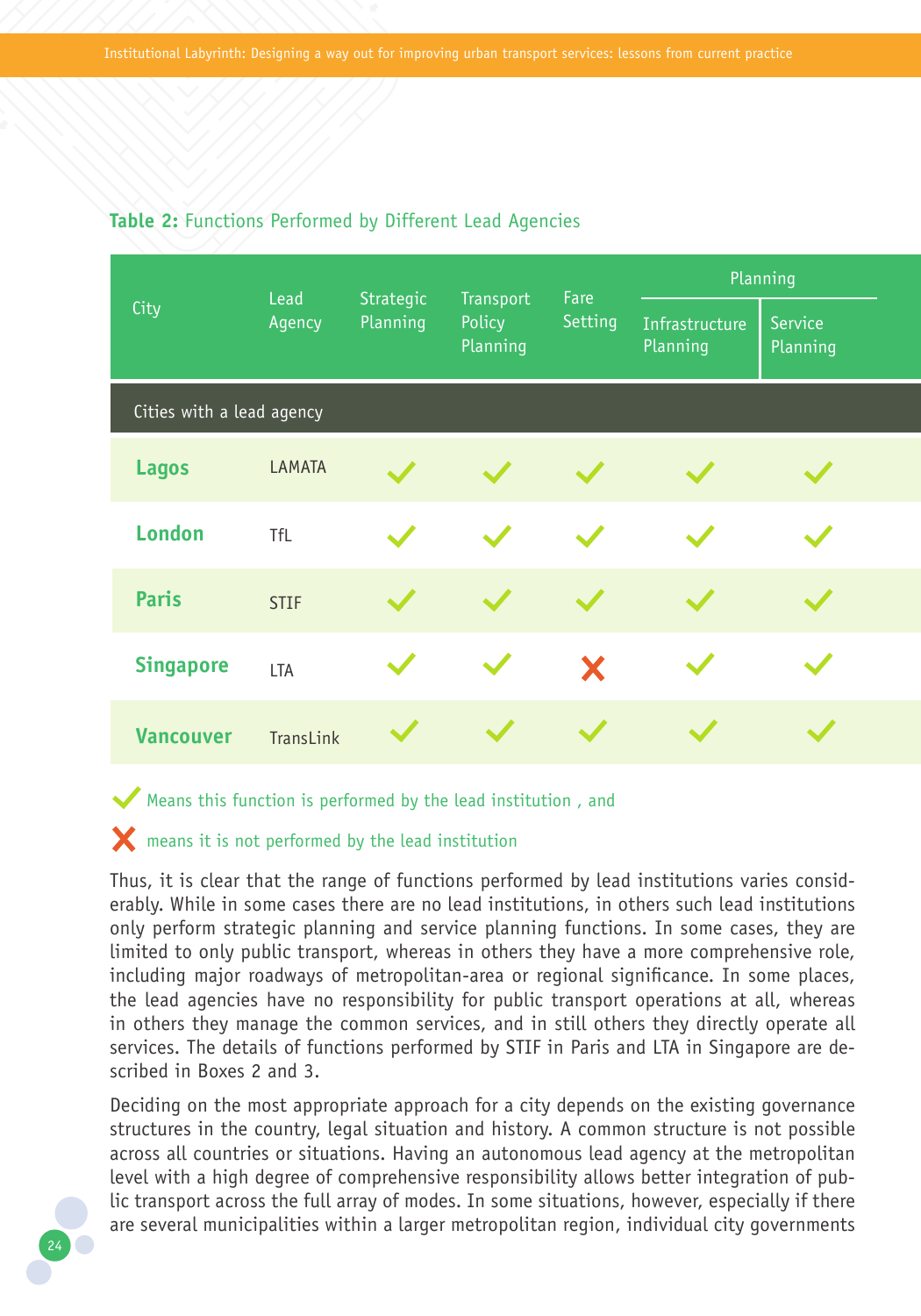**Table 2:** Functions Performed by Different Lead Agencies

| City | Lead Agency | Strategic Planning | Transport Policy Planning | Fare Setting | Planning | |
|---|---|---|---|---|---|---|
| | | | | | Infrastructure Planning | Service Planning |
| **Cities with a lead agency** | | | | | | |
| **Lagos** | LAMATA | ✓ | ✓ | ✓ | ✓ | ✓ |
| **London** | TfL | ✓ | ✓ | ✓ | ✓ | ✓ |
| **Paris** | STIF | ✓ | ✓ | ✓ | ✓ | ✓ |
| **Singapore** | LTA | ✓ | ✓ | ✗ | ✓ | ✓ |
| **Vancouver** | TransLink | ✓ | ✓ | ✓ | ✓ | ✓ |

✓ Means this function is performed by the lead institution , and

✗ means it is not performed by the lead institution

Thus, it is clear that the range of functions performed by lead institutions varies considerably. While in some cases there are no lead institutions, in others such lead institutions only perform strategic planning and service planning functions. In some cases, they are limited to only public transport, whereas in others they have a more comprehensive role, including major roadways of metropolitan-area or regional significance. In some places, the lead agencies have no responsibility for public transport operations at all, whereas in others they manage the common services, and in still others they directly operate all services. The details of functions performed by STIF in Paris and LTA in Singapore are described in Boxes 2 and 3.

Deciding on the most appropriate approach for a city depends on the existing governance structures in the country, legal situation and history. A common structure is not possible across all countries or situations. Having an autonomous lead agency at the metropolitan level with a high degree of comprehensive responsibility allows better integration of public transport across the full array of modes. In some situations, however, especially if there are several municipalities within a larger metropolitan region, individual city governments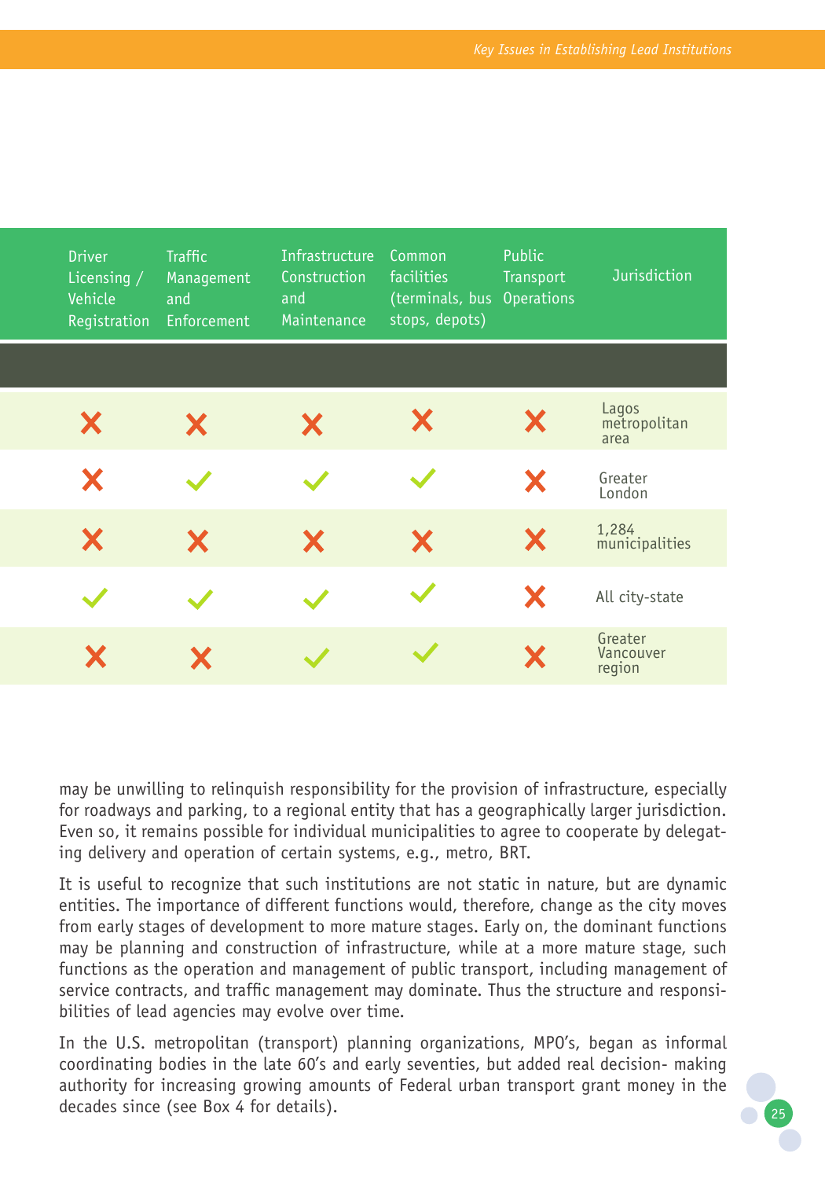| Driver Licensing / Vehicle Registration | Traffic Management and Enforcement | Infrastructure Construction and Maintenance | Common facilities (terminals, bus stops, depots) | Public Transport Operations | Jurisdiction |
|---|---|---|---|---|---|
| | | | | | |
| ✗ | ✗ | ✗ | ✗ | ✗ | Lagos metropolitan area |
| ✗ | ✓ | ✓ | ✓ | ✗ | Greater London |
| ✗ | ✗ | ✗ | ✗ | ✗ | 1,284 municipalities |
| ✓ | ✓ | ✓ | ✓ | ✗ | All city-state |
| ✗ | ✗ | ✓ | ✓ | ✗ | Greater Vancouver region |

may be unwilling to relinquish responsibility for the provision of infrastructure, especially for roadways and parking, to a regional entity that has a geographically larger jurisdiction. Even so, it remains possible for individual municipalities to agree to cooperate by delegating delivery and operation of certain systems, e.g., metro, BRT.

It is useful to recognize that such institutions are not static in nature, but are dynamic entities. The importance of different functions would, therefore, change as the city moves from early stages of development to more mature stages. Early on, the dominant functions may be planning and construction of infrastructure, while at a more mature stage, such functions as the operation and management of public transport, including management of service contracts, and traffic management may dominate. Thus the structure and responsibilities of lead agencies may evolve over time.

In the U.S. metropolitan (transport) planning organizations, MPO's, began as informal coordinating bodies in the late 60's and early seventies, but added real decision- making authority for increasing growing amounts of Federal urban transport grant money in the decades since (see Box 4 for details).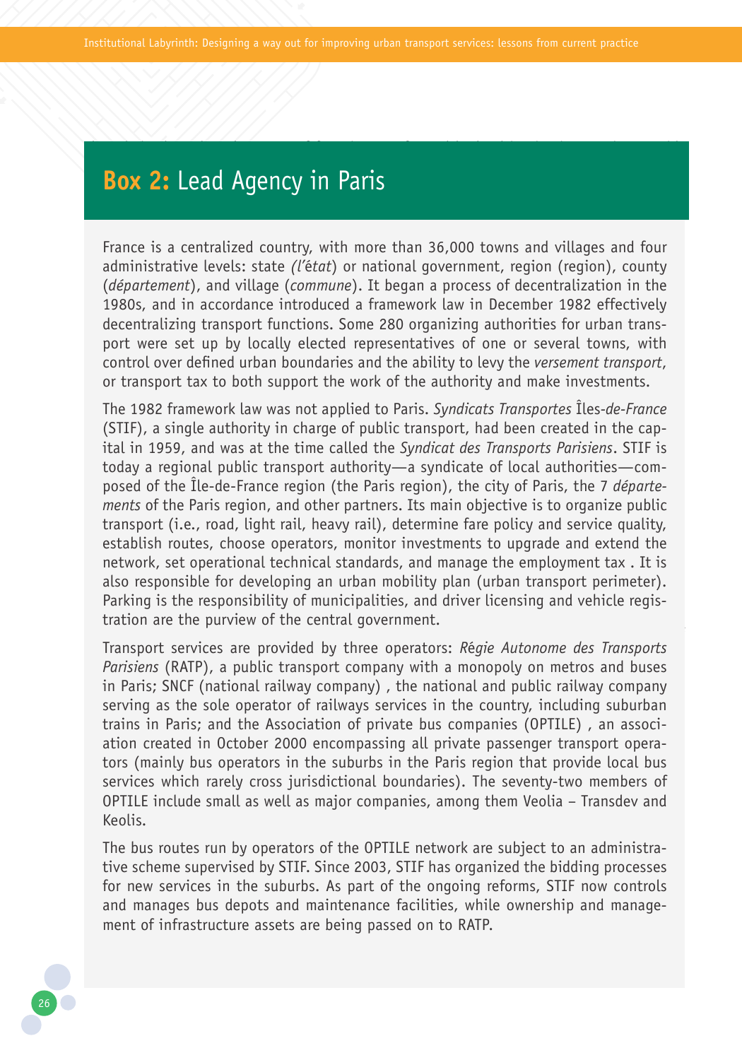## **Box 2:** Lead Agency in Paris

France is a centralized country, with more than 36,000 towns and villages and four administrative levels: state *(l'état)* or national government, region (region), county (*département*), and village (*commune*). It began a process of decentralization in the 1980s, and in accordance introduced a framework law in December 1982 effectively decentralizing transport functions. Some 280 organizing authorities for urban transport were set up by locally elected representatives of one or several towns, with control over defined urban boundaries and the ability to levy the *versement transport*, or transport tax to both support the work of the authority and make investments.

The 1982 framework law was not applied to Paris. *Syndicats Transportes* Îles*-de-France* (STIF), a single authority in charge of public transport, had been created in the capital in 1959, and was at the time called the *Syndicat des Transports Parisiens*. STIF is today a regional public transport authority—a syndicate of local authorities—composed of the Île-de-France region (the Paris region), the city of Paris, the 7 *départements* of the Paris region, and other partners. Its main objective is to organize public transport (i.e., road, light rail, heavy rail), determine fare policy and service quality, establish routes, choose operators, monitor investments to upgrade and extend the network, set operational technical standards, and manage the employment tax . It is also responsible for developing an urban mobility plan (urban transport perimeter). Parking is the responsibility of municipalities, and driver licensing and vehicle registration are the purview of the central government.

Transport services are provided by three operators: *Régie Autonome des Transports Parisiens* (RATP), a public transport company with a monopoly on metros and buses in Paris; SNCF (national railway company) , the national and public railway company serving as the sole operator of railways services in the country, including suburban trains in Paris; and the Association of private bus companies (OPTILE) , an association created in October 2000 encompassing all private passenger transport operators (mainly bus operators in the suburbs in the Paris region that provide local bus services which rarely cross jurisdictional boundaries). The seventy-two members of OPTILE include small as well as major companies, among them Veolia – Transdev and Keolis.

The bus routes run by operators of the OPTILE network are subject to an administrative scheme supervised by STIF. Since 2003, STIF has organized the bidding processes for new services in the suburbs. As part of the ongoing reforms, STIF now controls and manages bus depots and maintenance facilities, while ownership and management of infrastructure assets are being passed on to RATP.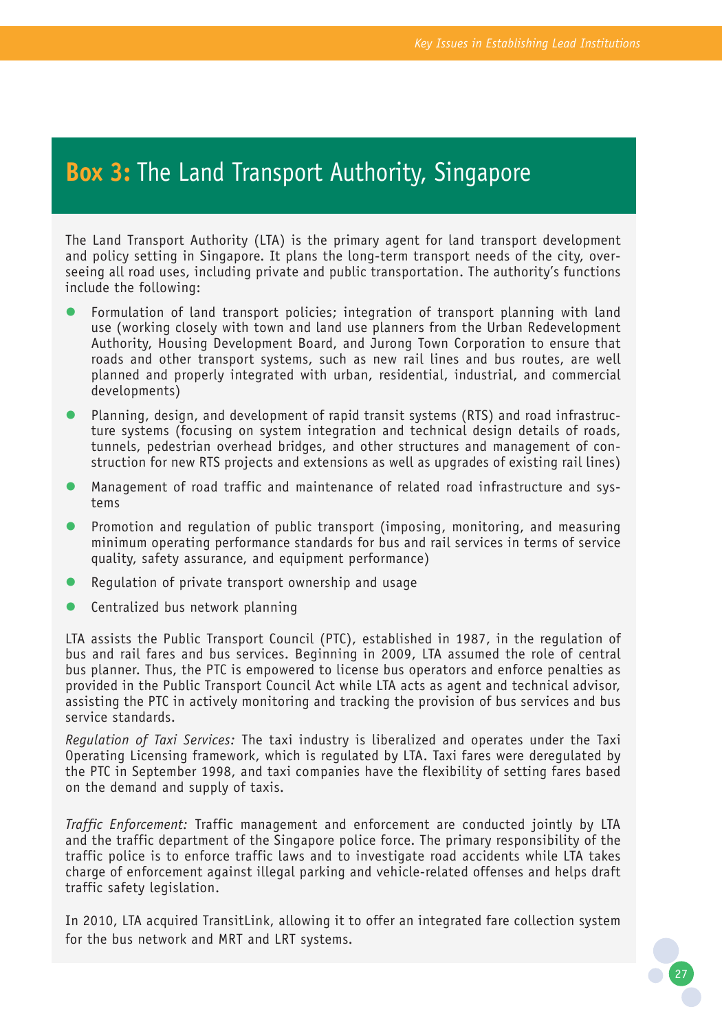## **Box 3:** The Land Transport Authority, Singapore

The Land Transport Authority (LTA) is the primary agent for land transport development and policy setting in Singapore. It plans the long-term transport needs of the city, overseeing all road uses, including private and public transportation. The authority's functions include the following:

- Formulation of land transport policies; integration of transport planning with land use (working closely with town and land use planners from the Urban Redevelopment Authority, Housing Development Board, and Jurong Town Corporation to ensure that roads and other transport systems, such as new rail lines and bus routes, are well planned and properly integrated with urban, residential, industrial, and commercial developments)
- Planning, design, and development of rapid transit systems (RTS) and road infrastructure systems (focusing on system integration and technical design details of roads, tunnels, pedestrian overhead bridges, and other structures and management of construction for new RTS projects and extensions as well as upgrades of existing rail lines)
- Management of road traffic and maintenance of related road infrastructure and systems
- Promotion and regulation of public transport (imposing, monitoring, and measuring minimum operating performance standards for bus and rail services in terms of service quality, safety assurance, and equipment performance)
- Regulation of private transport ownership and usage
- Centralized bus network planning

LTA assists the Public Transport Council (PTC), established in 1987, in the regulation of bus and rail fares and bus services. Beginning in 2009, LTA assumed the role of central bus planner. Thus, the PTC is empowered to license bus operators and enforce penalties as provided in the Public Transport Council Act while LTA acts as agent and technical advisor, assisting the PTC in actively monitoring and tracking the provision of bus services and bus service standards.

*Regulation of Taxi Services:* The taxi industry is liberalized and operates under the Taxi Operating Licensing framework, which is regulated by LTA. Taxi fares were deregulated by the PTC in September 1998, and taxi companies have the flexibility of setting fares based on the demand and supply of taxis.

*Traffic Enforcement:* Traffic management and enforcement are conducted jointly by LTA and the traffic department of the Singapore police force. The primary responsibility of the traffic police is to enforce traffic laws and to investigate road accidents while LTA takes charge of enforcement against illegal parking and vehicle-related offenses and helps draft traffic safety legislation.

In 2010, LTA acquired TransitLink, allowing it to offer an integrated fare collection system for the bus network and MRT and LRT systems.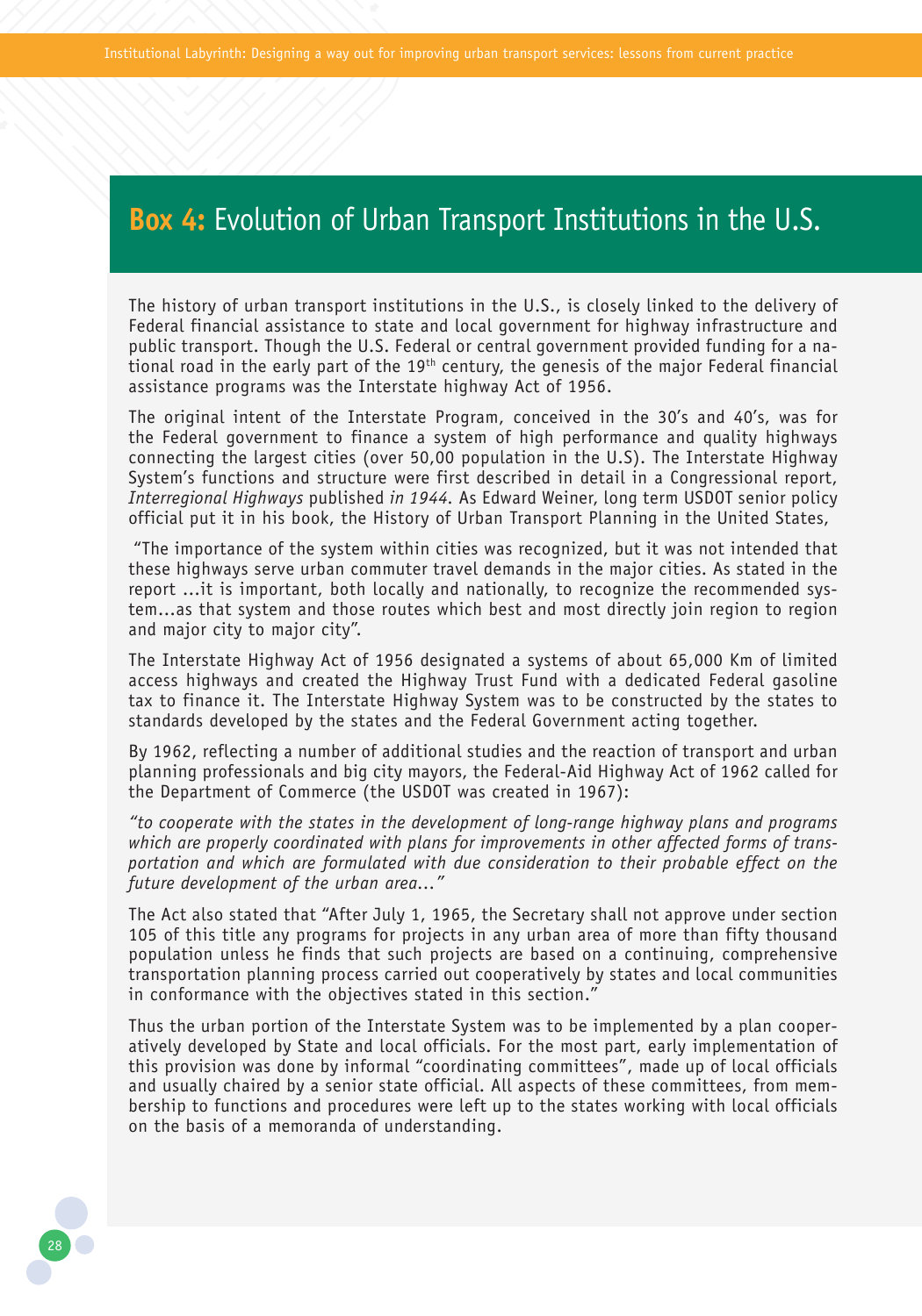## **Box 4:** Evolution of Urban Transport Institutions in the U.S.

The history of urban transport institutions in the U.S., is closely linked to the delivery of Federal financial assistance to state and local government for highway infrastructure and public transport. Though the U.S. Federal or central government provided funding for a national road in the early part of the 19th century, the genesis of the major Federal financial assistance programs was the Interstate highway Act of 1956.

The original intent of the Interstate Program, conceived in the 30's and 40's, was for the Federal government to finance a system of high performance and quality highways connecting the largest cities (over 50,00 population in the U.S). The Interstate Highway System's functions and structure were first described in detail in a Congressional report, *Interregional Highways* published *in 1944*. As Edward Weiner, long term USDOT senior policy official put it in his book, the History of Urban Transport Planning in the United States,

"The importance of the system within cities was recognized, but it was not intended that these highways serve urban commuter travel demands in the major cities. As stated in the report ...it is important, both locally and nationally, to recognize the recommended system...as that system and those routes which best and most directly join region to region and major city to major city".

The Interstate Highway Act of 1956 designated a systems of about 65,000 Km of limited access highways and created the Highway Trust Fund with a dedicated Federal gasoline tax to finance it. The Interstate Highway System was to be constructed by the states to standards developed by the states and the Federal Government acting together.

By 1962, reflecting a number of additional studies and the reaction of transport and urban planning professionals and big city mayors, the Federal-Aid Highway Act of 1962 called for the Department of Commerce (the USDOT was created in 1967):

*"to cooperate with the states in the development of long-range highway plans and programs which are properly coordinated with plans for improvements in other affected forms of transportation and which are formulated with due consideration to their probable effect on the future development of the urban area..."*

The Act also stated that "After July 1, 1965, the Secretary shall not approve under section 105 of this title any programs for projects in any urban area of more than fifty thousand population unless he finds that such projects are based on a continuing, comprehensive transportation planning process carried out cooperatively by states and local communities in conformance with the objectives stated in this section."

Thus the urban portion of the Interstate System was to be implemented by a plan cooperatively developed by State and local officials. For the most part, early implementation of this provision was done by informal "coordinating committees", made up of local officials and usually chaired by a senior state official. All aspects of these committees, from membership to functions and procedures were left up to the states working with local officials on the basis of a memoranda of understanding.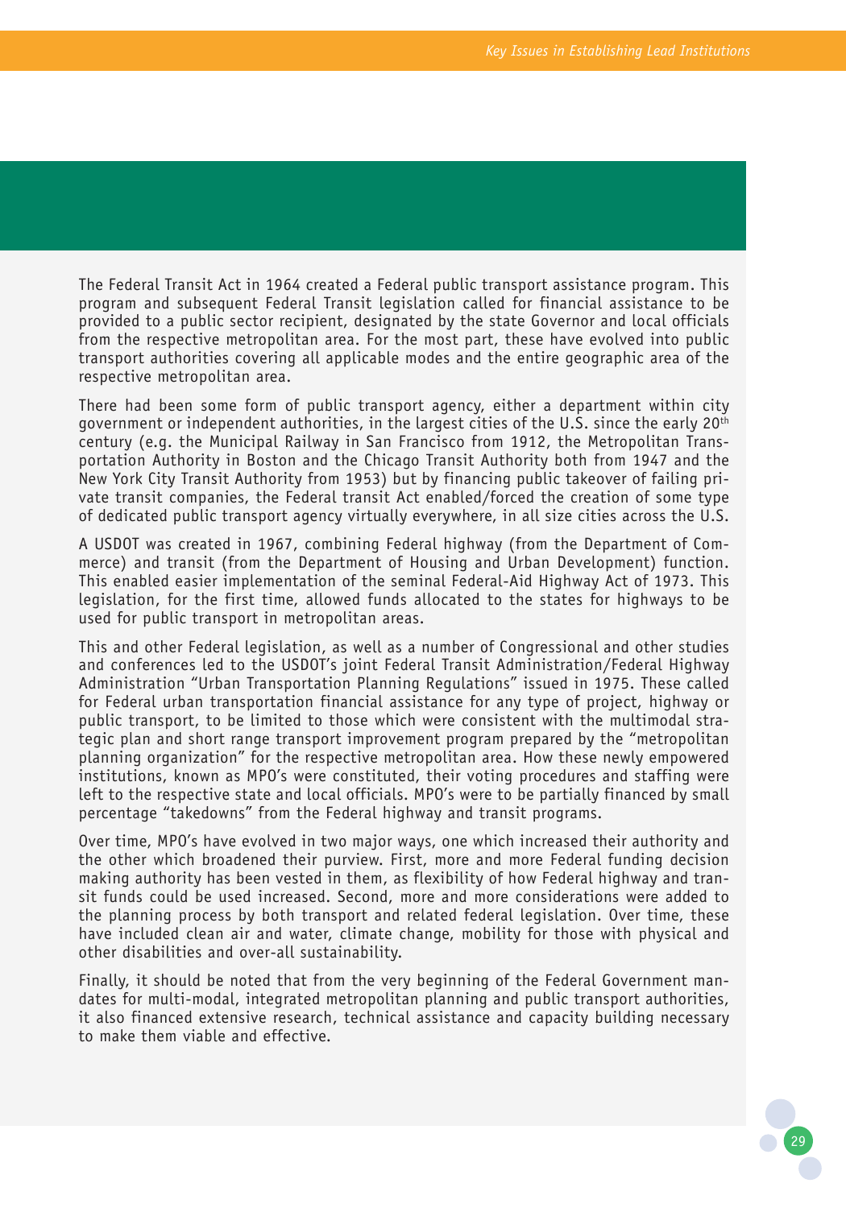The Federal Transit Act in 1964 created a Federal public transport assistance program. This program and subsequent Federal Transit legislation called for financial assistance to be provided to a public sector recipient, designated by the state Governor and local officials from the respective metropolitan area. For the most part, these have evolved into public transport authorities covering all applicable modes and the entire geographic area of the respective metropolitan area.

There had been some form of public transport agency, either a department within city government or independent authorities, in the largest cities of the U.S. since the early 20th century (e.g. the Municipal Railway in San Francisco from 1912, the Metropolitan Transportation Authority in Boston and the Chicago Transit Authority both from 1947 and the New York City Transit Authority from 1953) but by financing public takeover of failing private transit companies, the Federal transit Act enabled/forced the creation of some type of dedicated public transport agency virtually everywhere, in all size cities across the U.S.

A USDOT was created in 1967, combining Federal highway (from the Department of Commerce) and transit (from the Department of Housing and Urban Development) function. This enabled easier implementation of the seminal Federal-Aid Highway Act of 1973. This legislation, for the first time, allowed funds allocated to the states for highways to be used for public transport in metropolitan areas.

This and other Federal legislation, as well as a number of Congressional and other studies and conferences led to the USDOT's joint Federal Transit Administration/Federal Highway Administration "Urban Transportation Planning Regulations" issued in 1975. These called for Federal urban transportation financial assistance for any type of project, highway or public transport, to be limited to those which were consistent with the multimodal strategic plan and short range transport improvement program prepared by the "metropolitan planning organization" for the respective metropolitan area. How these newly empowered institutions, known as MPO's were constituted, their voting procedures and staffing were left to the respective state and local officials. MPO's were to be partially financed by small percentage "takedowns" from the Federal highway and transit programs.

Over time, MPO's have evolved in two major ways, one which increased their authority and the other which broadened their purview. First, more and more Federal funding decision making authority has been vested in them, as flexibility of how Federal highway and transit funds could be used increased. Second, more and more considerations were added to the planning process by both transport and related federal legislation. Over time, these have included clean air and water, climate change, mobility for those with physical and other disabilities and over-all sustainability.

Finally, it should be noted that from the very beginning of the Federal Government mandates for multi-modal, integrated metropolitan planning and public transport authorities, it also financed extensive research, technical assistance and capacity building necessary to make them viable and effective.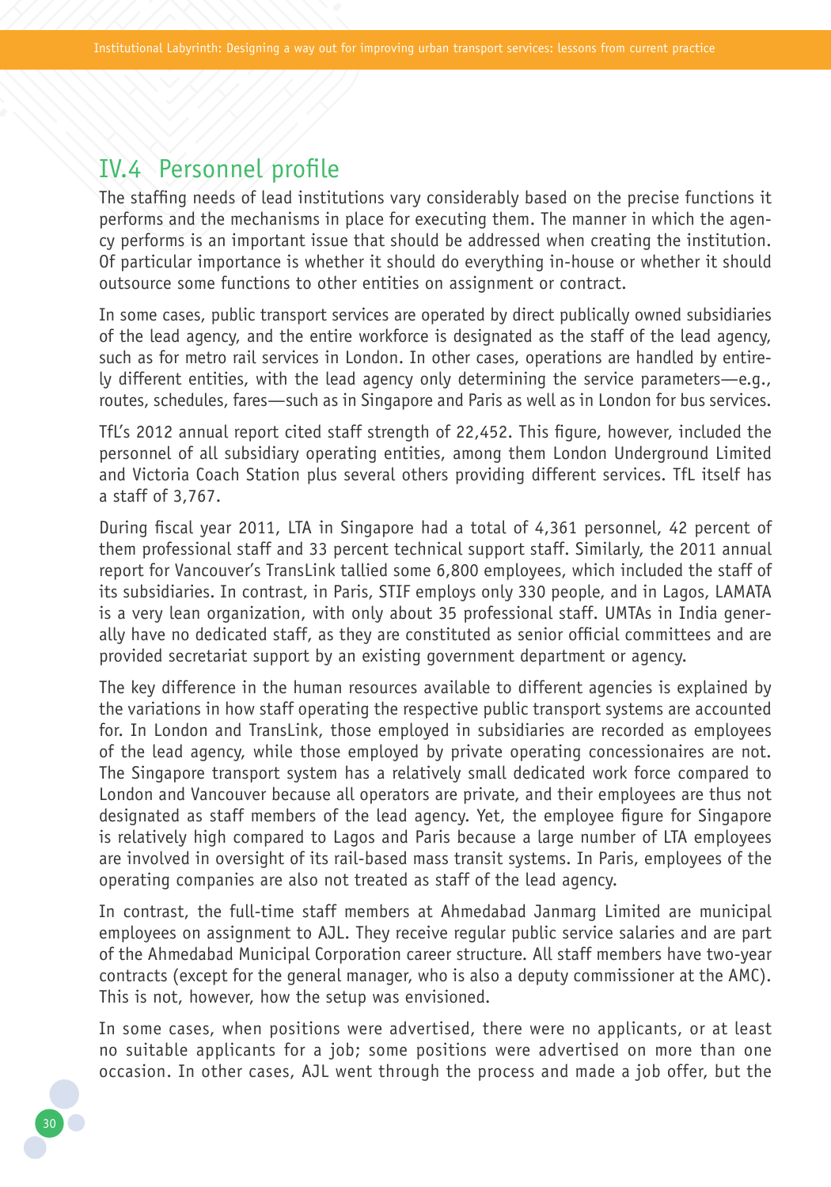## IV.4 Personnel profile

The staffing needs of lead institutions vary considerably based on the precise functions it performs and the mechanisms in place for executing them. The manner in which the agency performs is an important issue that should be addressed when creating the institution. Of particular importance is whether it should do everything in-house or whether it should outsource some functions to other entities on assignment or contract.

In some cases, public transport services are operated by direct publically owned subsidiaries of the lead agency, and the entire workforce is designated as the staff of the lead agency, such as for metro rail services in London. In other cases, operations are handled by entirely different entities, with the lead agency only determining the service parameters—e.g., routes, schedules, fares—such as in Singapore and Paris as well as in London for bus services.

TfL's 2012 annual report cited staff strength of 22,452. This figure, however, included the personnel of all subsidiary operating entities, among them London Underground Limited and Victoria Coach Station plus several others providing different services. TfL itself has a staff of 3,767.

During fiscal year 2011, LTA in Singapore had a total of 4,361 personnel, 42 percent of them professional staff and 33 percent technical support staff. Similarly, the 2011 annual report for Vancouver's TransLink tallied some 6,800 employees, which included the staff of its subsidiaries. In contrast, in Paris, STIF employs only 330 people, and in Lagos, LAMATA is a very lean organization, with only about 35 professional staff. UMTAs in India generally have no dedicated staff, as they are constituted as senior official committees and are provided secretariat support by an existing government department or agency.

The key difference in the human resources available to different agencies is explained by the variations in how staff operating the respective public transport systems are accounted for. In London and TransLink, those employed in subsidiaries are recorded as employees of the lead agency, while those employed by private operating concessionaires are not. The Singapore transport system has a relatively small dedicated work force compared to London and Vancouver because all operators are private, and their employees are thus not designated as staff members of the lead agency. Yet, the employee figure for Singapore is relatively high compared to Lagos and Paris because a large number of LTA employees are involved in oversight of its rail-based mass transit systems. In Paris, employees of the operating companies are also not treated as staff of the lead agency.

In contrast, the full-time staff members at Ahmedabad Janmarg Limited are municipal employees on assignment to AJL. They receive regular public service salaries and are part of the Ahmedabad Municipal Corporation career structure. All staff members have two-year contracts (except for the general manager, who is also a deputy commissioner at the AMC). This is not, however, how the setup was envisioned.

In some cases, when positions were advertised, there were no applicants, or at least no suitable applicants for a job; some positions were advertised on more than one occasion. In other cases, AJL went through the process and made a job offer, but the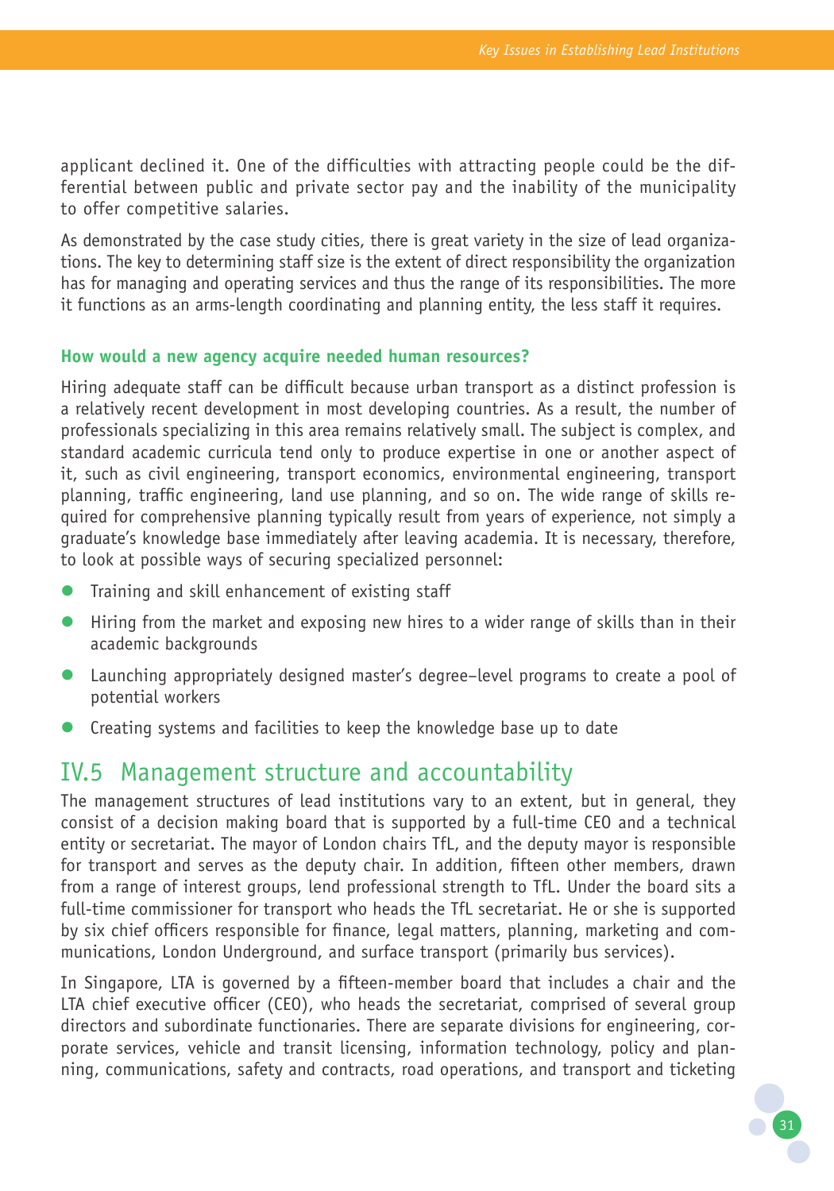applicant declined it. One of the difficulties with attracting people could be the differential between public and private sector pay and the inability of the municipality to offer competitive salaries.

As demonstrated by the case study cities, there is great variety in the size of lead organizations. The key to determining staff size is the extent of direct responsibility the organization has for managing and operating services and thus the range of its responsibilities. The more it functions as an arms-length coordinating and planning entity, the less staff it requires.

### How would a new agency acquire needed human resources?

Hiring adequate staff can be difficult because urban transport as a distinct profession is a relatively recent development in most developing countries. As a result, the number of professionals specializing in this area remains relatively small. The subject is complex, and standard academic curricula tend only to produce expertise in one or another aspect of it, such as civil engineering, transport economics, environmental engineering, transport planning, traffic engineering, land use planning, and so on. The wide range of skills required for comprehensive planning typically result from years of experience, not simply a graduate's knowledge base immediately after leaving academia. It is necessary, therefore, to look at possible ways of securing specialized personnel:

- Training and skill enhancement of existing staff
- Hiring from the market and exposing new hires to a wider range of skills than in their academic backgrounds
- Launching appropriately designed master's degree–level programs to create a pool of potential workers
- Creating systems and facilities to keep the knowledge base up to date

## IV.5 Management structure and accountability

The management structures of lead institutions vary to an extent, but in general, they consist of a decision making board that is supported by a full-time CEO and a technical entity or secretariat. The mayor of London chairs TfL, and the deputy mayor is responsible for transport and serves as the deputy chair. In addition, fifteen other members, drawn from a range of interest groups, lend professional strength to TfL. Under the board sits a full-time commissioner for transport who heads the TfL secretariat. He or she is supported by six chief officers responsible for finance, legal matters, planning, marketing and communications, London Underground, and surface transport (primarily bus services).

In Singapore, LTA is governed by a fifteen-member board that includes a chair and the LTA chief executive officer (CEO), who heads the secretariat, comprised of several group directors and subordinate functionaries. There are separate divisions for engineering, corporate services, vehicle and transit licensing, information technology, policy and planning, communications, safety and contracts, road operations, and transport and ticketing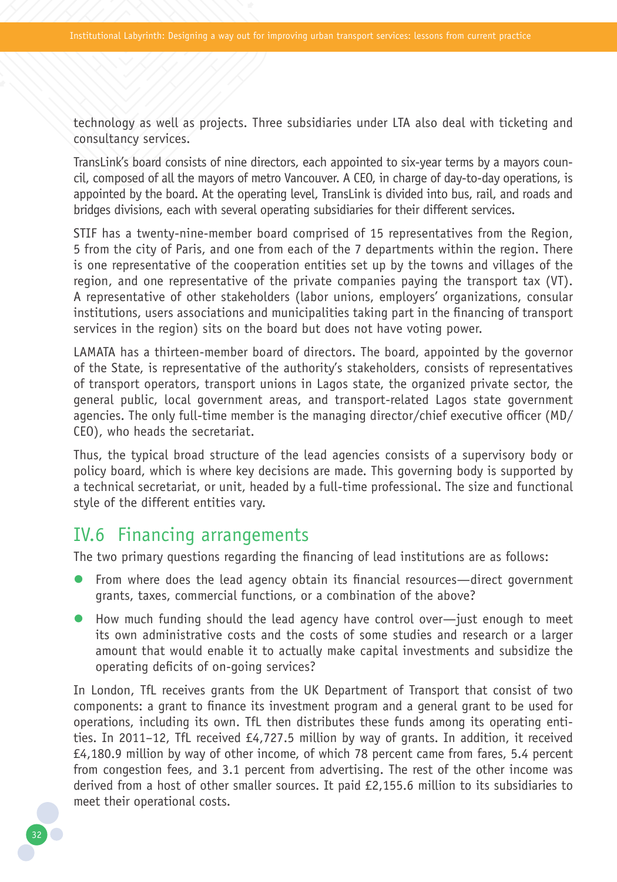technology as well as projects. Three subsidiaries under LTA also deal with ticketing and consultancy services.

TransLink's board consists of nine directors, each appointed to six-year terms by a mayors council, composed of all the mayors of metro Vancouver. A CEO, in charge of day-to-day operations, is appointed by the board. At the operating level, TransLink is divided into bus, rail, and roads and bridges divisions, each with several operating subsidiaries for their different services.

STIF has a twenty-nine-member board comprised of 15 representatives from the Region, 5 from the city of Paris, and one from each of the 7 departments within the region. There is one representative of the cooperation entities set up by the towns and villages of the region, and one representative of the private companies paying the transport tax (VT). A representative of other stakeholders (labor unions, employers' organizations, consular institutions, users associations and municipalities taking part in the financing of transport services in the region) sits on the board but does not have voting power.

LAMATA has a thirteen-member board of directors. The board, appointed by the governor of the State, is representative of the authority's stakeholders, consists of representatives of transport operators, transport unions in Lagos state, the organized private sector, the general public, local government areas, and transport-related Lagos state government agencies. The only full-time member is the managing director/chief executive officer (MD/CEO), who heads the secretariat.

Thus, the typical broad structure of the lead agencies consists of a supervisory body or policy board, which is where key decisions are made. This governing body is supported by a technical secretariat, or unit, headed by a full-time professional. The size and functional style of the different entities vary.

## IV.6 Financing arrangements

The two primary questions regarding the financing of lead institutions are as follows:

- From where does the lead agency obtain its financial resources—direct government grants, taxes, commercial functions, or a combination of the above?
- How much funding should the lead agency have control over—just enough to meet its own administrative costs and the costs of some studies and research or a larger amount that would enable it to actually make capital investments and subsidize the operating deficits of on-going services?

In London, TfL receives grants from the UK Department of Transport that consist of two components: a grant to finance its investment program and a general grant to be used for operations, including its own. TfL then distributes these funds among its operating entities. In 2011–12, TfL received £4,727.5 million by way of grants. In addition, it received £4,180.9 million by way of other income, of which 78 percent came from fares, 5.4 percent from congestion fees, and 3.1 percent from advertising. The rest of the other income was derived from a host of other smaller sources. It paid £2,155.6 million to its subsidiaries to meet their operational costs.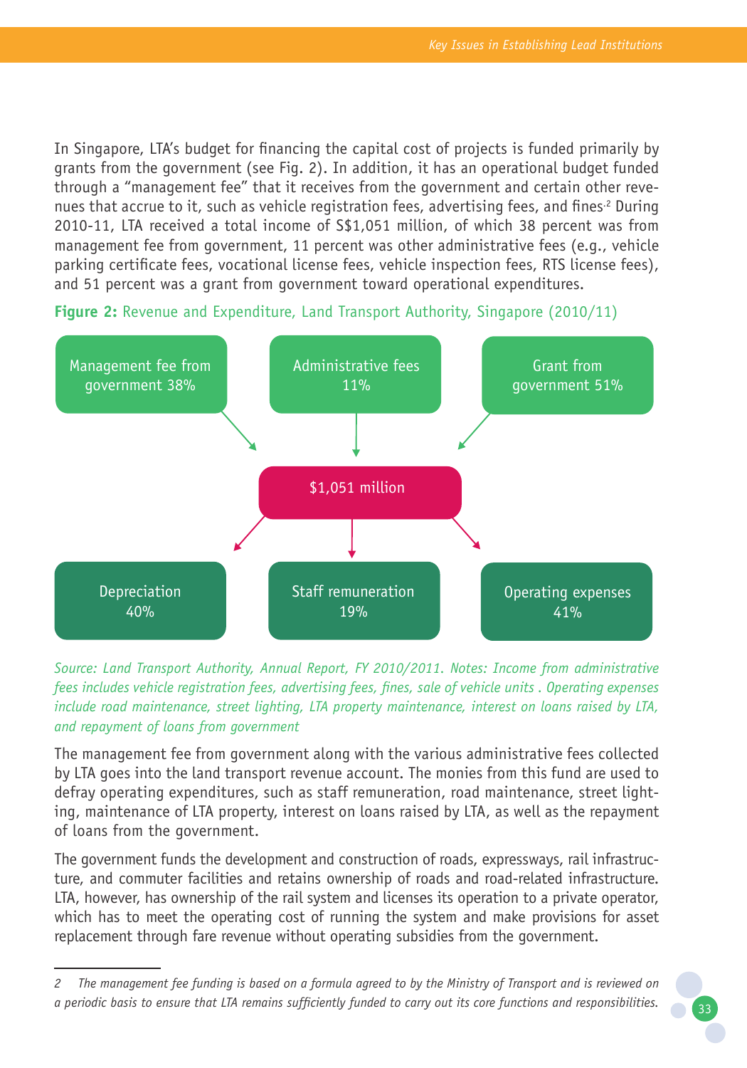In Singapore, LTA's budget for financing the capital cost of projects is funded primarily by grants from the government (see Fig. 2). In addition, it has an operational budget funded through a "management fee" that it receives from the government and certain other revenues that accrue to it, such as vehicle registration fees, advertising fees, and fines.[2] During 2010-11, LTA received a total income of S$1,051 million, of which 38 percent was from management fee from government, 11 percent was other administrative fees (e.g., vehicle parking certificate fees, vocational license fees, vehicle inspection fees, RTS license fees), and 51 percent was a grant from government toward operational expenditures.

**Figure 2:** Revenue and Expenditure, Land Transport Authority, Singapore (2010/11)

Management fee from government 38%

Administrative fees 11%

Grant from government 51%

$1,051 million

Depreciation 40%

Staff remuneration 19%

Operating expenses 41%

*Source: Land Transport Authority, Annual Report, FY 2010/2011. Notes: Income from administrative fees includes vehicle registration fees, advertising fees, fines, sale of vehicle units . Operating expenses include road maintenance, street lighting, LTA property maintenance, interest on loans raised by LTA, and repayment of loans from government*

The management fee from government along with the various administrative fees collected by LTA goes into the land transport revenue account. The monies from this fund are used to defray operating expenditures, such as staff remuneration, road maintenance, street lighting, maintenance of LTA property, interest on loans raised by LTA, as well as the repayment of loans from the government.

The government funds the development and construction of roads, expressways, rail infrastructure, and commuter facilities and retains ownership of roads and road-related infrastructure. LTA, however, has ownership of the rail system and licenses its operation to a private operator, which has to meet the operating cost of running the system and make provisions for asset replacement through fare revenue without operating subsidies from the government.

---

2 *The management fee funding is based on a formula agreed to by the Ministry of Transport and is reviewed on a periodic basis to ensure that LTA remains sufficiently funded to carry out its core functions and responsibilities.*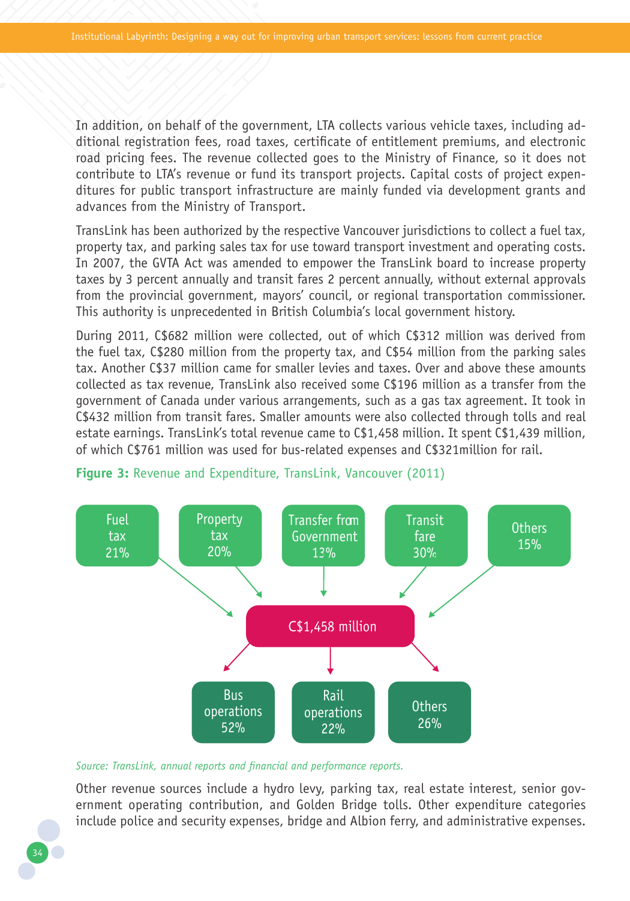In addition, on behalf of the government, LTA collects various vehicle taxes, including additional registration fees, road taxes, certificate of entitlement premiums, and electronic road pricing fees. The revenue collected goes to the Ministry of Finance, so it does not contribute to LTA's revenue or fund its transport projects. Capital costs of project expenditures for public transport infrastructure are mainly funded via development grants and advances from the Ministry of Transport.

TransLink has been authorized by the respective Vancouver jurisdictions to collect a fuel tax, property tax, and parking sales tax for use toward transport investment and operating costs. In 2007, the GVTA Act was amended to empower the TransLink board to increase property taxes by 3 percent annually and transit fares 2 percent annually, without external approvals from the provincial government, mayors' council, or regional transportation commissioner. This authority is unprecedented in British Columbia's local government history.

During 2011, C$682 million were collected, out of which C$312 million was derived from the fuel tax, C$280 million from the property tax, and C$54 million from the parking sales tax. Another C$37 million came for smaller levies and taxes. Over and above these amounts collected as tax revenue, TransLink also received some C$196 million as a transfer from the government of Canada under various arrangements, such as a gas tax agreement. It took in C$432 million from transit fares. Smaller amounts were also collected through tolls and real estate earnings. TransLink's total revenue came to C$1,458 million. It spent C$1,439 million, of which C$761 million was used for bus-related expenses and C$321million for rail.

**Figure 3:** Revenue and Expenditure, TransLink, Vancouver (2011)

Revenue sources → C$1,458 million:
- Fuel tax 21%
- Property tax 20%
- Transfer from Government 13%
- Transit fare 30%
- Others 15%

Expenditure from C$1,458 million:
- Bus operations 52%
- Rail operations 22%
- Others 26%

*Source: TransLink, annual reports and financial and performance reports.*

Other revenue sources include a hydro levy, parking tax, real estate interest, senior government operating contribution, and Golden Bridge tolls. Other expenditure categories include police and security expenses, bridge and Albion ferry, and administrative expenses.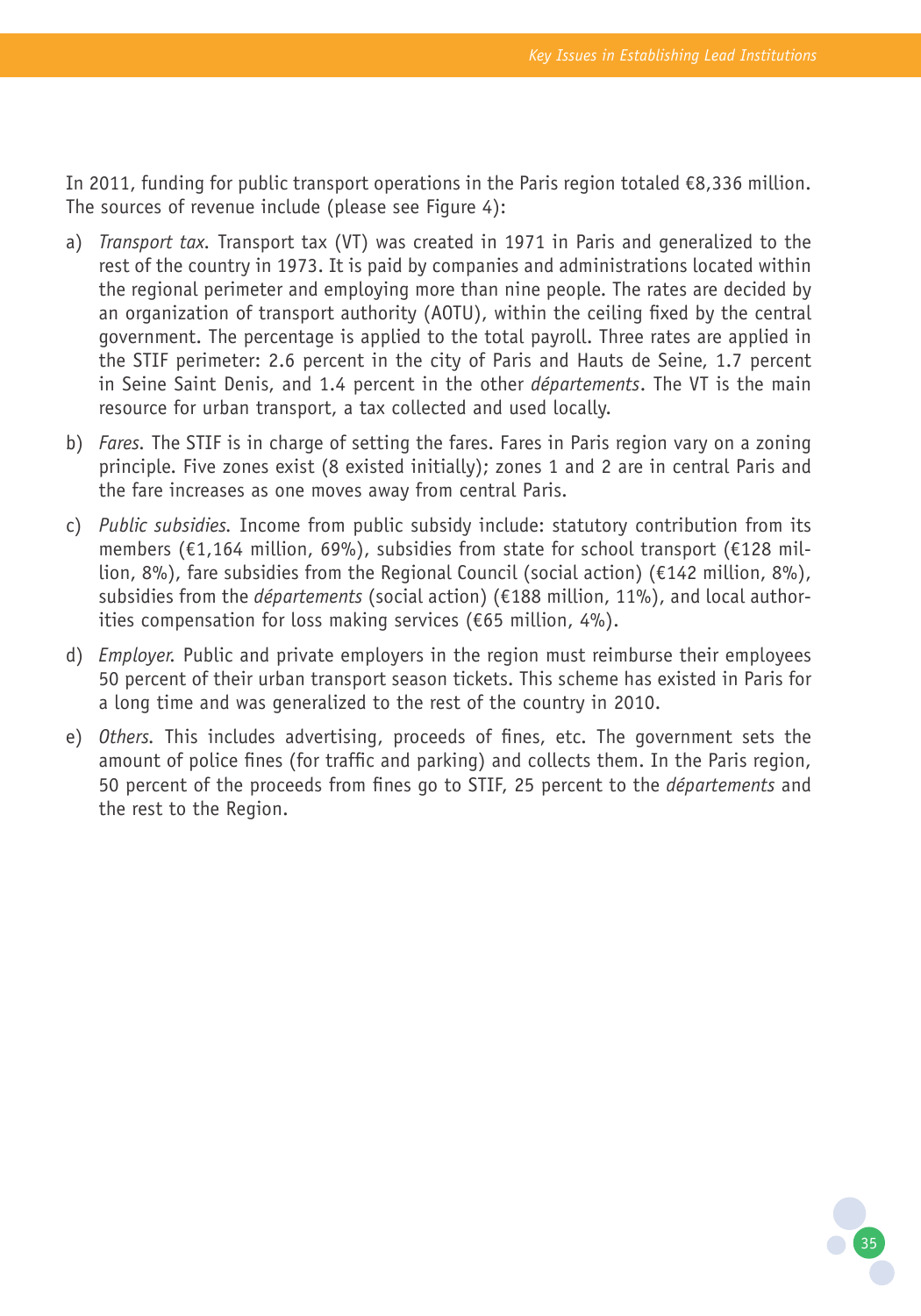In 2011, funding for public transport operations in the Paris region totaled €8,336 million. The sources of revenue include (please see Figure 4):

a) *Transport tax.* Transport tax (VT) was created in 1971 in Paris and generalized to the rest of the country in 1973. It is paid by companies and administrations located within the regional perimeter and employing more than nine people. The rates are decided by an organization of transport authority (AOTU), within the ceiling fixed by the central government. The percentage is applied to the total payroll. Three rates are applied in the STIF perimeter: 2.6 percent in the city of Paris and Hauts de Seine, 1.7 percent in Seine Saint Denis, and 1.4 percent in the other *départements*. The VT is the main resource for urban transport, a tax collected and used locally.

b) *Fares.* The STIF is in charge of setting the fares. Fares in Paris region vary on a zoning principle. Five zones exist (8 existed initially); zones 1 and 2 are in central Paris and the fare increases as one moves away from central Paris.

c) *Public subsidies.* Income from public subsidy include: statutory contribution from its members (€1,164 million, 69%), subsidies from state for school transport (€128 million, 8%), fare subsidies from the Regional Council (social action) (€142 million, 8%), subsidies from the *départements* (social action) (€188 million, 11%), and local authorities compensation for loss making services (€65 million, 4%).

d) *Employer.* Public and private employers in the region must reimburse their employees 50 percent of their urban transport season tickets. This scheme has existed in Paris for a long time and was generalized to the rest of the country in 2010.

e) *Others.* This includes advertising, proceeds of fines, etc. The government sets the amount of police fines (for traffic and parking) and collects them. In the Paris region, 50 percent of the proceeds from fines go to STIF, 25 percent to the *départements* and the rest to the Region.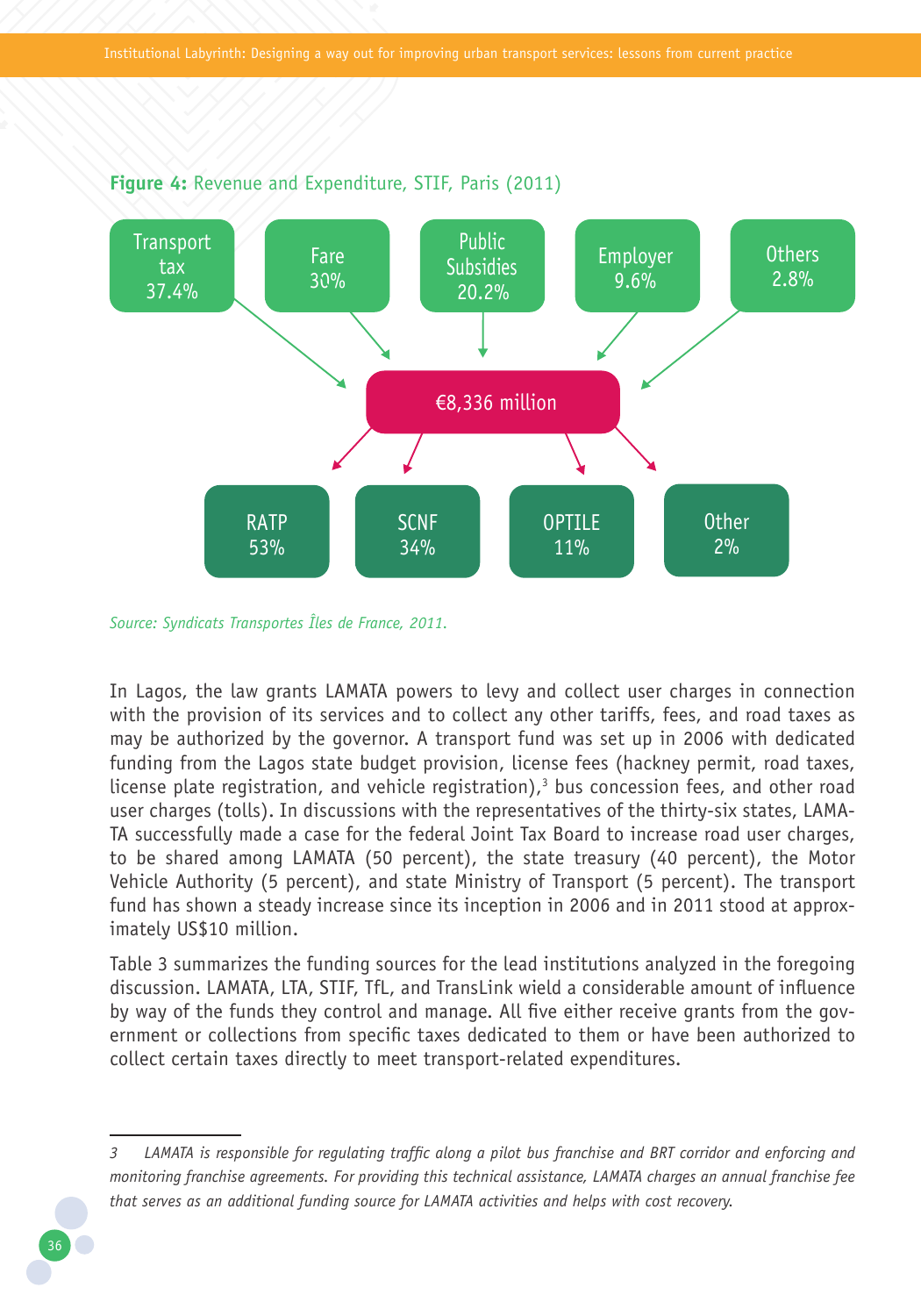**Figure 4:** Revenue and Expenditure, STIF, Paris (2011)

Transport tax 37.4%

Fare 30%

Public Subsidies 20.2%

Employer 9.6%

Others 2.8%

€8,336 million

RATP 53%

SCNF 34%

OPTILE 11%

Other 2%

*Source: Syndicats Transportes Îles de France, 2011.*

In Lagos, the law grants LAMATA powers to levy and collect user charges in connection with the provision of its services and to collect any other tariffs, fees, and road taxes as may be authorized by the governor. A transport fund was set up in 2006 with dedicated funding from the Lagos state budget provision, license fees (hackney permit, road taxes, license plate registration, and vehicle registration),[3] bus concession fees, and other road user charges (tolls). In discussions with the representatives of the thirty-six states, LAMATA successfully made a case for the federal Joint Tax Board to increase road user charges, to be shared among LAMATA (50 percent), the state treasury (40 percent), the Motor Vehicle Authority (5 percent), and state Ministry of Transport (5 percent). The transport fund has shown a steady increase since its inception in 2006 and in 2011 stood at approximately US$10 million.

Table 3 summarizes the funding sources for the lead institutions analyzed in the foregoing discussion. LAMATA, LTA, STIF, TfL, and TransLink wield a considerable amount of influence by way of the funds they control and manage. All five either receive grants from the government or collections from specific taxes dedicated to them or have been authorized to collect certain taxes directly to meet transport-related expenditures.

---

*3 LAMATA is responsible for regulating traffic along a pilot bus franchise and BRT corridor and enforcing and monitoring franchise agreements. For providing this technical assistance, LAMATA charges an annual franchise fee that serves as an additional funding source for LAMATA activities and helps with cost recovery.*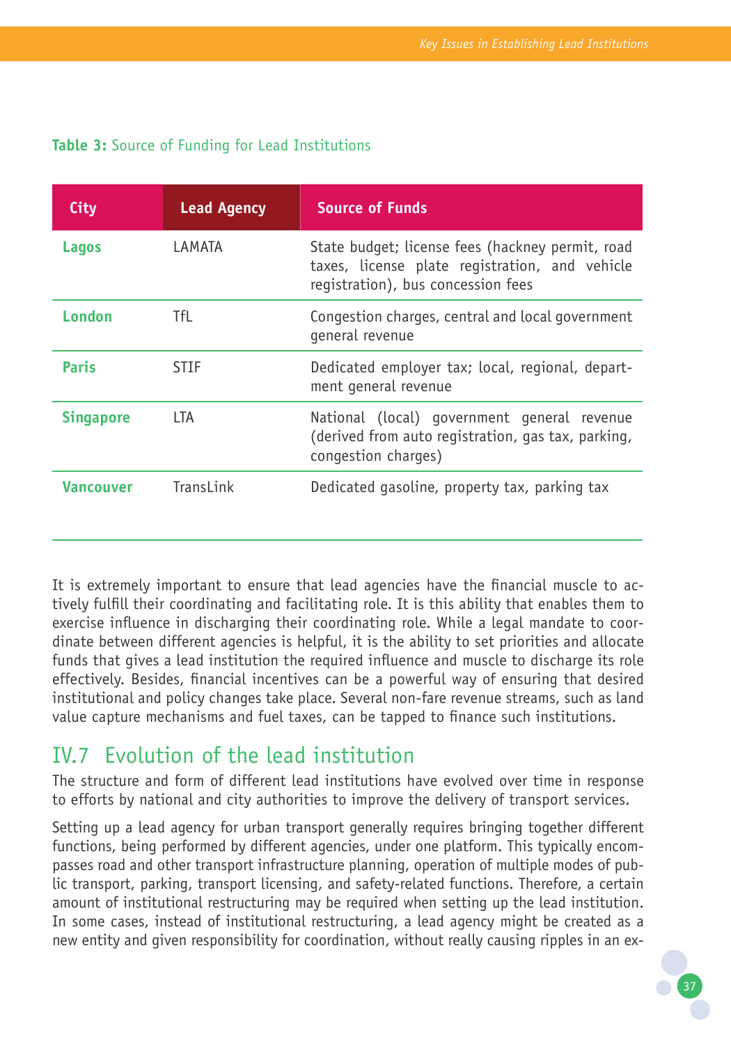**Table 3:** Source of Funding for Lead Institutions

| City | Lead Agency | Source of Funds |
| --- | --- | --- |
| **Lagos** | LAMATA | State budget; license fees (hackney permit, road taxes, license plate registration, and vehicle registration), bus concession fees |
| **London** | TfL | Congestion charges, central and local government general revenue |
| **Paris** | STIF | Dedicated employer tax; local, regional, department general revenue |
| **Singapore** | LTA | National (local) government general revenue (derived from auto registration, gas tax, parking, congestion charges) |
| **Vancouver** | TransLink | Dedicated gasoline, property tax, parking tax |

It is extremely important to ensure that lead agencies have the financial muscle to actively fulfill their coordinating and facilitating role. It is this ability that enables them to exercise influence in discharging their coordinating role. While a legal mandate to coordinate between different agencies is helpful, it is the ability to set priorities and allocate funds that gives a lead institution the required influence and muscle to discharge its role effectively. Besides, financial incentives can be a powerful way of ensuring that desired institutional and policy changes take place. Several non-fare revenue streams, such as land value capture mechanisms and fuel taxes, can be tapped to finance such institutions.

## IV.7 Evolution of the lead institution

The structure and form of different lead institutions have evolved over time in response to efforts by national and city authorities to improve the delivery of transport services.

Setting up a lead agency for urban transport generally requires bringing together different functions, being performed by different agencies, under one platform. This typically encompasses road and other transport infrastructure planning, operation of multiple modes of public transport, parking, transport licensing, and safety-related functions. Therefore, a certain amount of institutional restructuring may be required when setting up the lead institution. In some cases, instead of institutional restructuring, a lead agency might be created as a new entity and given responsibility for coordination, without really causing ripples in an ex-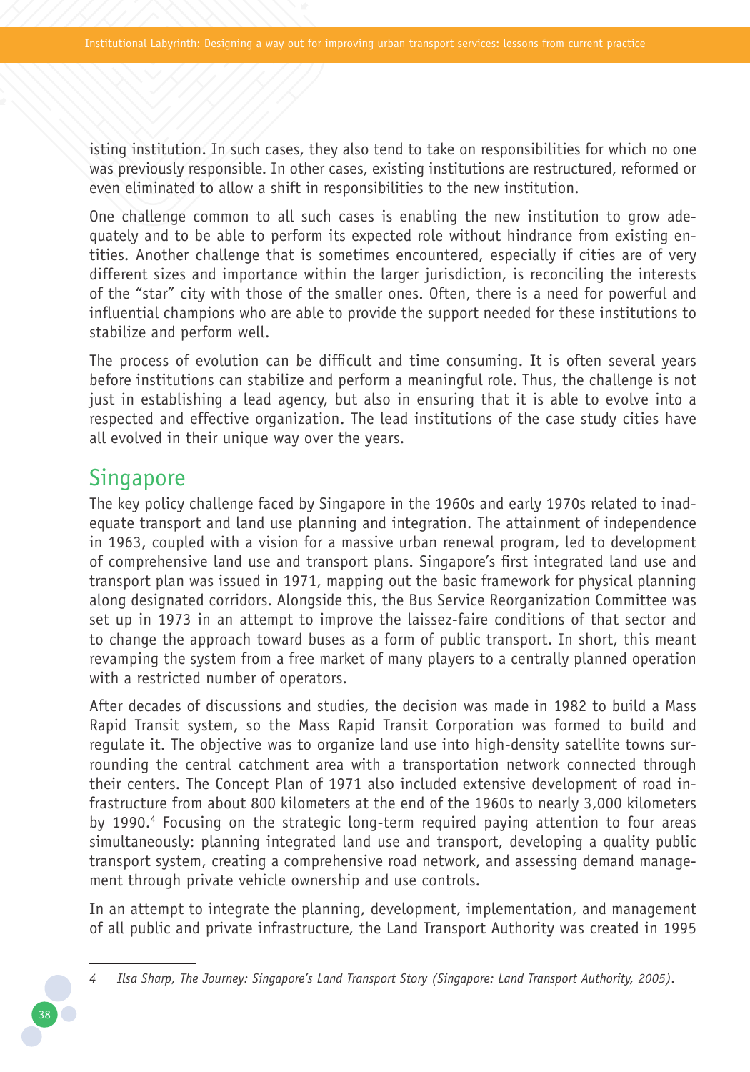isting institution. In such cases, they also tend to take on responsibilities for which no one was previously responsible. In other cases, existing institutions are restructured, reformed or even eliminated to allow a shift in responsibilities to the new institution.

One challenge common to all such cases is enabling the new institution to grow adequately and to be able to perform its expected role without hindrance from existing entities. Another challenge that is sometimes encountered, especially if cities are of very different sizes and importance within the larger jurisdiction, is reconciling the interests of the "star" city with those of the smaller ones. Often, there is a need for powerful and influential champions who are able to provide the support needed for these institutions to stabilize and perform well.

The process of evolution can be difficult and time consuming. It is often several years before institutions can stabilize and perform a meaningful role. Thus, the challenge is not just in establishing a lead agency, but also in ensuring that it is able to evolve into a respected and effective organization. The lead institutions of the case study cities have all evolved in their unique way over the years.

## Singapore

The key policy challenge faced by Singapore in the 1960s and early 1970s related to inadequate transport and land use planning and integration. The attainment of independence in 1963, coupled with a vision for a massive urban renewal program, led to development of comprehensive land use and transport plans. Singapore's first integrated land use and transport plan was issued in 1971, mapping out the basic framework for physical planning along designated corridors. Alongside this, the Bus Service Reorganization Committee was set up in 1973 in an attempt to improve the laissez-faire conditions of that sector and to change the approach toward buses as a form of public transport. In short, this meant revamping the system from a free market of many players to a centrally planned operation with a restricted number of operators.

After decades of discussions and studies, the decision was made in 1982 to build a Mass Rapid Transit system, so the Mass Rapid Transit Corporation was formed to build and regulate it. The objective was to organize land use into high-density satellite towns surrounding the central catchment area with a transportation network connected through their centers. The Concept Plan of 1971 also included extensive development of road infrastructure from about 800 kilometers at the end of the 1960s to nearly 3,000 kilometers by 1990.[4] Focusing on the strategic long-term required paying attention to four areas simultaneously: planning integrated land use and transport, developing a quality public transport system, creating a comprehensive road network, and assessing demand management through private vehicle ownership and use controls.

In an attempt to integrate the planning, development, implementation, and management of all public and private infrastructure, the Land Transport Authority was created in 1995

---

4 *Ilsa Sharp, The Journey: Singapore's Land Transport Story (Singapore: Land Transport Authority, 2005).*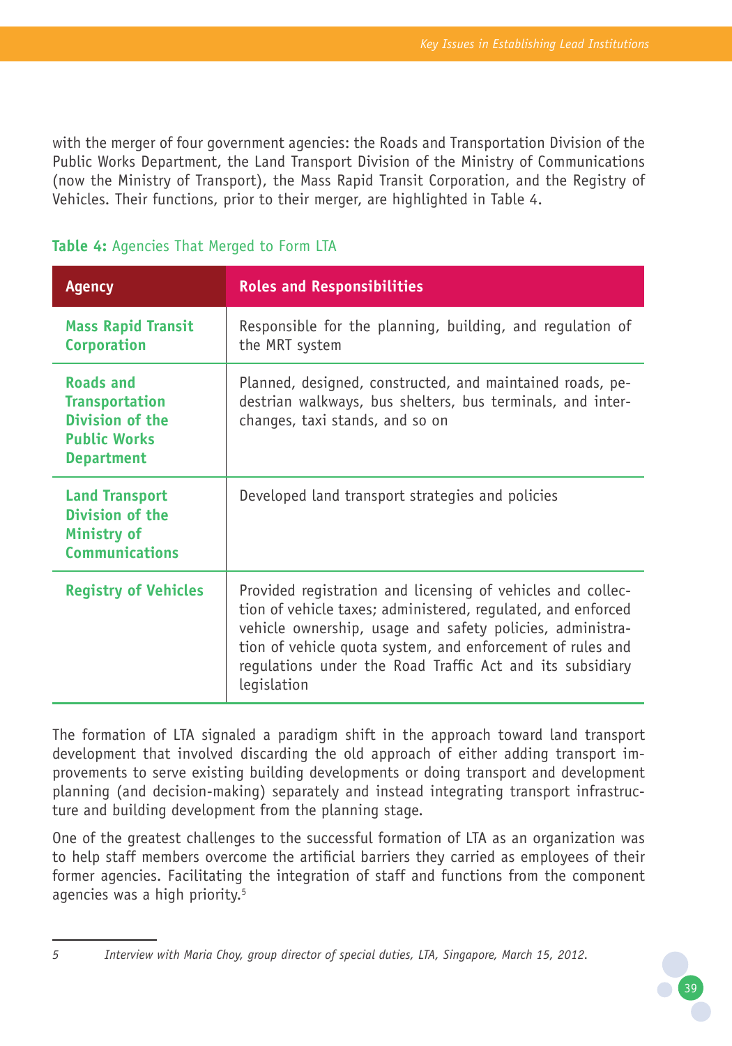with the merger of four government agencies: the Roads and Transportation Division of the Public Works Department, the Land Transport Division of the Ministry of Communications (now the Ministry of Transport), the Mass Rapid Transit Corporation, and the Registry of Vehicles. Their functions, prior to their merger, are highlighted in Table 4.

**Table 4:** Agencies That Merged to Form LTA

| Agency | Roles and Responsibilities |
|---|---|
| **Mass Rapid Transit Corporation** | Responsible for the planning, building, and regulation of the MRT system |
| **Roads and Transportation Division of the Public Works Department** | Planned, designed, constructed, and maintained roads, pedestrian walkways, bus shelters, bus terminals, and interchanges, taxi stands, and so on |
| **Land Transport Division of the Ministry of Communications** | Developed land transport strategies and policies |
| **Registry of Vehicles** | Provided registration and licensing of vehicles and collection of vehicle taxes; administered, regulated, and enforced vehicle ownership, usage and safety policies, administration of vehicle quota system, and enforcement of rules and regulations under the Road Traffic Act and its subsidiary legislation |

The formation of LTA signaled a paradigm shift in the approach toward land transport development that involved discarding the old approach of either adding transport improvements to serve existing building developments or doing transport and development planning (and decision-making) separately and instead integrating transport infrastructure and building development from the planning stage.

One of the greatest challenges to the successful formation of LTA as an organization was to help staff members overcome the artificial barriers they carried as employees of their former agencies. Facilitating the integration of staff and functions from the component agencies was a high priority.[5]

5 *Interview with Maria Choy, group director of special duties, LTA, Singapore, March 15, 2012.*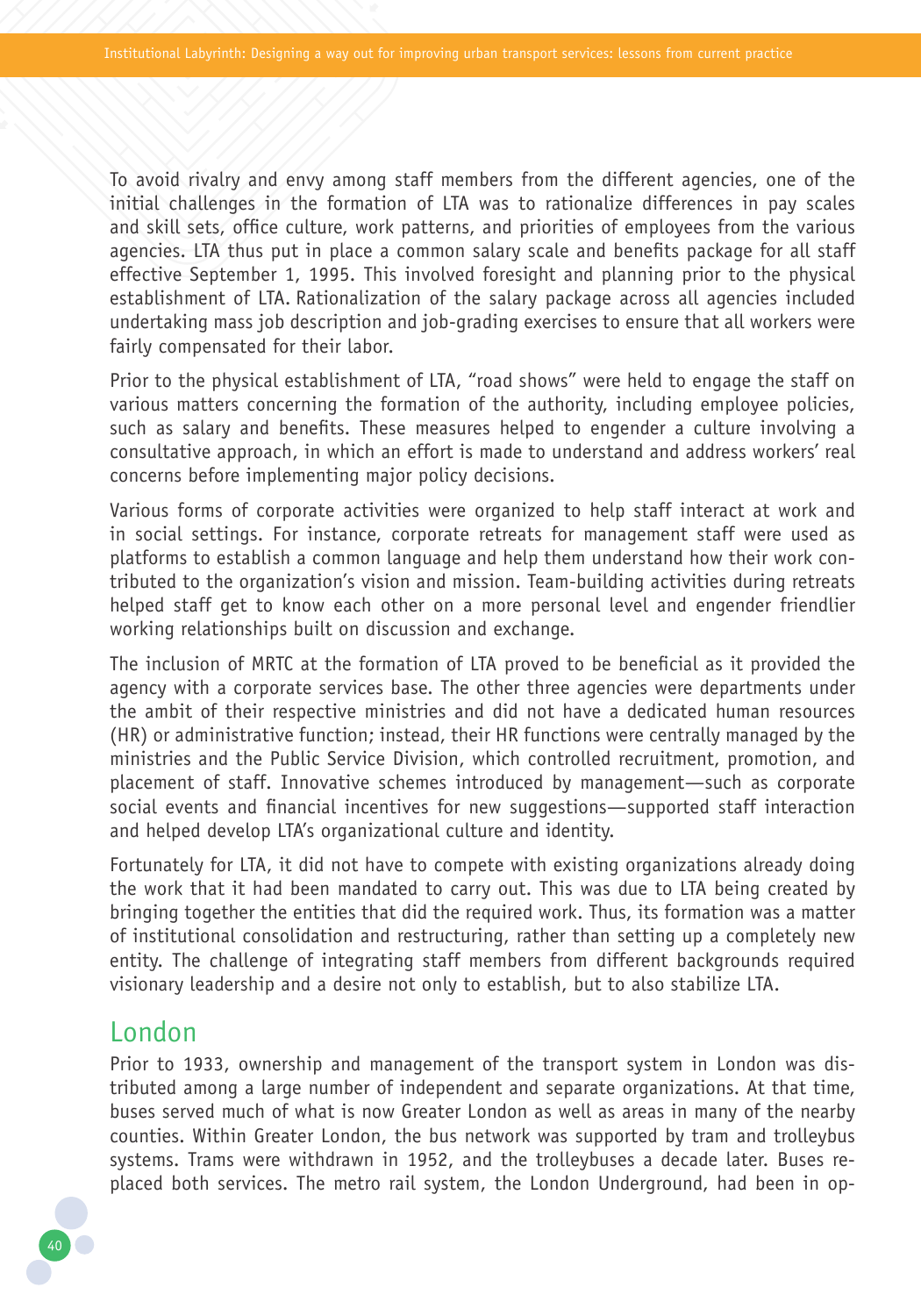To avoid rivalry and envy among staff members from the different agencies, one of the initial challenges in the formation of LTA was to rationalize differences in pay scales and skill sets, office culture, work patterns, and priorities of employees from the various agencies. LTA thus put in place a common salary scale and benefits package for all staff effective September 1, 1995. This involved foresight and planning prior to the physical establishment of LTA. Rationalization of the salary package across all agencies included undertaking mass job description and job-grading exercises to ensure that all workers were fairly compensated for their labor.

Prior to the physical establishment of LTA, "road shows" were held to engage the staff on various matters concerning the formation of the authority, including employee policies, such as salary and benefits. These measures helped to engender a culture involving a consultative approach, in which an effort is made to understand and address workers' real concerns before implementing major policy decisions.

Various forms of corporate activities were organized to help staff interact at work and in social settings. For instance, corporate retreats for management staff were used as platforms to establish a common language and help them understand how their work contributed to the organization's vision and mission. Team-building activities during retreats helped staff get to know each other on a more personal level and engender friendlier working relationships built on discussion and exchange.

The inclusion of MRTC at the formation of LTA proved to be beneficial as it provided the agency with a corporate services base. The other three agencies were departments under the ambit of their respective ministries and did not have a dedicated human resources (HR) or administrative function; instead, their HR functions were centrally managed by the ministries and the Public Service Division, which controlled recruitment, promotion, and placement of staff. Innovative schemes introduced by management—such as corporate social events and financial incentives for new suggestions—supported staff interaction and helped develop LTA's organizational culture and identity.

Fortunately for LTA, it did not have to compete with existing organizations already doing the work that it had been mandated to carry out. This was due to LTA being created by bringing together the entities that did the required work. Thus, its formation was a matter of institutional consolidation and restructuring, rather than setting up a completely new entity. The challenge of integrating staff members from different backgrounds required visionary leadership and a desire not only to establish, but to also stabilize LTA.

## London

Prior to 1933, ownership and management of the transport system in London was distributed among a large number of independent and separate organizations. At that time, buses served much of what is now Greater London as well as areas in many of the nearby counties. Within Greater London, the bus network was supported by tram and trolleybus systems. Trams were withdrawn in 1952, and the trolleybuses a decade later. Buses replaced both services. The metro rail system, the London Underground, had been in op-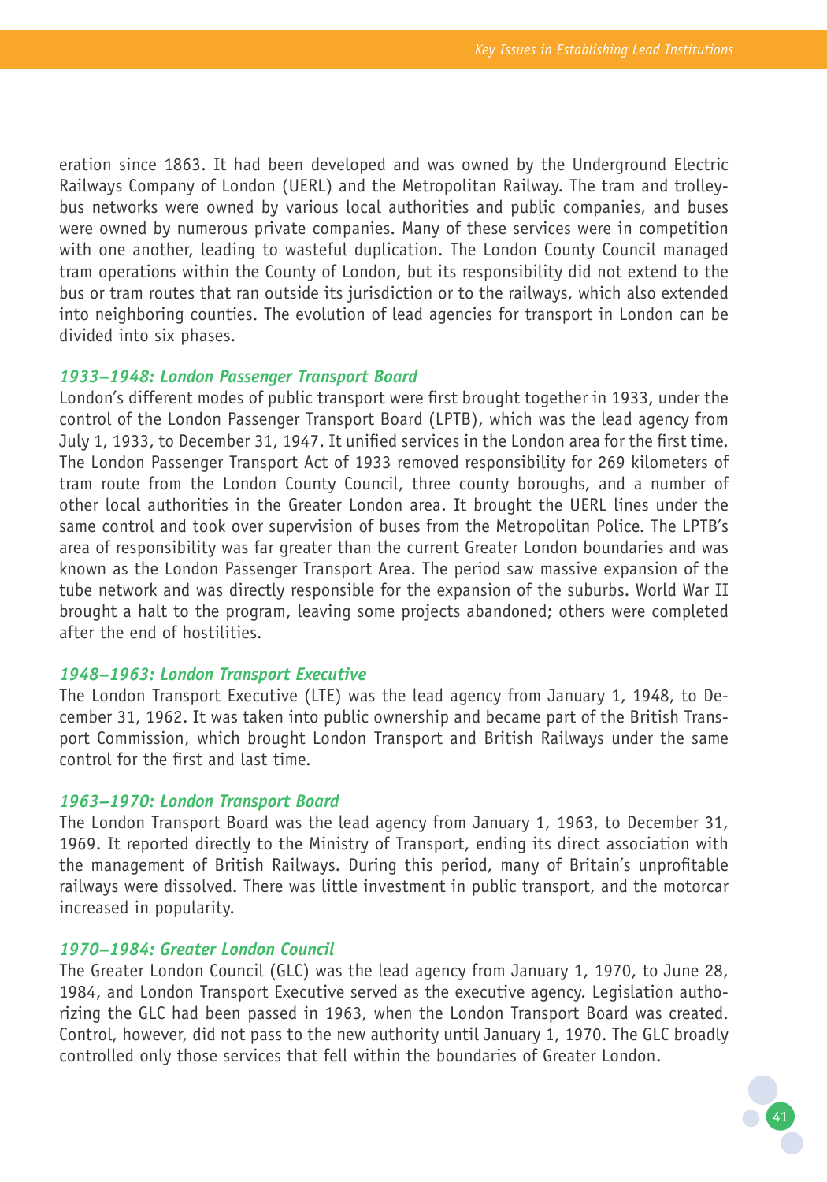eration since 1863. It had been developed and was owned by the Underground Electric Railways Company of London (UERL) and the Metropolitan Railway. The tram and trolleybus networks were owned by various local authorities and public companies, and buses were owned by numerous private companies. Many of these services were in competition with one another, leading to wasteful duplication. The London County Council managed tram operations within the County of London, but its responsibility did not extend to the bus or tram routes that ran outside its jurisdiction or to the railways, which also extended into neighboring counties. The evolution of lead agencies for transport in London can be divided into six phases.

### *1933–1948: London Passenger Transport Board*

London's different modes of public transport were first brought together in 1933, under the control of the London Passenger Transport Board (LPTB), which was the lead agency from July 1, 1933, to December 31, 1947. It unified services in the London area for the first time. The London Passenger Transport Act of 1933 removed responsibility for 269 kilometers of tram route from the London County Council, three county boroughs, and a number of other local authorities in the Greater London area. It brought the UERL lines under the same control and took over supervision of buses from the Metropolitan Police. The LPTB's area of responsibility was far greater than the current Greater London boundaries and was known as the London Passenger Transport Area. The period saw massive expansion of the tube network and was directly responsible for the expansion of the suburbs. World War II brought a halt to the program, leaving some projects abandoned; others were completed after the end of hostilities.

### *1948–1963: London Transport Executive*

The London Transport Executive (LTE) was the lead agency from January 1, 1948, to December 31, 1962. It was taken into public ownership and became part of the British Transport Commission, which brought London Transport and British Railways under the same control for the first and last time.

### *1963–1970: London Transport Board*

The London Transport Board was the lead agency from January 1, 1963, to December 31, 1969. It reported directly to the Ministry of Transport, ending its direct association with the management of British Railways. During this period, many of Britain's unprofitable railways were dissolved. There was little investment in public transport, and the motorcar increased in popularity.

### *1970–1984: Greater London Council*

The Greater London Council (GLC) was the lead agency from January 1, 1970, to June 28, 1984, and London Transport Executive served as the executive agency. Legislation authorizing the GLC had been passed in 1963, when the London Transport Board was created. Control, however, did not pass to the new authority until January 1, 1970. The GLC broadly controlled only those services that fell within the boundaries of Greater London.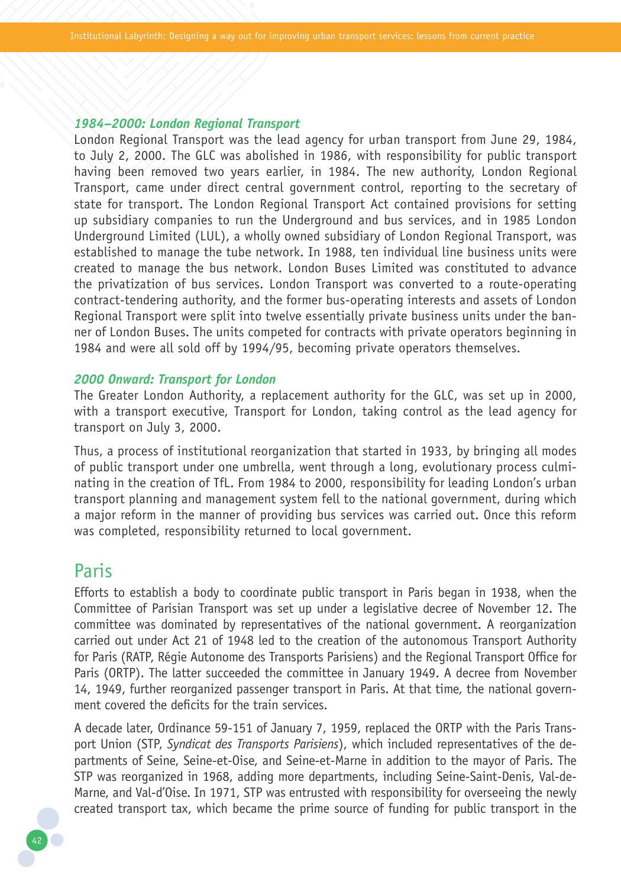#### *1984–2000: London Regional Transport*

London Regional Transport was the lead agency for urban transport from June 29, 1984, to July 2, 2000. The GLC was abolished in 1986, with responsibility for public transport having been removed two years earlier, in 1984. The new authority, London Regional Transport, came under direct central government control, reporting to the secretary of state for transport. The London Regional Transport Act contained provisions for setting up subsidiary companies to run the Underground and bus services, and in 1985 London Underground Limited (LUL), a wholly owned subsidiary of London Regional Transport, was established to manage the tube network. In 1988, ten individual line business units were created to manage the bus network. London Buses Limited was constituted to advance the privatization of bus services. London Transport was converted to a route-operating contract-tendering authority, and the former bus-operating interests and assets of London Regional Transport were split into twelve essentially private business units under the banner of London Buses. The units competed for contracts with private operators beginning in 1984 and were all sold off by 1994/95, becoming private operators themselves.

#### *2000 Onward: Transport for London*

The Greater London Authority, a replacement authority for the GLC, was set up in 2000, with a transport executive, Transport for London, taking control as the lead agency for transport on July 3, 2000.

Thus, a process of institutional reorganization that started in 1933, by bringing all modes of public transport under one umbrella, went through a long, evolutionary process culminating in the creation of TfL. From 1984 to 2000, responsibility for leading London's urban transport planning and management system fell to the national government, during which a major reform in the manner of providing bus services was carried out. Once this reform was completed, responsibility returned to local government.

## Paris

Efforts to establish a body to coordinate public transport in Paris began in 1938, when the Committee of Parisian Transport was set up under a legislative decree of November 12. The committee was dominated by representatives of the national government. A reorganization carried out under Act 21 of 1948 led to the creation of the autonomous Transport Authority for Paris (RATP, Régie Autonome des Transports Parisiens) and the Regional Transport Office for Paris (ORTP). The latter succeeded the committee in January 1949. A decree from November 14, 1949, further reorganized passenger transport in Paris. At that time, the national government covered the deficits for the train services.

A decade later, Ordinance 59-151 of January 7, 1959, replaced the ORTP with the Paris Transport Union (STP, *Syndicat des Transports Parisiens*), which included representatives of the departments of Seine, Seine-et-Oise, and Seine-et-Marne in addition to the mayor of Paris. The STP was reorganized in 1968, adding more departments, including Seine-Saint-Denis, Val-de-Marne, and Val-d'Oise. In 1971, STP was entrusted with responsibility for overseeing the newly created transport tax, which became the prime source of funding for public transport in the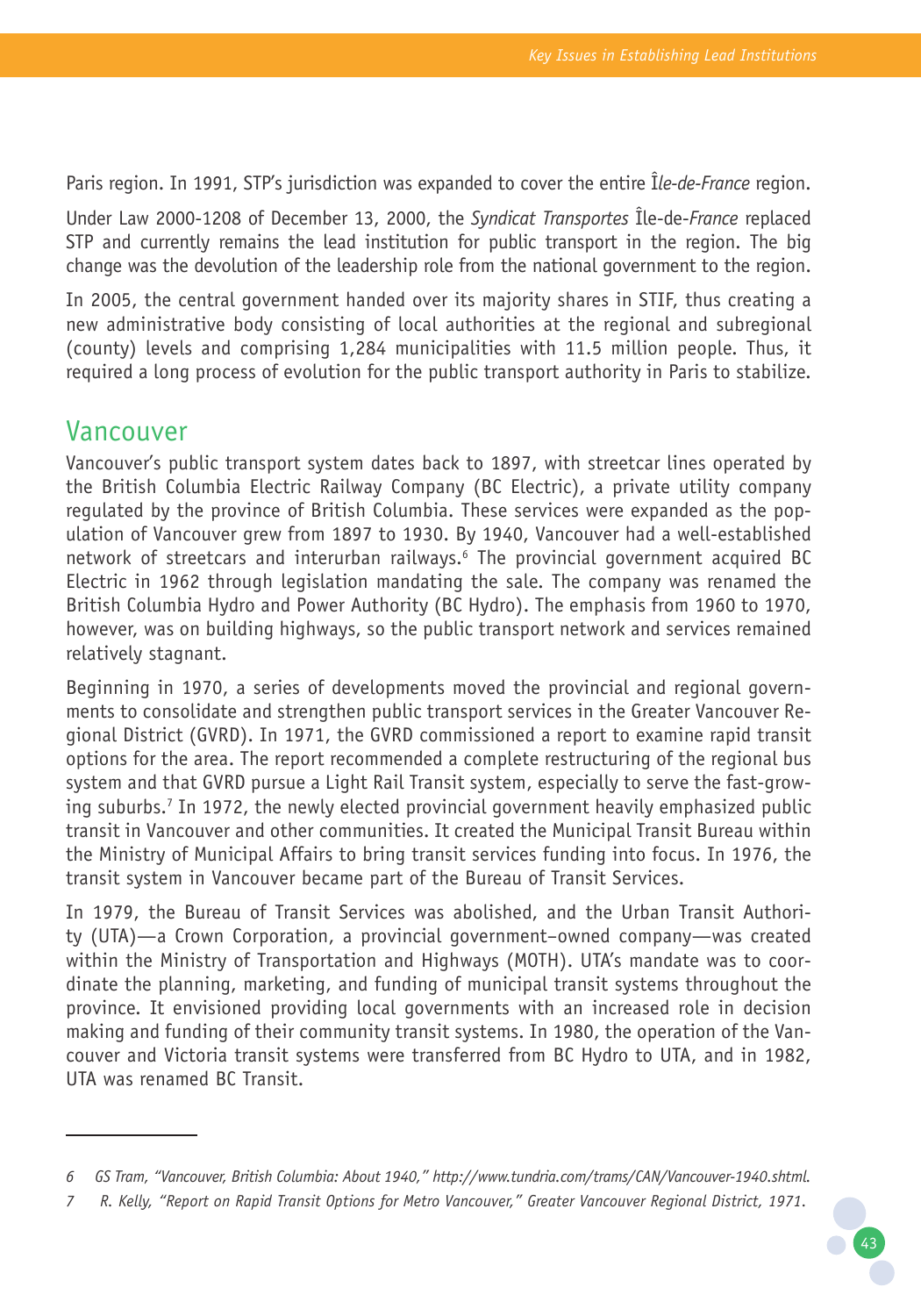Paris region. In 1991, STP's jurisdiction was expanded to cover the entire *Île-de-France* region.

Under Law 2000-1208 of December 13, 2000, the *Syndicat Transportes* Île-de-*France* replaced STP and currently remains the lead institution for public transport in the region. The big change was the devolution of the leadership role from the national government to the region.

In 2005, the central government handed over its majority shares in STIF, thus creating a new administrative body consisting of local authorities at the regional and subregional (county) levels and comprising 1,284 municipalities with 11.5 million people. Thus, it required a long process of evolution for the public transport authority in Paris to stabilize.

## Vancouver

Vancouver's public transport system dates back to 1897, with streetcar lines operated by the British Columbia Electric Railway Company (BC Electric), a private utility company regulated by the province of British Columbia. These services were expanded as the population of Vancouver grew from 1897 to 1930. By 1940, Vancouver had a well-established network of streetcars and interurban railways.[6] The provincial government acquired BC Electric in 1962 through legislation mandating the sale. The company was renamed the British Columbia Hydro and Power Authority (BC Hydro). The emphasis from 1960 to 1970, however, was on building highways, so the public transport network and services remained relatively stagnant.

Beginning in 1970, a series of developments moved the provincial and regional governments to consolidate and strengthen public transport services in the Greater Vancouver Regional District (GVRD). In 1971, the GVRD commissioned a report to examine rapid transit options for the area. The report recommended a complete restructuring of the regional bus system and that GVRD pursue a Light Rail Transit system, especially to serve the fast-growing suburbs.[7] In 1972, the newly elected provincial government heavily emphasized public transit in Vancouver and other communities. It created the Municipal Transit Bureau within the Ministry of Municipal Affairs to bring transit services funding into focus. In 1976, the transit system in Vancouver became part of the Bureau of Transit Services.

In 1979, the Bureau of Transit Services was abolished, and the Urban Transit Authority (UTA)—a Crown Corporation, a provincial government–owned company—was created within the Ministry of Transportation and Highways (MOTH). UTA's mandate was to coordinate the planning, marketing, and funding of municipal transit systems throughout the province. It envisioned providing local governments with an increased role in decision making and funding of their community transit systems. In 1980, the operation of the Vancouver and Victoria transit systems were transferred from BC Hydro to UTA, and in 1982, UTA was renamed BC Transit.

---

6 GS Tram, "Vancouver, British Columbia: About 1940," http://www.tundria.com/trams/CAN/Vancouver-1940.shtml.

7 R. Kelly, "Report on Rapid Transit Options for Metro Vancouver," Greater Vancouver Regional District, 1971.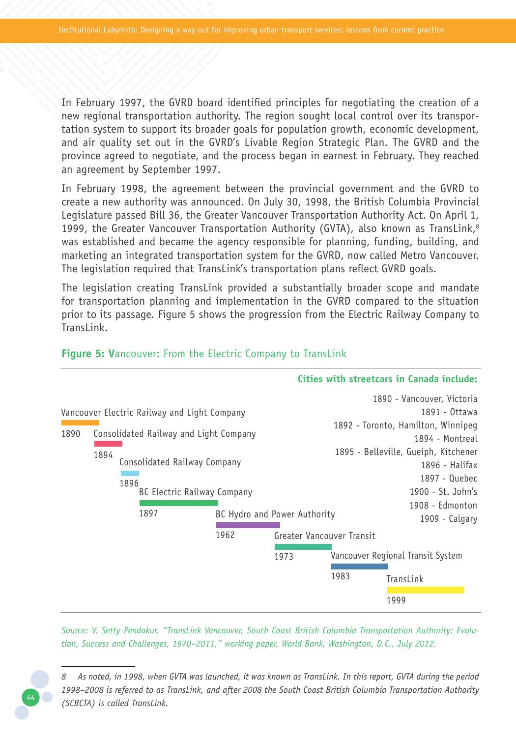In February 1997, the GVRD board identified principles for negotiating the creation of a new regional transportation authority. The region sought local control over its transportation system to support its broader goals for population growth, economic development, and air quality set out in the GVRD's Livable Region Strategic Plan. The GVRD and the province agreed to negotiate, and the process began in earnest in February. They reached an agreement by September 1997.

In February 1998, the agreement between the provincial government and the GVRD to create a new authority was announced. On July 30, 1998, the British Columbia Provincial Legislature passed Bill 36, the Greater Vancouver Transportation Authority Act. On April 1, 1999, the Greater Vancouver Transportation Authority (GVTA), also known as TransLink,[8] was established and became the agency responsible for planning, funding, building, and marketing an integrated transportation system for the GVRD, now called Metro Vancouver. The legislation required that TransLink's transportation plans reflect GVRD goals.

The legislation creating TransLink provided a substantially broader scope and mandate for transportation planning and implementation in the GVRD compared to the situation prior to its passage. Figure 5 shows the progression from the Electric Railway Company to TransLink.

**Figure 5: V**ancouver: From the Electric Company to TransLink

Vancouver Electric Railway and Light Company — 1890

Consolidated Railway and Light Company — 1894

Consolidated Railway Company — 1896

BC Electric Railway Company — 1897

BC Hydro and Power Authority — 1962

Greater Vancouver Transit — 1973

Vancouver Regional Transit System — 1983

TransLink — 1999

**Cities with streetcars in Canada include:**

1890 - Vancouver, Victoria
1891 - Ottawa
1892 - Toronto, Hamilton, Winnipeg
1894 - Montreal
1895 - Belleville, Gueiph, Kitchener
1896 - Halifax
1897 - Quebec
1900 - St. John's
1908 - Edmonton
1909 - Calgary

*Source: V. Setty Pendakur, "TransLink Vancouver, South Coast British Columbia Transportation Authority: Evolution, Success and Challenges, 1970–2011," working paper, World Bank, Washington, D.C., July 2012.*

---

8 *As noted, in 1998, when GVTA was launched, it was known as TransLink. In this report, GVTA during the period 1998–2008 is referred to as TransLink, and after 2008 the South Coast British Columbia Transportation Authority (SCBCTA) is called TransLink.*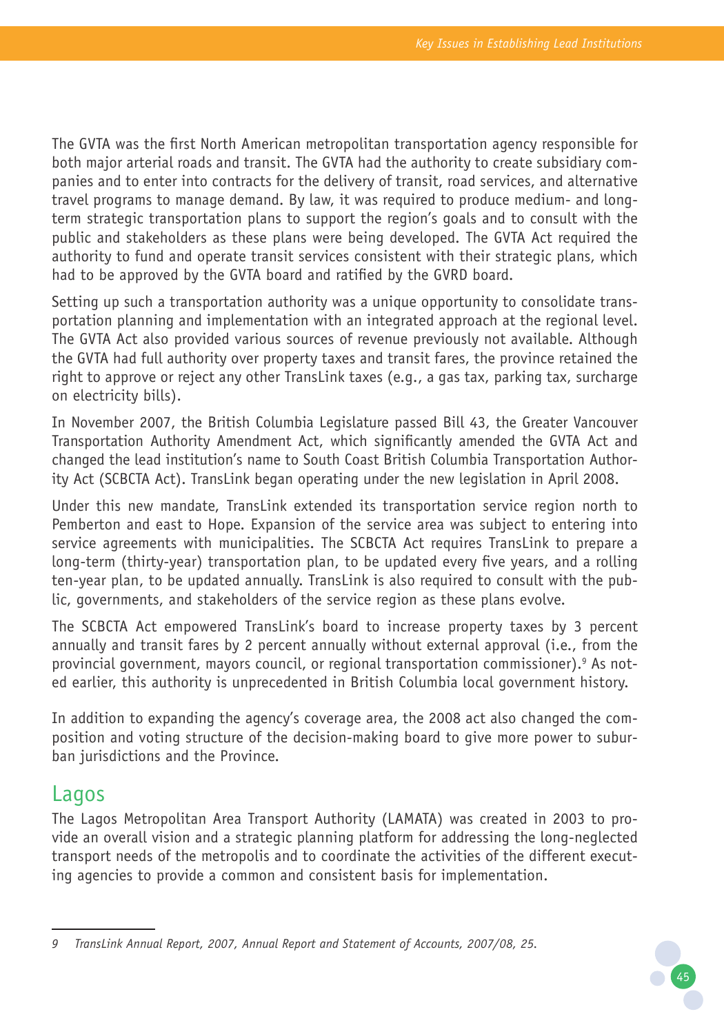The GVTA was the first North American metropolitan transportation agency responsible for both major arterial roads and transit. The GVTA had the authority to create subsidiary companies and to enter into contracts for the delivery of transit, road services, and alternative travel programs to manage demand. By law, it was required to produce medium- and long-term strategic transportation plans to support the region's goals and to consult with the public and stakeholders as these plans were being developed. The GVTA Act required the authority to fund and operate transit services consistent with their strategic plans, which had to be approved by the GVTA board and ratified by the GVRD board.

Setting up such a transportation authority was a unique opportunity to consolidate transportation planning and implementation with an integrated approach at the regional level. The GVTA Act also provided various sources of revenue previously not available. Although the GVTA had full authority over property taxes and transit fares, the province retained the right to approve or reject any other TransLink taxes (e.g., a gas tax, parking tax, surcharge on electricity bills).

In November 2007, the British Columbia Legislature passed Bill 43, the Greater Vancouver Transportation Authority Amendment Act, which significantly amended the GVTA Act and changed the lead institution's name to South Coast British Columbia Transportation Authority Act (SCBCTA Act). TransLink began operating under the new legislation in April 2008.

Under this new mandate, TransLink extended its transportation service region north to Pemberton and east to Hope. Expansion of the service area was subject to entering into service agreements with municipalities. The SCBCTA Act requires TransLink to prepare a long-term (thirty-year) transportation plan, to be updated every five years, and a rolling ten-year plan, to be updated annually. TransLink is also required to consult with the public, governments, and stakeholders of the service region as these plans evolve.

The SCBCTA Act empowered TransLink's board to increase property taxes by 3 percent annually and transit fares by 2 percent annually without external approval (i.e., from the provincial government, mayors council, or regional transportation commissioner).[9] As noted earlier, this authority is unprecedented in British Columbia local government history.

In addition to expanding the agency's coverage area, the 2008 act also changed the composition and voting structure of the decision-making board to give more power to suburban jurisdictions and the Province.

## Lagos

The Lagos Metropolitan Area Transport Authority (LAMATA) was created in 2003 to provide an overall vision and a strategic planning platform for addressing the long-neglected transport needs of the metropolis and to coordinate the activities of the different executing agencies to provide a common and consistent basis for implementation.

---

9 *TransLink Annual Report, 2007, Annual Report and Statement of Accounts, 2007/08, 25.*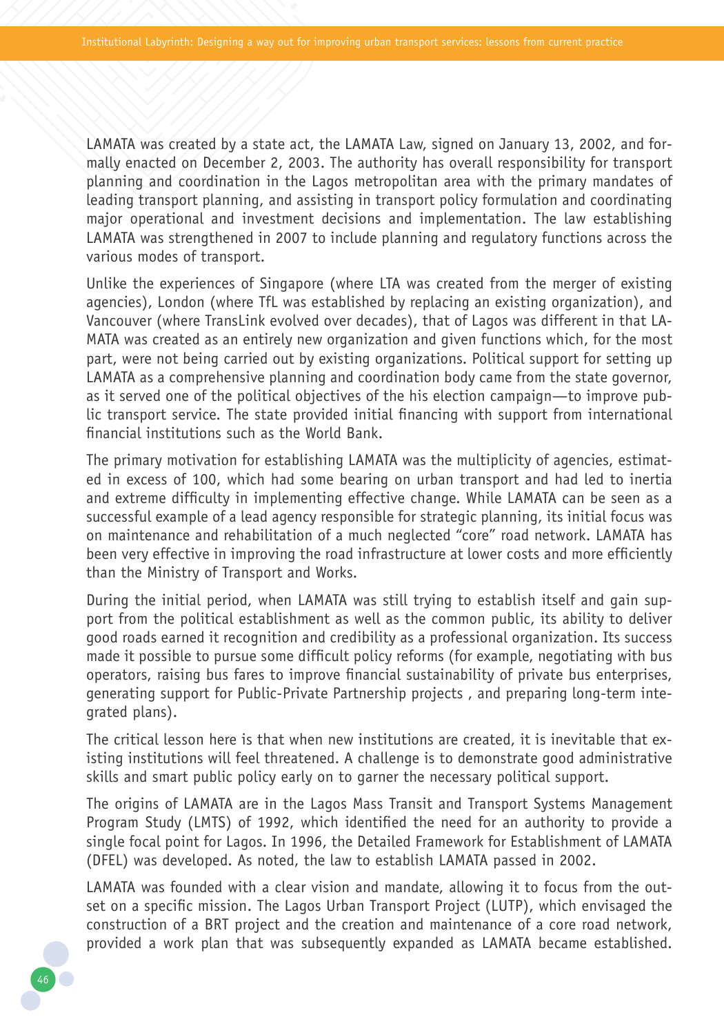LAMATA was created by a state act, the LAMATA Law, signed on January 13, 2002, and formally enacted on December 2, 2003. The authority has overall responsibility for transport planning and coordination in the Lagos metropolitan area with the primary mandates of leading transport planning, and assisting in transport policy formulation and coordinating major operational and investment decisions and implementation. The law establishing LAMATA was strengthened in 2007 to include planning and regulatory functions across the various modes of transport.

Unlike the experiences of Singapore (where LTA was created from the merger of existing agencies), London (where TfL was established by replacing an existing organization), and Vancouver (where TransLink evolved over decades), that of Lagos was different in that LAMATA was created as an entirely new organization and given functions which, for the most part, were not being carried out by existing organizations. Political support for setting up LAMATA as a comprehensive planning and coordination body came from the state governor, as it served one of the political objectives of the his election campaign—to improve public transport service. The state provided initial financing with support from international financial institutions such as the World Bank.

The primary motivation for establishing LAMATA was the multiplicity of agencies, estimated in excess of 100, which had some bearing on urban transport and had led to inertia and extreme difficulty in implementing effective change. While LAMATA can be seen as a successful example of a lead agency responsible for strategic planning, its initial focus was on maintenance and rehabilitation of a much neglected "core" road network. LAMATA has been very effective in improving the road infrastructure at lower costs and more efficiently than the Ministry of Transport and Works.

During the initial period, when LAMATA was still trying to establish itself and gain support from the political establishment as well as the common public, its ability to deliver good roads earned it recognition and credibility as a professional organization. Its success made it possible to pursue some difficult policy reforms (for example, negotiating with bus operators, raising bus fares to improve financial sustainability of private bus enterprises, generating support for Public-Private Partnership projects , and preparing long-term integrated plans).

The critical lesson here is that when new institutions are created, it is inevitable that existing institutions will feel threatened. A challenge is to demonstrate good administrative skills and smart public policy early on to garner the necessary political support.

The origins of LAMATA are in the Lagos Mass Transit and Transport Systems Management Program Study (LMTS) of 1992, which identified the need for an authority to provide a single focal point for Lagos. In 1996, the Detailed Framework for Establishment of LAMATA (DFEL) was developed. As noted, the law to establish LAMATA passed in 2002.

LAMATA was founded with a clear vision and mandate, allowing it to focus from the outset on a specific mission. The Lagos Urban Transport Project (LUTP), which envisaged the construction of a BRT project and the creation and maintenance of a core road network, provided a work plan that was subsequently expanded as LAMATA became established.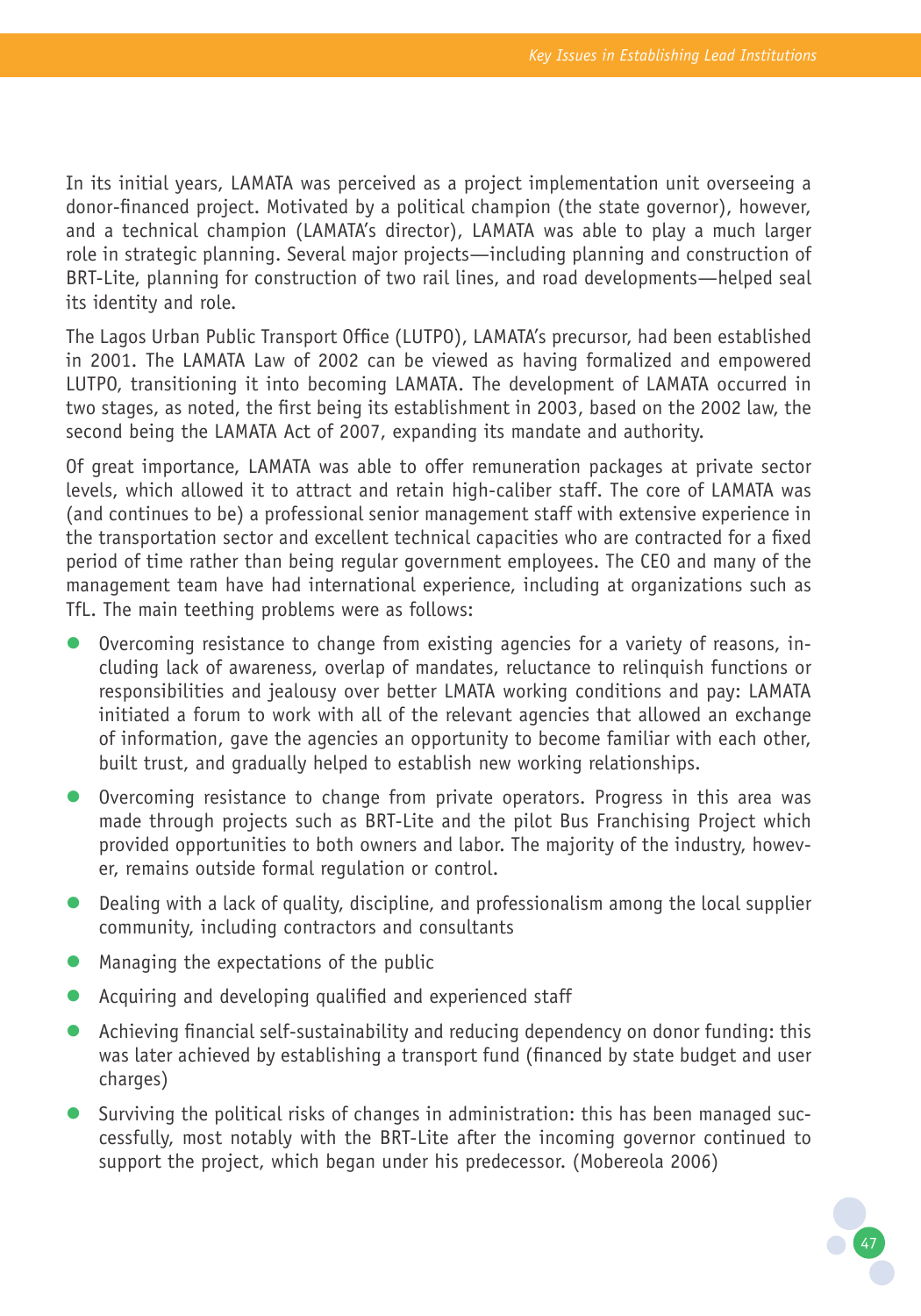In its initial years, LAMATA was perceived as a project implementation unit overseeing a donor-financed project. Motivated by a political champion (the state governor), however, and a technical champion (LAMATA's director), LAMATA was able to play a much larger role in strategic planning. Several major projects—including planning and construction of BRT-Lite, planning for construction of two rail lines, and road developments—helped seal its identity and role.

The Lagos Urban Public Transport Office (LUTPO), LAMATA's precursor, had been established in 2001. The LAMATA Law of 2002 can be viewed as having formalized and empowered LUTPO, transitioning it into becoming LAMATA. The development of LAMATA occurred in two stages, as noted, the first being its establishment in 2003, based on the 2002 law, the second being the LAMATA Act of 2007, expanding its mandate and authority.

Of great importance, LAMATA was able to offer remuneration packages at private sector levels, which allowed it to attract and retain high-caliber staff. The core of LAMATA was (and continues to be) a professional senior management staff with extensive experience in the transportation sector and excellent technical capacities who are contracted for a fixed period of time rather than being regular government employees. The CEO and many of the management team have had international experience, including at organizations such as TfL. The main teething problems were as follows:

- Overcoming resistance to change from existing agencies for a variety of reasons, including lack of awareness, overlap of mandates, reluctance to relinquish functions or responsibilities and jealousy over better LMATA working conditions and pay: LAMATA initiated a forum to work with all of the relevant agencies that allowed an exchange of information, gave the agencies an opportunity to become familiar with each other, built trust, and gradually helped to establish new working relationships.
- Overcoming resistance to change from private operators. Progress in this area was made through projects such as BRT-Lite and the pilot Bus Franchising Project which provided opportunities to both owners and labor. The majority of the industry, however, remains outside formal regulation or control.
- Dealing with a lack of quality, discipline, and professionalism among the local supplier community, including contractors and consultants
- Managing the expectations of the public
- Acquiring and developing qualified and experienced staff
- Achieving financial self-sustainability and reducing dependency on donor funding: this was later achieved by establishing a transport fund (financed by state budget and user charges)
- Surviving the political risks of changes in administration: this has been managed successfully, most notably with the BRT-Lite after the incoming governor continued to support the project, which began under his predecessor. (Mobereola 2006)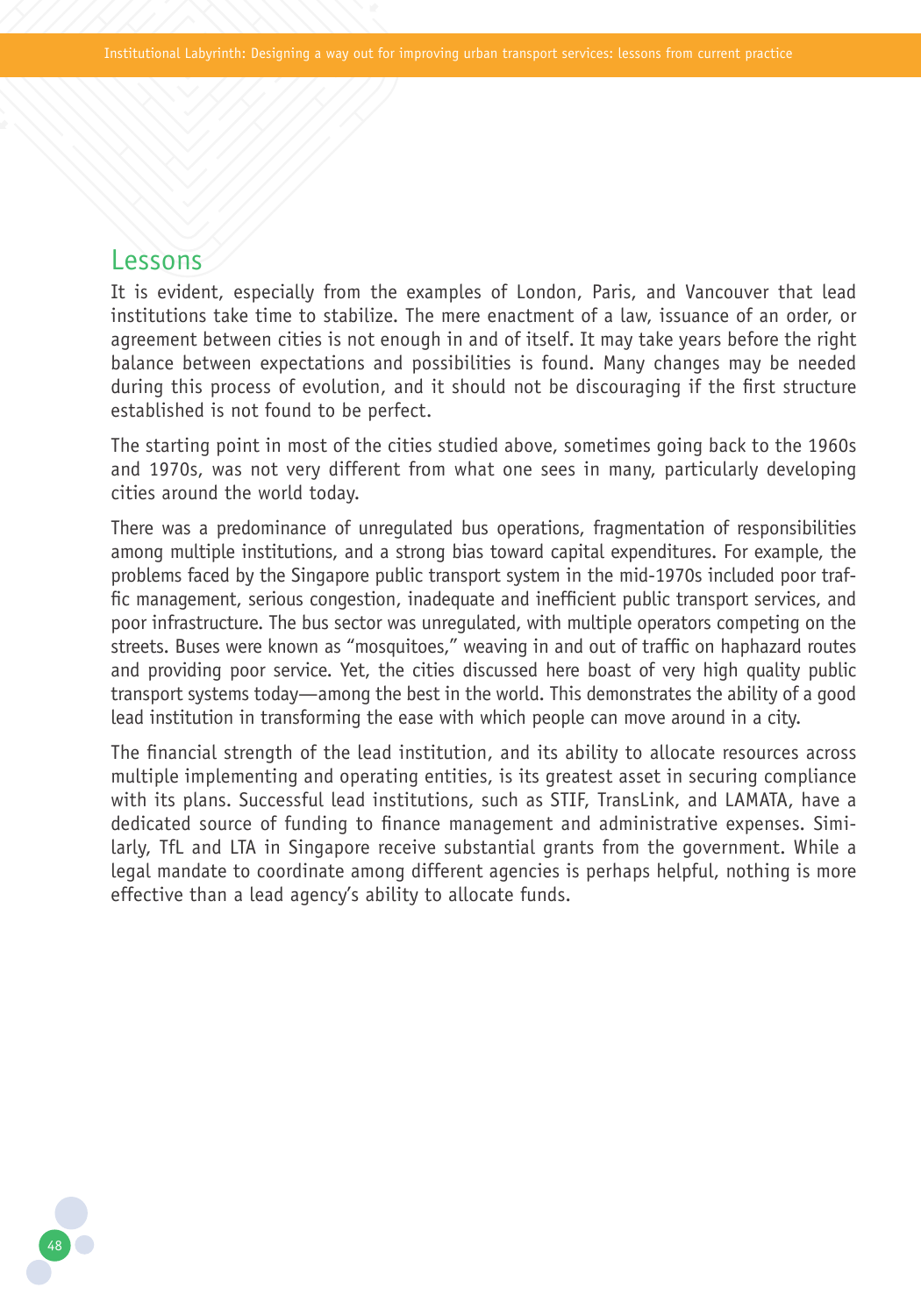## Lessons

It is evident, especially from the examples of London, Paris, and Vancouver that lead institutions take time to stabilize. The mere enactment of a law, issuance of an order, or agreement between cities is not enough in and of itself. It may take years before the right balance between expectations and possibilities is found. Many changes may be needed during this process of evolution, and it should not be discouraging if the first structure established is not found to be perfect.

The starting point in most of the cities studied above, sometimes going back to the 1960s and 1970s, was not very different from what one sees in many, particularly developing cities around the world today.

There was a predominance of unregulated bus operations, fragmentation of responsibilities among multiple institutions, and a strong bias toward capital expenditures. For example, the problems faced by the Singapore public transport system in the mid-1970s included poor traffic management, serious congestion, inadequate and inefficient public transport services, and poor infrastructure. The bus sector was unregulated, with multiple operators competing on the streets. Buses were known as "mosquitoes," weaving in and out of traffic on haphazard routes and providing poor service. Yet, the cities discussed here boast of very high quality public transport systems today—among the best in the world. This demonstrates the ability of a good lead institution in transforming the ease with which people can move around in a city.

The financial strength of the lead institution, and its ability to allocate resources across multiple implementing and operating entities, is its greatest asset in securing compliance with its plans. Successful lead institutions, such as STIF, TransLink, and LAMATA, have a dedicated source of funding to finance management and administrative expenses. Similarly, TfL and LTA in Singapore receive substantial grants from the government. While a legal mandate to coordinate among different agencies is perhaps helpful, nothing is more effective than a lead agency's ability to allocate funds.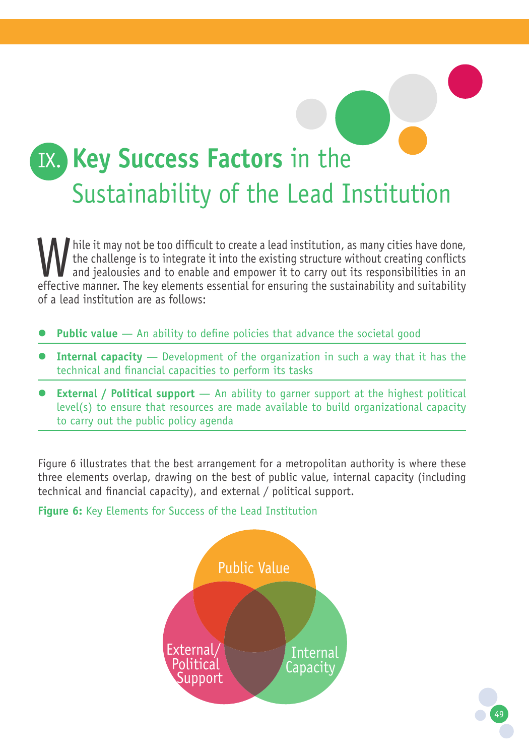# IX. Key Success Factors in the Sustainability of the Lead Institution

While it may not be too difficult to create a lead institution, as many cities have done, the challenge is to integrate it into the existing structure without creating conflicts and jealousies and to enable and empower it to carry out its responsibilities in an effective manner. The key elements essential for ensuring the sustainability and suitability of a lead institution are as follows:

- **Public value** — An ability to define policies that advance the societal good
- **Internal capacity** — Development of the organization in such a way that it has the technical and financial capacities to perform its tasks
- **External / Political support** — An ability to garner support at the highest political level(s) to ensure that resources are made available to build organizational capacity to carry out the public policy agenda

Figure 6 illustrates that the best arrangement for a metropolitan authority is where these three elements overlap, drawing on the best of public value, internal capacity (including technical and financial capacity), and external / political support.

**Figure 6:** Key Elements for Success of the Lead Institution

Public Value

External/ Political Support

Internal Capacity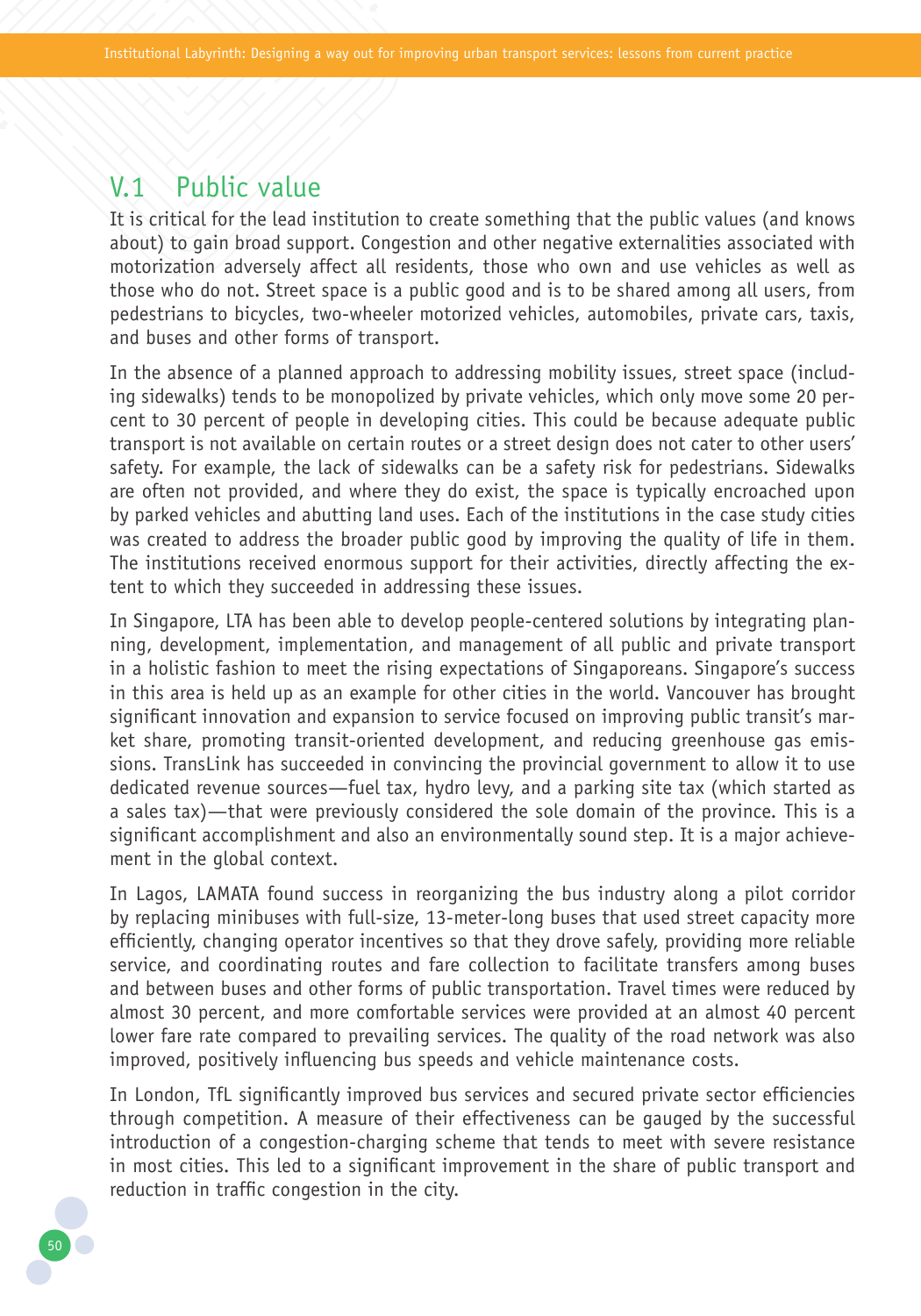## V.1 Public value

It is critical for the lead institution to create something that the public values (and knows about) to gain broad support. Congestion and other negative externalities associated with motorization adversely affect all residents, those who own and use vehicles as well as those who do not. Street space is a public good and is to be shared among all users, from pedestrians to bicycles, two-wheeler motorized vehicles, automobiles, private cars, taxis, and buses and other forms of transport.

In the absence of a planned approach to addressing mobility issues, street space (including sidewalks) tends to be monopolized by private vehicles, which only move some 20 percent to 30 percent of people in developing cities. This could be because adequate public transport is not available on certain routes or a street design does not cater to other users' safety. For example, the lack of sidewalks can be a safety risk for pedestrians. Sidewalks are often not provided, and where they do exist, the space is typically encroached upon by parked vehicles and abutting land uses. Each of the institutions in the case study cities was created to address the broader public good by improving the quality of life in them. The institutions received enormous support for their activities, directly affecting the extent to which they succeeded in addressing these issues.

In Singapore, LTA has been able to develop people-centered solutions by integrating planning, development, implementation, and management of all public and private transport in a holistic fashion to meet the rising expectations of Singaporeans. Singapore's success in this area is held up as an example for other cities in the world. Vancouver has brought significant innovation and expansion to service focused on improving public transit's market share, promoting transit-oriented development, and reducing greenhouse gas emissions. TransLink has succeeded in convincing the provincial government to allow it to use dedicated revenue sources—fuel tax, hydro levy, and a parking site tax (which started as a sales tax)—that were previously considered the sole domain of the province. This is a significant accomplishment and also an environmentally sound step. It is a major achievement in the global context.

In Lagos, LAMATA found success in reorganizing the bus industry along a pilot corridor by replacing minibuses with full-size, 13-meter-long buses that used street capacity more efficiently, changing operator incentives so that they drove safely, providing more reliable service, and coordinating routes and fare collection to facilitate transfers among buses and between buses and other forms of public transportation. Travel times were reduced by almost 30 percent, and more comfortable services were provided at an almost 40 percent lower fare rate compared to prevailing services. The quality of the road network was also improved, positively influencing bus speeds and vehicle maintenance costs.

In London, TfL significantly improved bus services and secured private sector efficiencies through competition. A measure of their effectiveness can be gauged by the successful introduction of a congestion-charging scheme that tends to meet with severe resistance in most cities. This led to a significant improvement in the share of public transport and reduction in traffic congestion in the city.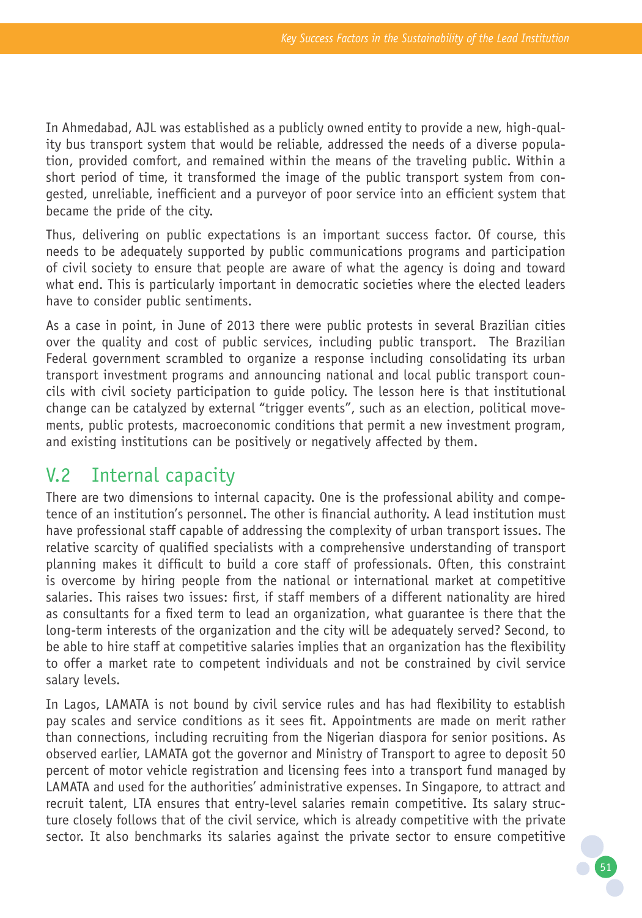In Ahmedabad, AJL was established as a publicly owned entity to provide a new, high-quality bus transport system that would be reliable, addressed the needs of a diverse population, provided comfort, and remained within the means of the traveling public. Within a short period of time, it transformed the image of the public transport system from congested, unreliable, inefficient and a purveyor of poor service into an efficient system that became the pride of the city.

Thus, delivering on public expectations is an important success factor. Of course, this needs to be adequately supported by public communications programs and participation of civil society to ensure that people are aware of what the agency is doing and toward what end. This is particularly important in democratic societies where the elected leaders have to consider public sentiments.

As a case in point, in June of 2013 there were public protests in several Brazilian cities over the quality and cost of public services, including public transport. The Brazilian Federal government scrambled to organize a response including consolidating its urban transport investment programs and announcing national and local public transport councils with civil society participation to guide policy. The lesson here is that institutional change can be catalyzed by external "trigger events", such as an election, political movements, public protests, macroeconomic conditions that permit a new investment program, and existing institutions can be positively or negatively affected by them.

## V.2 Internal capacity

There are two dimensions to internal capacity. One is the professional ability and competence of an institution's personnel. The other is financial authority. A lead institution must have professional staff capable of addressing the complexity of urban transport issues. The relative scarcity of qualified specialists with a comprehensive understanding of transport planning makes it difficult to build a core staff of professionals. Often, this constraint is overcome by hiring people from the national or international market at competitive salaries. This raises two issues: first, if staff members of a different nationality are hired as consultants for a fixed term to lead an organization, what guarantee is there that the long-term interests of the organization and the city will be adequately served? Second, to be able to hire staff at competitive salaries implies that an organization has the flexibility to offer a market rate to competent individuals and not be constrained by civil service salary levels.

In Lagos, LAMATA is not bound by civil service rules and has had flexibility to establish pay scales and service conditions as it sees fit. Appointments are made on merit rather than connections, including recruiting from the Nigerian diaspora for senior positions. As observed earlier, LAMATA got the governor and Ministry of Transport to agree to deposit 50 percent of motor vehicle registration and licensing fees into a transport fund managed by LAMATA and used for the authorities' administrative expenses. In Singapore, to attract and recruit talent, LTA ensures that entry-level salaries remain competitive. Its salary structure closely follows that of the civil service, which is already competitive with the private sector. It also benchmarks its salaries against the private sector to ensure competitive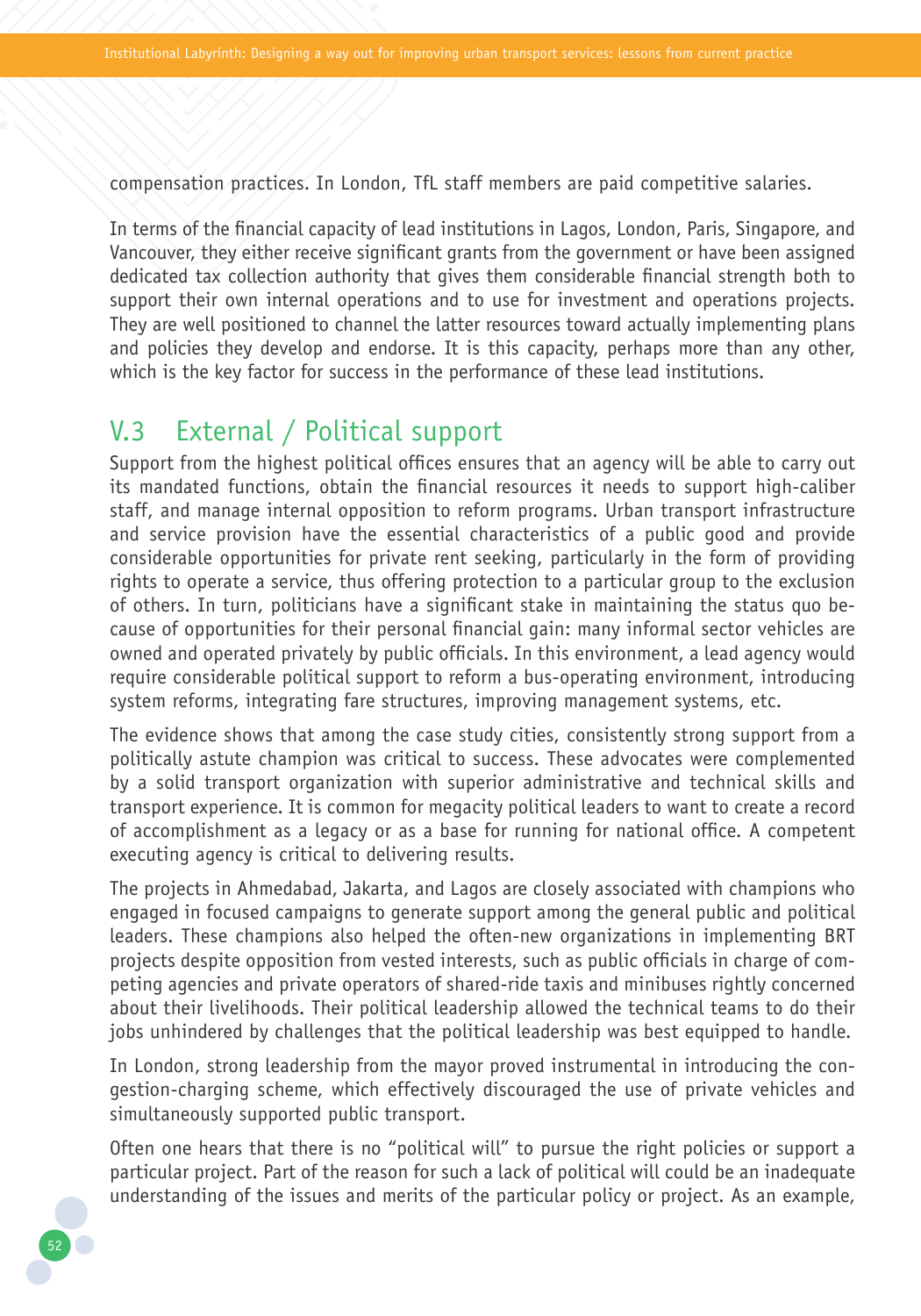compensation practices. In London, TfL staff members are paid competitive salaries.

In terms of the financial capacity of lead institutions in Lagos, London, Paris, Singapore, and Vancouver, they either receive significant grants from the government or have been assigned dedicated tax collection authority that gives them considerable financial strength both to support their own internal operations and to use for investment and operations projects. They are well positioned to channel the latter resources toward actually implementing plans and policies they develop and endorse. It is this capacity, perhaps more than any other, which is the key factor for success in the performance of these lead institutions.

## V.3 External / Political support

Support from the highest political offices ensures that an agency will be able to carry out its mandated functions, obtain the financial resources it needs to support high-caliber staff, and manage internal opposition to reform programs. Urban transport infrastructure and service provision have the essential characteristics of a public good and provide considerable opportunities for private rent seeking, particularly in the form of providing rights to operate a service, thus offering protection to a particular group to the exclusion of others. In turn, politicians have a significant stake in maintaining the status quo because of opportunities for their personal financial gain: many informal sector vehicles are owned and operated privately by public officials. In this environment, a lead agency would require considerable political support to reform a bus-operating environment, introducing system reforms, integrating fare structures, improving management systems, etc.

The evidence shows that among the case study cities, consistently strong support from a politically astute champion was critical to success. These advocates were complemented by a solid transport organization with superior administrative and technical skills and transport experience. It is common for megacity political leaders to want to create a record of accomplishment as a legacy or as a base for running for national office. A competent executing agency is critical to delivering results.

The projects in Ahmedabad, Jakarta, and Lagos are closely associated with champions who engaged in focused campaigns to generate support among the general public and political leaders. These champions also helped the often-new organizations in implementing BRT projects despite opposition from vested interests, such as public officials in charge of competing agencies and private operators of shared-ride taxis and minibuses rightly concerned about their livelihoods. Their political leadership allowed the technical teams to do their jobs unhindered by challenges that the political leadership was best equipped to handle.

In London, strong leadership from the mayor proved instrumental in introducing the congestion-charging scheme, which effectively discouraged the use of private vehicles and simultaneously supported public transport.

Often one hears that there is no "political will" to pursue the right policies or support a particular project. Part of the reason for such a lack of political will could be an inadequate understanding of the issues and merits of the particular policy or project. As an example,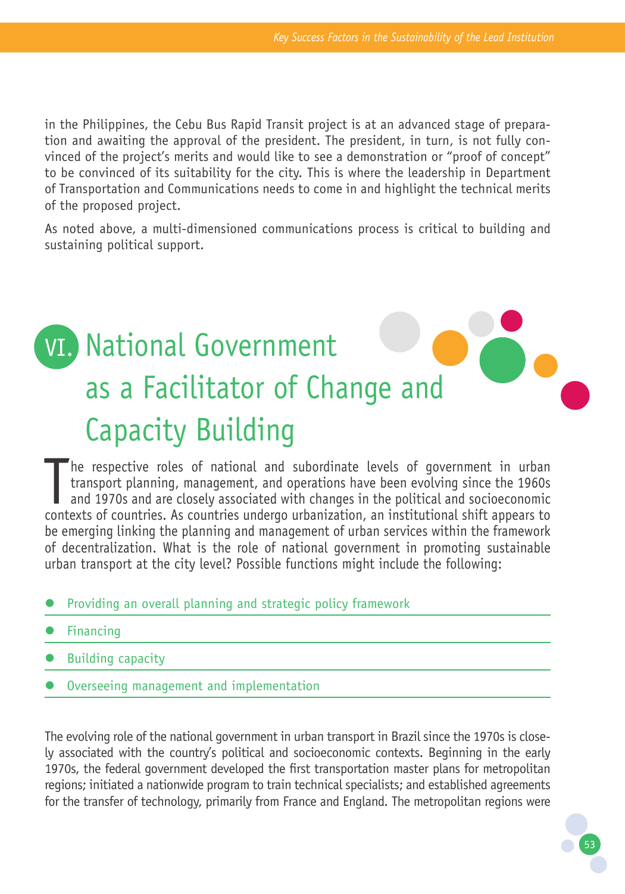in the Philippines, the Cebu Bus Rapid Transit project is at an advanced stage of preparation and awaiting the approval of the president. The president, in turn, is not fully convinced of the project's merits and would like to see a demonstration or "proof of concept" to be convinced of its suitability for the city. This is where the leadership in Department of Transportation and Communications needs to come in and highlight the technical merits of the proposed project.

As noted above, a multi-dimensioned communications process is critical to building and sustaining political support.

# VI. National Government as a Facilitator of Change and Capacity Building

The respective roles of national and subordinate levels of government in urban transport planning, management, and operations have been evolving since the 1960s and 1970s and are closely associated with changes in the political and socioeconomic contexts of countries. As countries undergo urbanization, an institutional shift appears to be emerging linking the planning and management of urban services within the framework of decentralization. What is the role of national government in promoting sustainable urban transport at the city level? Possible functions might include the following:

- Providing an overall planning and strategic policy framework
- Financing
- Building capacity
- Overseeing management and implementation

The evolving role of the national government in urban transport in Brazil since the 1970s is closely associated with the country's political and socioeconomic contexts. Beginning in the early 1970s, the federal government developed the first transportation master plans for metropolitan regions; initiated a nationwide program to train technical specialists; and established agreements for the transfer of technology, primarily from France and England. The metropolitan regions were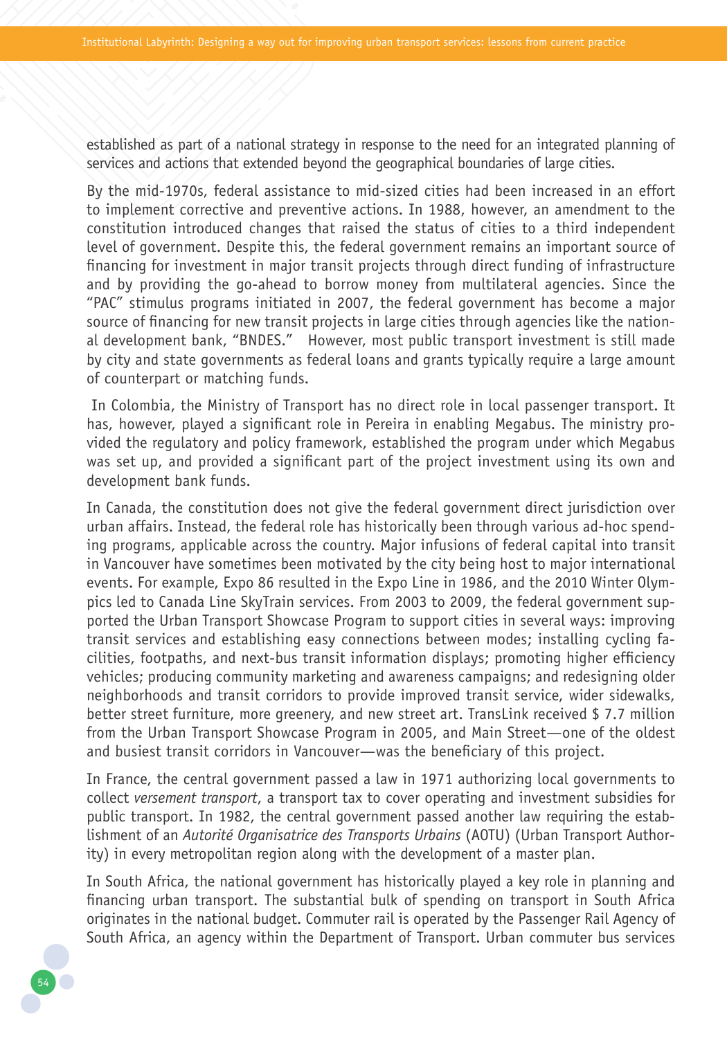established as part of a national strategy in response to the need for an integrated planning of services and actions that extended beyond the geographical boundaries of large cities.

By the mid-1970s, federal assistance to mid-sized cities had been increased in an effort to implement corrective and preventive actions. In 1988, however, an amendment to the constitution introduced changes that raised the status of cities to a third independent level of government. Despite this, the federal government remains an important source of financing for investment in major transit projects through direct funding of infrastructure and by providing the go-ahead to borrow money from multilateral agencies. Since the "PAC" stimulus programs initiated in 2007, the federal government has become a major source of financing for new transit projects in large cities through agencies like the national development bank, "BNDES." However, most public transport investment is still made by city and state governments as federal loans and grants typically require a large amount of counterpart or matching funds.

In Colombia, the Ministry of Transport has no direct role in local passenger transport. It has, however, played a significant role in Pereira in enabling Megabus. The ministry provided the regulatory and policy framework, established the program under which Megabus was set up, and provided a significant part of the project investment using its own and development bank funds.

In Canada, the constitution does not give the federal government direct jurisdiction over urban affairs. Instead, the federal role has historically been through various ad-hoc spending programs, applicable across the country. Major infusions of federal capital into transit in Vancouver have sometimes been motivated by the city being host to major international events. For example, Expo 86 resulted in the Expo Line in 1986, and the 2010 Winter Olympics led to Canada Line SkyTrain services. From 2003 to 2009, the federal government supported the Urban Transport Showcase Program to support cities in several ways: improving transit services and establishing easy connections between modes; installing cycling facilities, footpaths, and next-bus transit information displays; promoting higher efficiency vehicles; producing community marketing and awareness campaigns; and redesigning older neighborhoods and transit corridors to provide improved transit service, wider sidewalks, better street furniture, more greenery, and new street art. TransLink received $ 7.7 million from the Urban Transport Showcase Program in 2005, and Main Street—one of the oldest and busiest transit corridors in Vancouver—was the beneficiary of this project.

In France, the central government passed a law in 1971 authorizing local governments to collect *versement transport*, a transport tax to cover operating and investment subsidies for public transport. In 1982, the central government passed another law requiring the establishment of an *Autorité Organisatrice des Transports Urbains* (AOTU) (Urban Transport Authority) in every metropolitan region along with the development of a master plan.

In South Africa, the national government has historically played a key role in planning and financing urban transport. The substantial bulk of spending on transport in South Africa originates in the national budget. Commuter rail is operated by the Passenger Rail Agency of South Africa, an agency within the Department of Transport. Urban commuter bus services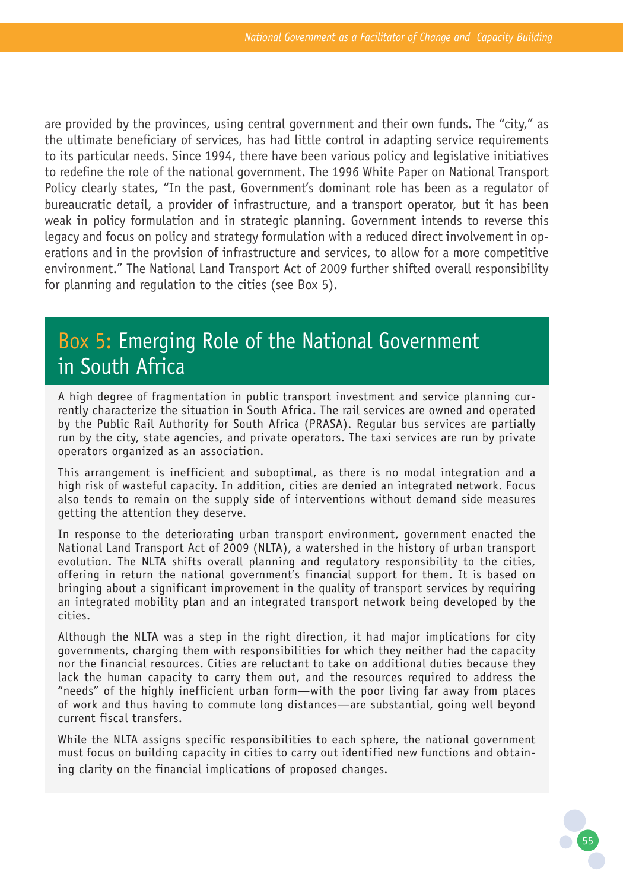are provided by the provinces, using central government and their own funds. The "city," as the ultimate beneficiary of services, has had little control in adapting service requirements to its particular needs. Since 1994, there have been various policy and legislative initiatives to redefine the role of the national government. The 1996 White Paper on National Transport Policy clearly states, "In the past, Government's dominant role has been as a regulator of bureaucratic detail, a provider of infrastructure, and a transport operator, but it has been weak in policy formulation and in strategic planning. Government intends to reverse this legacy and focus on policy and strategy formulation with a reduced direct involvement in operations and in the provision of infrastructure and services, to allow for a more competitive environment." The National Land Transport Act of 2009 further shifted overall responsibility for planning and regulation to the cities (see Box 5).

## Box 5: Emerging Role of the National Government in South Africa

A high degree of fragmentation in public transport investment and service planning currently characterize the situation in South Africa. The rail services are owned and operated by the Public Rail Authority for South Africa (PRASA). Regular bus services are partially run by the city, state agencies, and private operators. The taxi services are run by private operators organized as an association.

This arrangement is inefficient and suboptimal, as there is no modal integration and a high risk of wasteful capacity. In addition, cities are denied an integrated network. Focus also tends to remain on the supply side of interventions without demand side measures getting the attention they deserve.

In response to the deteriorating urban transport environment, government enacted the National Land Transport Act of 2009 (NLTA), a watershed in the history of urban transport evolution. The NLTA shifts overall planning and regulatory responsibility to the cities, offering in return the national government's financial support for them. It is based on bringing about a significant improvement in the quality of transport services by requiring an integrated mobility plan and an integrated transport network being developed by the cities.

Although the NLTA was a step in the right direction, it had major implications for city governments, charging them with responsibilities for which they neither had the capacity nor the financial resources. Cities are reluctant to take on additional duties because they lack the human capacity to carry them out, and the resources required to address the "needs" of the highly inefficient urban form—with the poor living far away from places of work and thus having to commute long distances—are substantial, going well beyond current fiscal transfers.

While the NLTA assigns specific responsibilities to each sphere, the national government must focus on building capacity in cities to carry out identified new functions and obtaining clarity on the financial implications of proposed changes.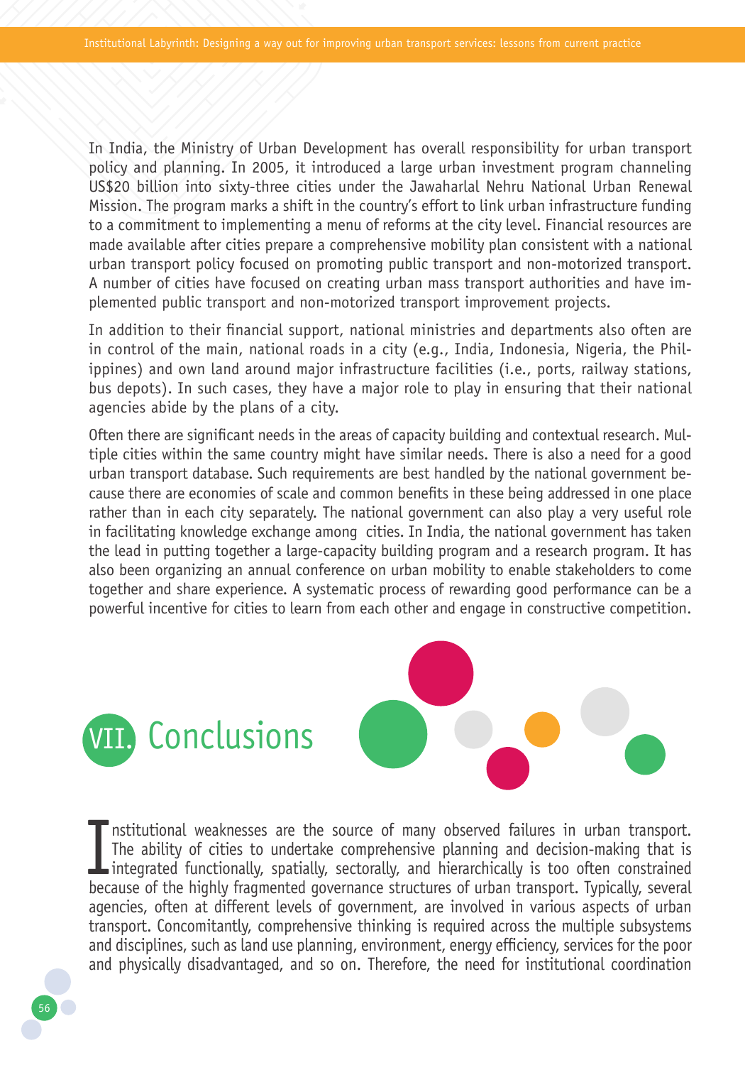In India, the Ministry of Urban Development has overall responsibility for urban transport policy and planning. In 2005, it introduced a large urban investment program channeling US$20 billion into sixty-three cities under the Jawaharlal Nehru National Urban Renewal Mission. The program marks a shift in the country's effort to link urban infrastructure funding to a commitment to implementing a menu of reforms at the city level. Financial resources are made available after cities prepare a comprehensive mobility plan consistent with a national urban transport policy focused on promoting public transport and non-motorized transport. A number of cities have focused on creating urban mass transport authorities and have implemented public transport and non-motorized transport improvement projects.

In addition to their financial support, national ministries and departments also often are in control of the main, national roads in a city (e.g., India, Indonesia, Nigeria, the Philippines) and own land around major infrastructure facilities (i.e., ports, railway stations, bus depots). In such cases, they have a major role to play in ensuring that their national agencies abide by the plans of a city.

Often there are significant needs in the areas of capacity building and contextual research. Multiple cities within the same country might have similar needs. There is also a need for a good urban transport database. Such requirements are best handled by the national government because there are economies of scale and common benefits in these being addressed in one place rather than in each city separately. The national government can also play a very useful role in facilitating knowledge exchange among cities. In India, the national government has taken the lead in putting together a large-capacity building program and a research program. It has also been organizing an annual conference on urban mobility to enable stakeholders to come together and share experience. A systematic process of rewarding good performance can be a powerful incentive for cities to learn from each other and engage in constructive competition.

# VII. Conclusions

Institutional weaknesses are the source of many observed failures in urban transport. The ability of cities to undertake comprehensive planning and decision-making that is integrated functionally, spatially, sectorally, and hierarchically is too often constrained because of the highly fragmented governance structures of urban transport. Typically, several agencies, often at different levels of government, are involved in various aspects of urban transport. Concomitantly, comprehensive thinking is required across the multiple subsystems and disciplines, such as land use planning, environment, energy efficiency, services for the poor and physically disadvantaged, and so on. Therefore, the need for institutional coordination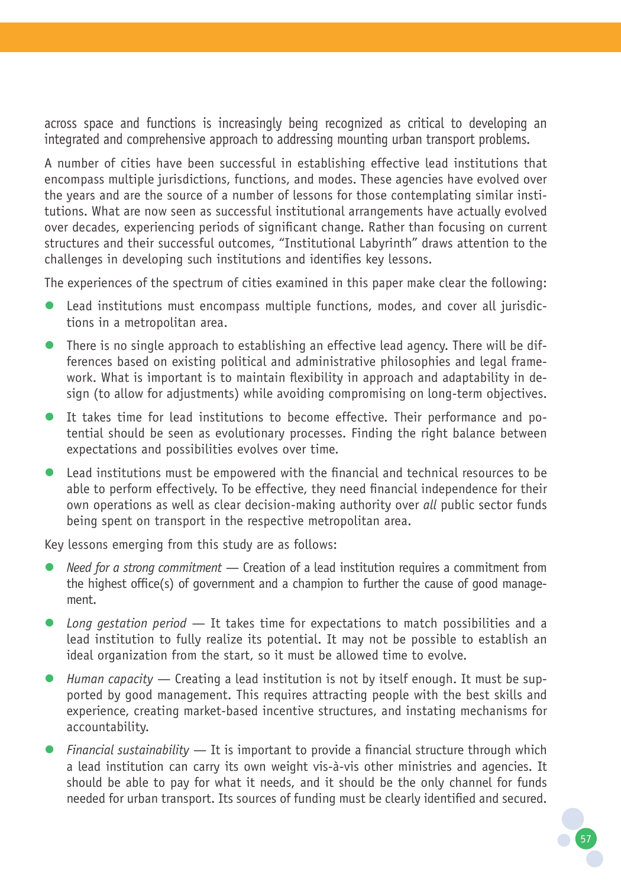across space and functions is increasingly being recognized as critical to developing an integrated and comprehensive approach to addressing mounting urban transport problems.

A number of cities have been successful in establishing effective lead institutions that encompass multiple jurisdictions, functions, and modes. These agencies have evolved over the years and are the source of a number of lessons for those contemplating similar institutions. What are now seen as successful institutional arrangements have actually evolved over decades, experiencing periods of significant change. Rather than focusing on current structures and their successful outcomes, "Institutional Labyrinth" draws attention to the challenges in developing such institutions and identifies key lessons.

The experiences of the spectrum of cities examined in this paper make clear the following:

- Lead institutions must encompass multiple functions, modes, and cover all jurisdictions in a metropolitan area.
- There is no single approach to establishing an effective lead agency. There will be differences based on existing political and administrative philosophies and legal framework. What is important is to maintain flexibility in approach and adaptability in design (to allow for adjustments) while avoiding compromising on long-term objectives.
- It takes time for lead institutions to become effective. Their performance and potential should be seen as evolutionary processes. Finding the right balance between expectations and possibilities evolves over time.
- Lead institutions must be empowered with the financial and technical resources to be able to perform effectively. To be effective, they need financial independence for their own operations as well as clear decision-making authority over *all* public sector funds being spent on transport in the respective metropolitan area.

Key lessons emerging from this study are as follows:

- *Need for a strong commitment* — Creation of a lead institution requires a commitment from the highest office(s) of government and a champion to further the cause of good management.
- *Long gestation period* — It takes time for expectations to match possibilities and a lead institution to fully realize its potential. It may not be possible to establish an ideal organization from the start, so it must be allowed time to evolve.
- *Human capacity* — Creating a lead institution is not by itself enough. It must be supported by good management. This requires attracting people with the best skills and experience, creating market-based incentive structures, and instating mechanisms for accountability.
- *Financial sustainability* — It is important to provide a financial structure through which a lead institution can carry its own weight vis-à-vis other ministries and agencies. It should be able to pay for what it needs, and it should be the only channel for funds needed for urban transport. Its sources of funding must be clearly identified and secured.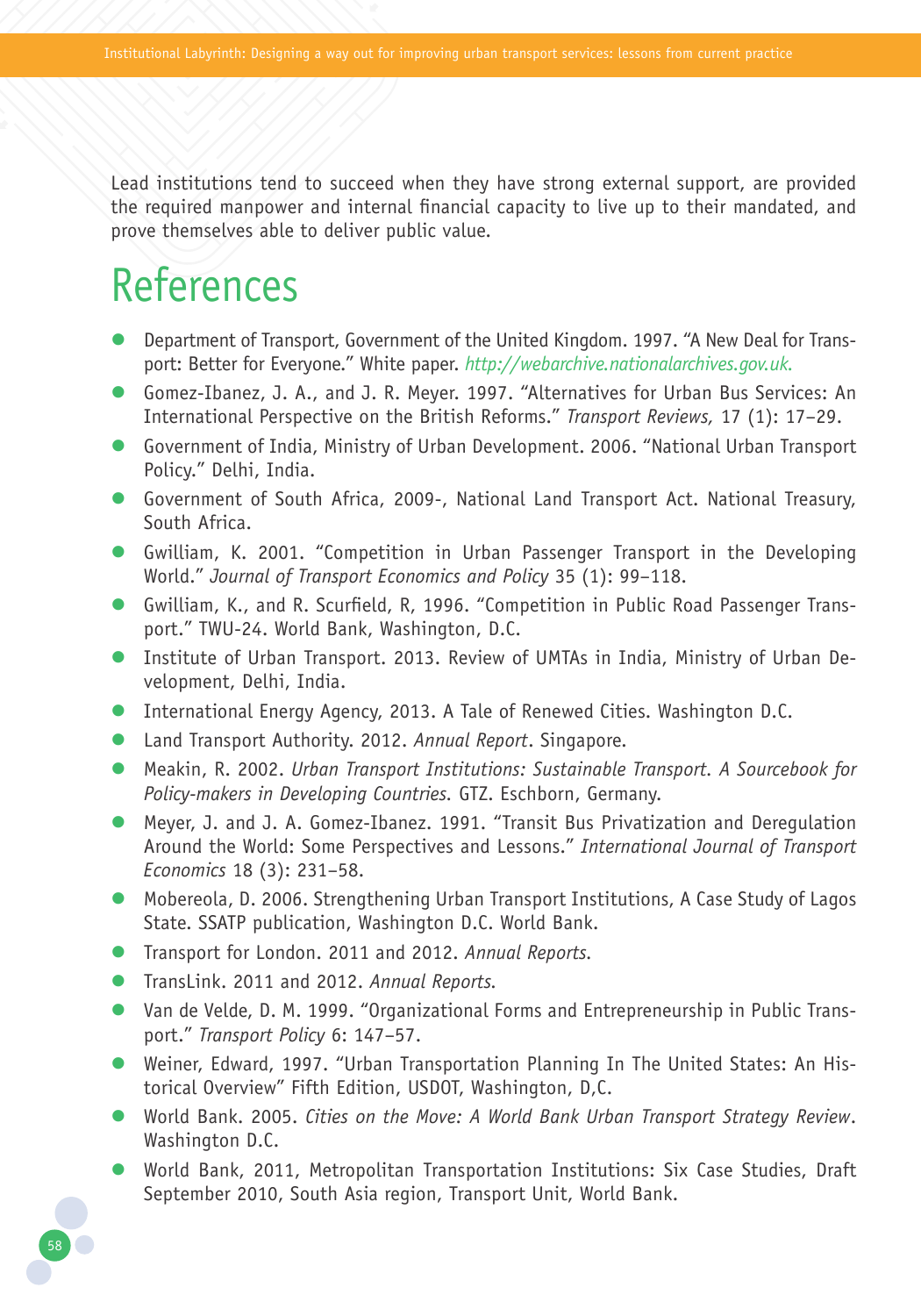Lead institutions tend to succeed when they have strong external support, are provided the required manpower and internal financial capacity to live up to their mandated, and prove themselves able to deliver public value.

# References

- Department of Transport, Government of the United Kingdom. 1997. "A New Deal for Transport: Better for Everyone." White paper. http://webarchive.nationalarchives.gov.uk.
- Gomez-Ibanez, J. A., and J. R. Meyer. 1997. "Alternatives for Urban Bus Services: An International Perspective on the British Reforms." *Transport Reviews,* 17 (1): 17–29.
- Government of India, Ministry of Urban Development. 2006. "National Urban Transport Policy." Delhi, India.
- Government of South Africa, 2009-, National Land Transport Act. National Treasury, South Africa.
- Gwilliam, K. 2001. "Competition in Urban Passenger Transport in the Developing World." *Journal of Transport Economics and Policy* 35 (1): 99–118.
- Gwilliam, K., and R. Scurfield, R, 1996. "Competition in Public Road Passenger Transport." TWU-24. World Bank, Washington, D.C.
- Institute of Urban Transport. 2013. Review of UMTAs in India, Ministry of Urban Development, Delhi, India.
- International Energy Agency, 2013. A Tale of Renewed Cities. Washington D.C.
- Land Transport Authority. 2012. *Annual Report*. Singapore.
- Meakin, R. 2002. *Urban Transport Institutions: Sustainable Transport. A Sourcebook for Policy-makers in Developing Countries.* GTZ. Eschborn, Germany.
- Meyer, J. and J. A. Gomez-Ibanez. 1991. "Transit Bus Privatization and Deregulation Around the World: Some Perspectives and Lessons." *International Journal of Transport Economics* 18 (3): 231–58.
- Mobereola, D. 2006. Strengthening Urban Transport Institutions, A Case Study of Lagos State. SSATP publication, Washington D.C. World Bank.
- Transport for London. 2011 and 2012. *Annual Reports.*
- TransLink. 2011 and 2012. *Annual Reports.*
- Van de Velde, D. M. 1999. "Organizational Forms and Entrepreneurship in Public Transport." *Transport Policy* 6: 147–57.
- Weiner, Edward, 1997. "Urban Transportation Planning In The United States: An Historical Overview" Fifth Edition, USDOT, Washington, D,C.
- World Bank. 2005. *Cities on the Move: A World Bank Urban Transport Strategy Review*. Washington D.C.
- World Bank, 2011, Metropolitan Transportation Institutions: Six Case Studies, Draft September 2010, South Asia region, Transport Unit, World Bank.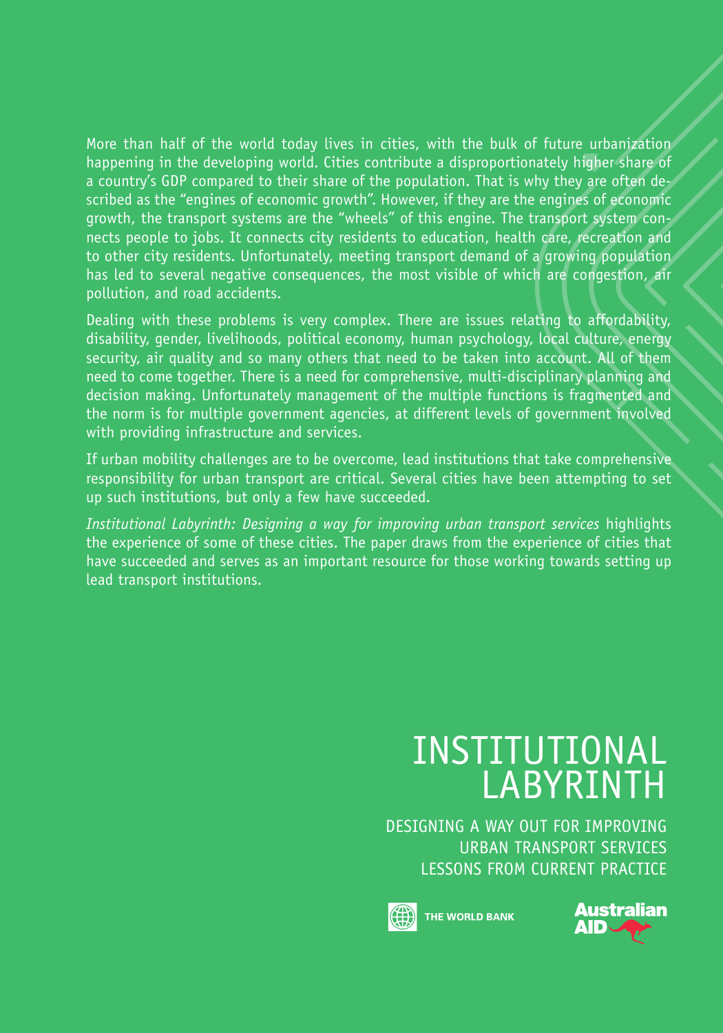More than half of the world today lives in cities, with the bulk of future urbanization happening in the developing world. Cities contribute a disproportionately higher share of a country's GDP compared to their share of the population. That is why they are often described as the "engines of economic growth". However, if they are the engines of economic growth, the transport systems are the "wheels" of this engine. The transport system connects people to jobs. It connects city residents to education, health care, recreation and to other city residents. Unfortunately, meeting transport demand of a growing population has led to several negative consequences, the most visible of which are congestion, air pollution, and road accidents.

Dealing with these problems is very complex. There are issues relating to affordability, disability, gender, livelihoods, political economy, human psychology, local culture, energy security, air quality and so many others that need to be taken into account. All of them need to come together. There is a need for comprehensive, multi-disciplinary planning and decision making. Unfortunately management of the multiple functions is fragmented and the norm is for multiple government agencies, at different levels of government involved with providing infrastructure and services.

If urban mobility challenges are to be overcome, lead institutions that take comprehensive responsibility for urban transport are critical. Several cities have been attempting to set up such institutions, but only a few have succeeded.

*Institutional Labyrinth: Designing a way for improving urban transport services* highlights the experience of some of these cities. The paper draws from the experience of cities that have succeeded and serves as an important resource for those working towards setting up lead transport institutions.

# INSTITUTIONAL LABYRINTH

DESIGNING A WAY OUT FOR IMPROVING URBAN TRANSPORT SERVICES
LESSONS FROM CURRENT PRACTICE

THE WORLD BANK

Australian AID